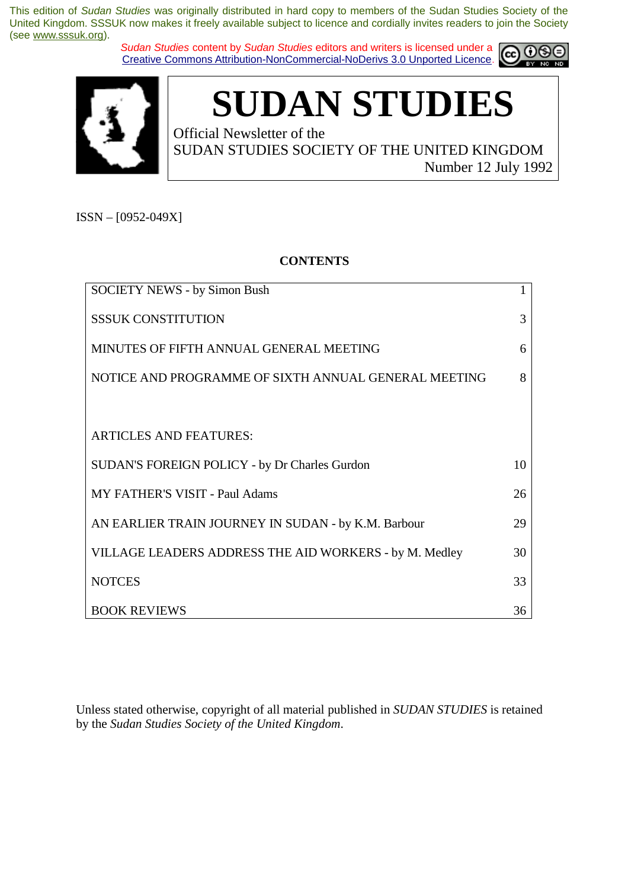This edition of *Sudan Studies* was originally distributed in hard copy to members of the Sudan Studies Society of the United Kingdom. SSSUK now makes it freely available subject to licence and cordially invites readers to join the Society (see www.sssuk.org).

*Sudan Studies* content by *Sudan Studies* editors and writers is licensed under a Creative Commons Attribution-NonCommercial-NoDerivs 3.0 Unported Licence.

# SUDAN STUDIES

Official Newsletter of the
SUDAN STUDIES SOCIETY OF THE UNITED KINGDOM
Number 12 July 1992

ISSN – [0952-049X]

## CONTENTS

| | |
|---|---|
| SOCIETY NEWS - by Simon Bush | 1 |
| SSSUK CONSTITUTION | 3 |
| MINUTES OF FIFTH ANNUAL GENERAL MEETING | 6 |
| NOTICE AND PROGRAMME OF SIXTH ANNUAL GENERAL MEETING | 8 |
| | |
| ARTICLES AND FEATURES: | |
| SUDAN'S FOREIGN POLICY - by Dr Charles Gurdon | 10 |
| MY FATHER'S VISIT - Paul Adams | 26 |
| AN EARLIER TRAIN JOURNEY IN SUDAN - by K.M. Barbour | 29 |
| VILLAGE LEADERS ADDRESS THE AID WORKERS - by M. Medley | 30 |
| NOTCES | 33 |
| BOOK REVIEWS | 36 |

Unless stated otherwise, copyright of all material published in *SUDAN STUDIES* is retained by the *Sudan Studies Society of the United Kingdom*.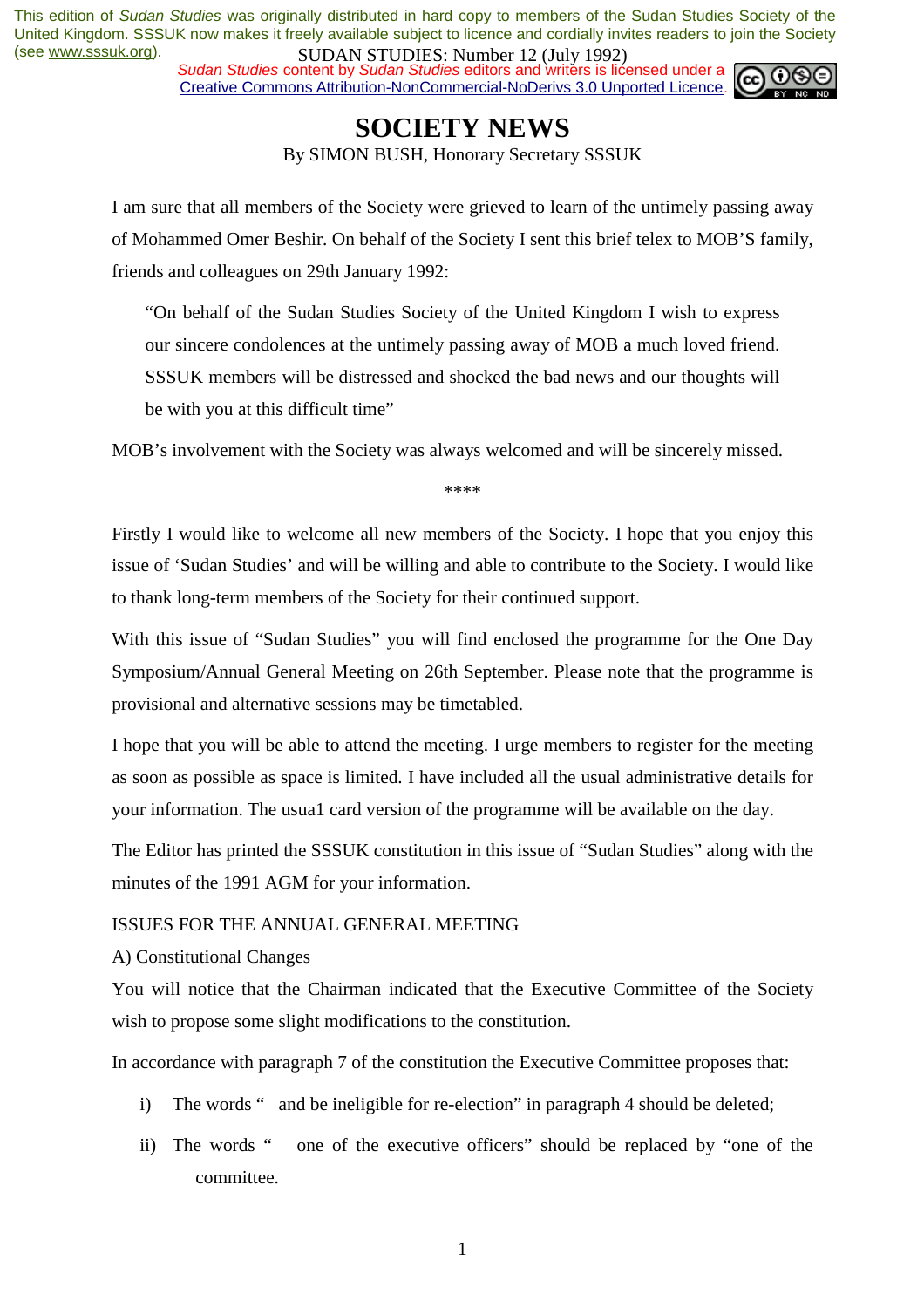This edition of *Sudan Studies* was originally distributed in hard copy to members of the Sudan Studies Society of the United Kingdom. SSSUK now makes it freely available subject to licence and cordially invites readers to join the Society (see www.sssuk.org).

*Sudan Studies* content by *Sudan Studies* editors and writers is licensed under a Creative Commons Attribution-NonCommercial-NoDerivs 3.0 Unported Licence.

# SOCIETY NEWS

By SIMON BUSH, Honorary Secretary SSSUK

I am sure that all members of the Society were grieved to learn of the untimely passing away of Mohammed Omer Beshir. On behalf of the Society I sent this brief telex to MOB'S family, friends and colleagues on 29th January 1992:

> "On behalf of the Sudan Studies Society of the United Kingdom I wish to express our sincere condolences at the untimely passing away of MOB a much loved friend. SSSUK members will be distressed and shocked the bad news and our thoughts will be with you at this difficult time"

MOB's involvement with the Society was always welcomed and will be sincerely missed.

\*\*\*\*

Firstly I would like to welcome all new members of the Society. I hope that you enjoy this issue of 'Sudan Studies' and will be willing and able to contribute to the Society. I would like to thank long-term members of the Society for their continued support.

With this issue of "Sudan Studies" you will find enclosed the programme for the One Day Symposium/Annual General Meeting on 26th September. Please note that the programme is provisional and alternative sessions may be timetabled.

I hope that you will be able to attend the meeting. I urge members to register for the meeting as soon as possible as space is limited. I have included all the usual administrative details for your information. The usua1 card version of the programme will be available on the day.

The Editor has printed the SSSUK constitution in this issue of "Sudan Studies" along with the minutes of the 1991 AGM for your information.

ISSUES FOR THE ANNUAL GENERAL MEETING

A) Constitutional Changes

You will notice that the Chairman indicated that the Executive Committee of the Society wish to propose some slight modifications to the constitution.

In accordance with paragraph 7 of the constitution the Executive Committee proposes that:

i) The words " and be ineligible for re-election" in paragraph 4 should be deleted;

ii) The words " one of the executive officers" should be replaced by "one of the committee.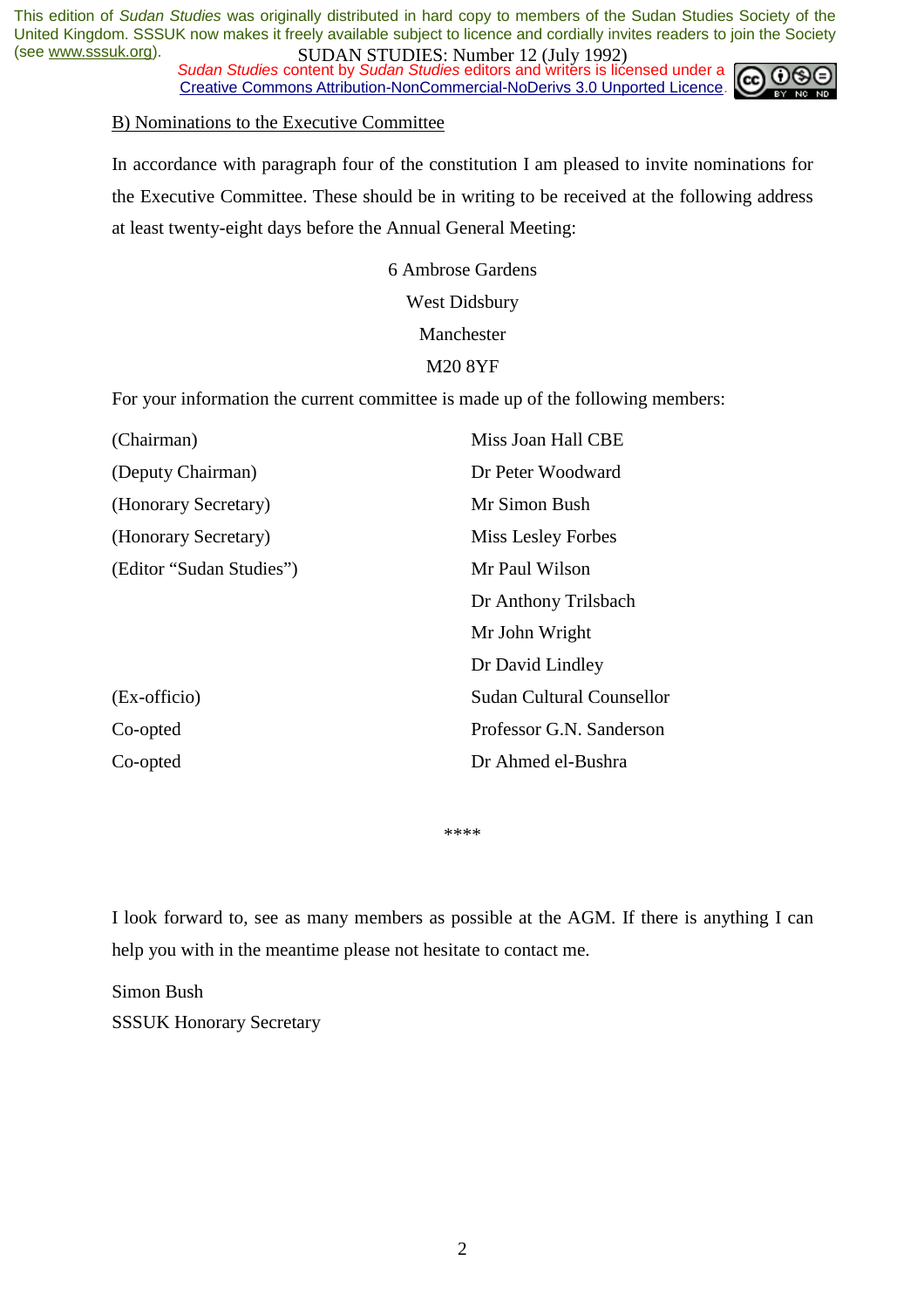B) Nominations to the Executive Committee

In accordance with paragraph four of the constitution I am pleased to invite nominations for the Executive Committee. These should be in writing to be received at the following address at least twenty-eight days before the Annual General Meeting:

6 Ambrose Gardens
West Didsbury
Manchester
M20 8YF

For your information the current committee is made up of the following members:

| | |
|---|---|
| (Chairman) | Miss Joan Hall CBE |
| (Deputy Chairman) | Dr Peter Woodward |
| (Honorary Secretary) | Mr Simon Bush |
| (Honorary Secretary) | Miss Lesley Forbes |
| (Editor "Sudan Studies") | Mr Paul Wilson |
| | Dr Anthony Trilsbach |
| | Mr John Wright |
| | Dr David Lindley |
| (Ex-officio) | Sudan Cultural Counsellor |
| Co-opted | Professor G.N. Sanderson |
| Co-opted | Dr Ahmed el-Bushra |

****

I look forward to, see as many members as possible at the AGM. If there is anything I can help you with in the meantime please not hesitate to contact me.

Simon Bush
SSSUK Honorary Secretary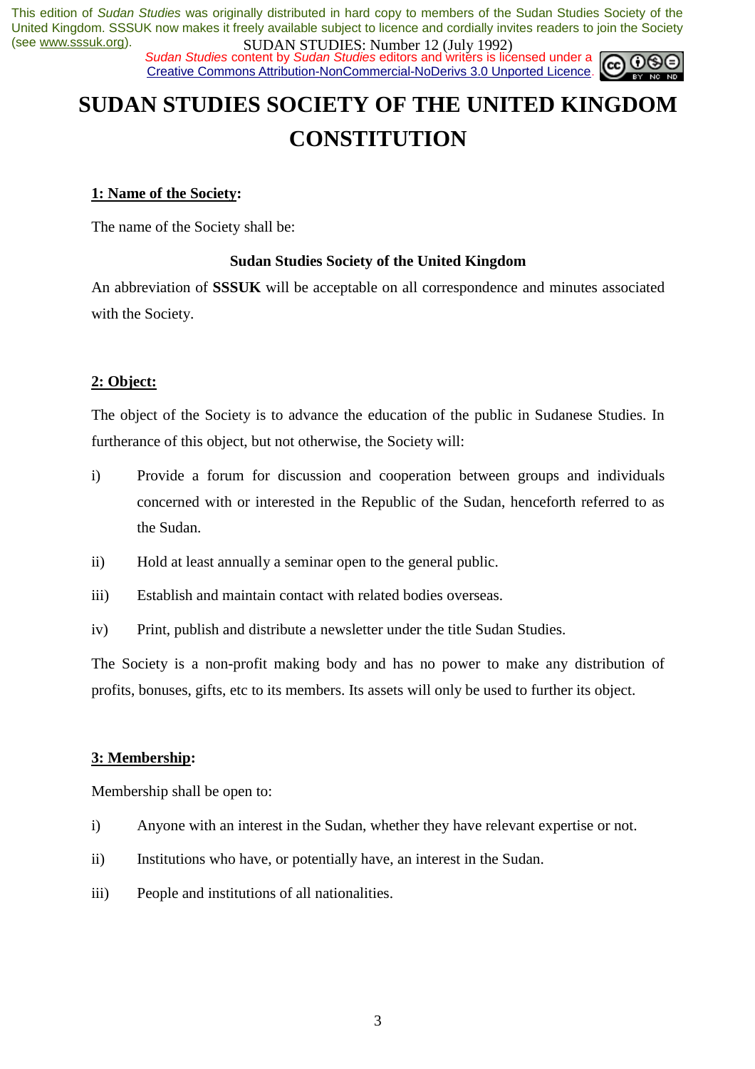# SUDAN STUDIES SOCIETY OF THE UNITED KINGDOM CONSTITUTION

## 1: Name of the Society:

The name of the Society shall be:

**Sudan Studies Society of the United Kingdom**

An abbreviation of **SSSUK** will be acceptable on all correspondence and minutes associated with the Society.

## 2: Object:

The object of the Society is to advance the education of the public in Sudanese Studies. In furtherance of this object, but not otherwise, the Society will:

i) Provide a forum for discussion and cooperation between groups and individuals concerned with or interested in the Republic of the Sudan, henceforth referred to as the Sudan.

ii) Hold at least annually a seminar open to the general public.

iii) Establish and maintain contact with related bodies overseas.

iv) Print, publish and distribute a newsletter under the title Sudan Studies.

The Society is a non-profit making body and has no power to make any distribution of profits, bonuses, gifts, etc to its members. Its assets will only be used to further its object.

## 3: Membership:

Membership shall be open to:

i) Anyone with an interest in the Sudan, whether they have relevant expertise or not.

ii) Institutions who have, or potentially have, an interest in the Sudan.

iii) People and institutions of all nationalities.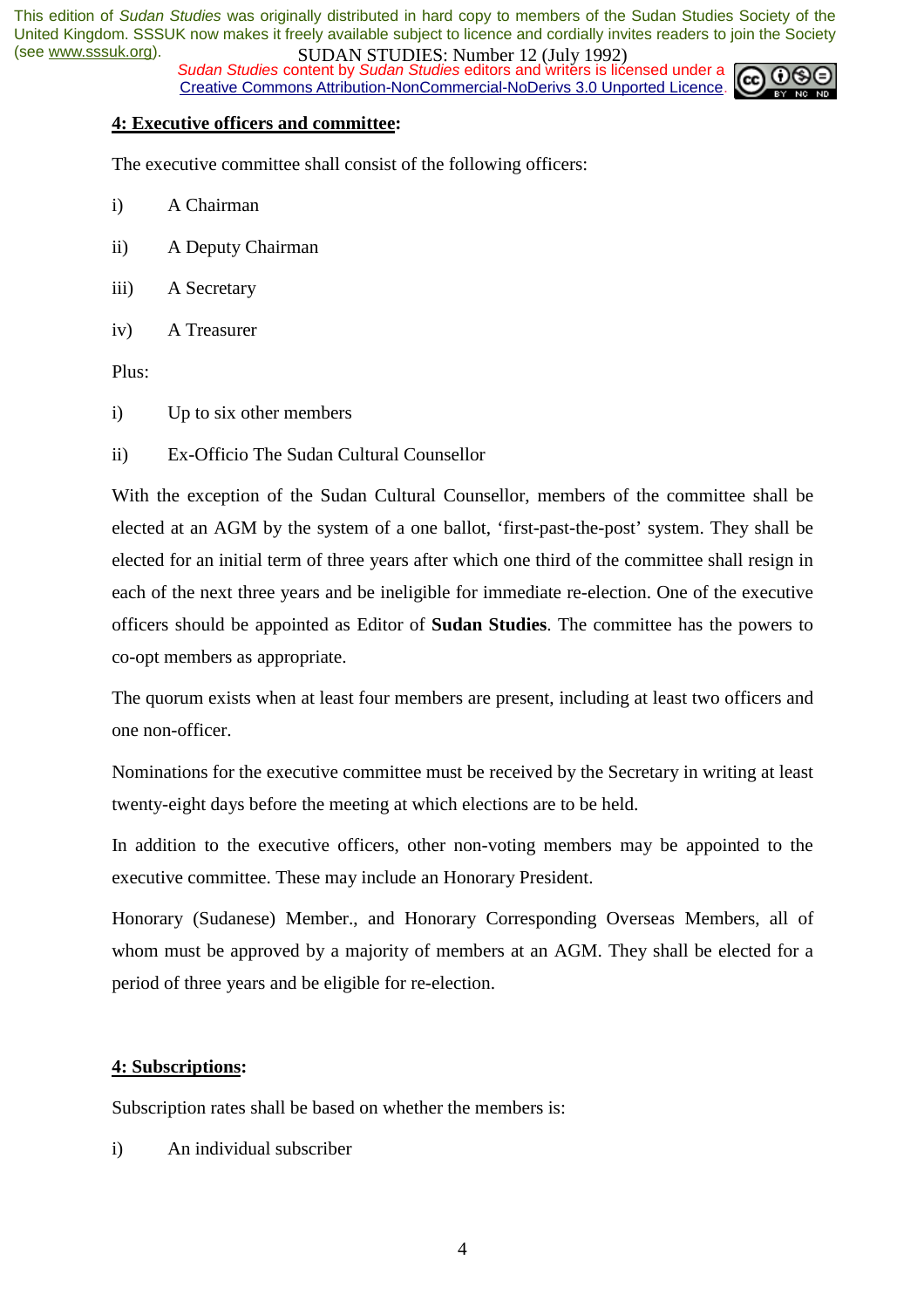## 4: Executive officers and committee:

The executive committee shall consist of the following officers:

i) A Chairman

ii) A Deputy Chairman

iii) A Secretary

iv) A Treasurer

Plus:

i) Up to six other members

ii) Ex-Officio The Sudan Cultural Counsellor

With the exception of the Sudan Cultural Counsellor, members of the committee shall be elected at an AGM by the system of a one ballot, 'first-past-the-post' system. They shall be elected for an initial term of three years after which one third of the committee shall resign in each of the next three years and be ineligible for immediate re-election. One of the executive officers should be appointed as Editor of **Sudan Studies**. The committee has the powers to co-opt members as appropriate.

The quorum exists when at least four members are present, including at least two officers and one non-officer.

Nominations for the executive committee must be received by the Secretary in writing at least twenty-eight days before the meeting at which elections are to be held.

In addition to the executive officers, other non-voting members may be appointed to the executive committee. These may include an Honorary President.

Honorary (Sudanese) Member., and Honorary Corresponding Overseas Members, all of whom must be approved by a majority of members at an AGM. They shall be elected for a period of three years and be eligible for re-election.

## 4: Subscriptions:

Subscription rates shall be based on whether the members is:

i) An individual subscriber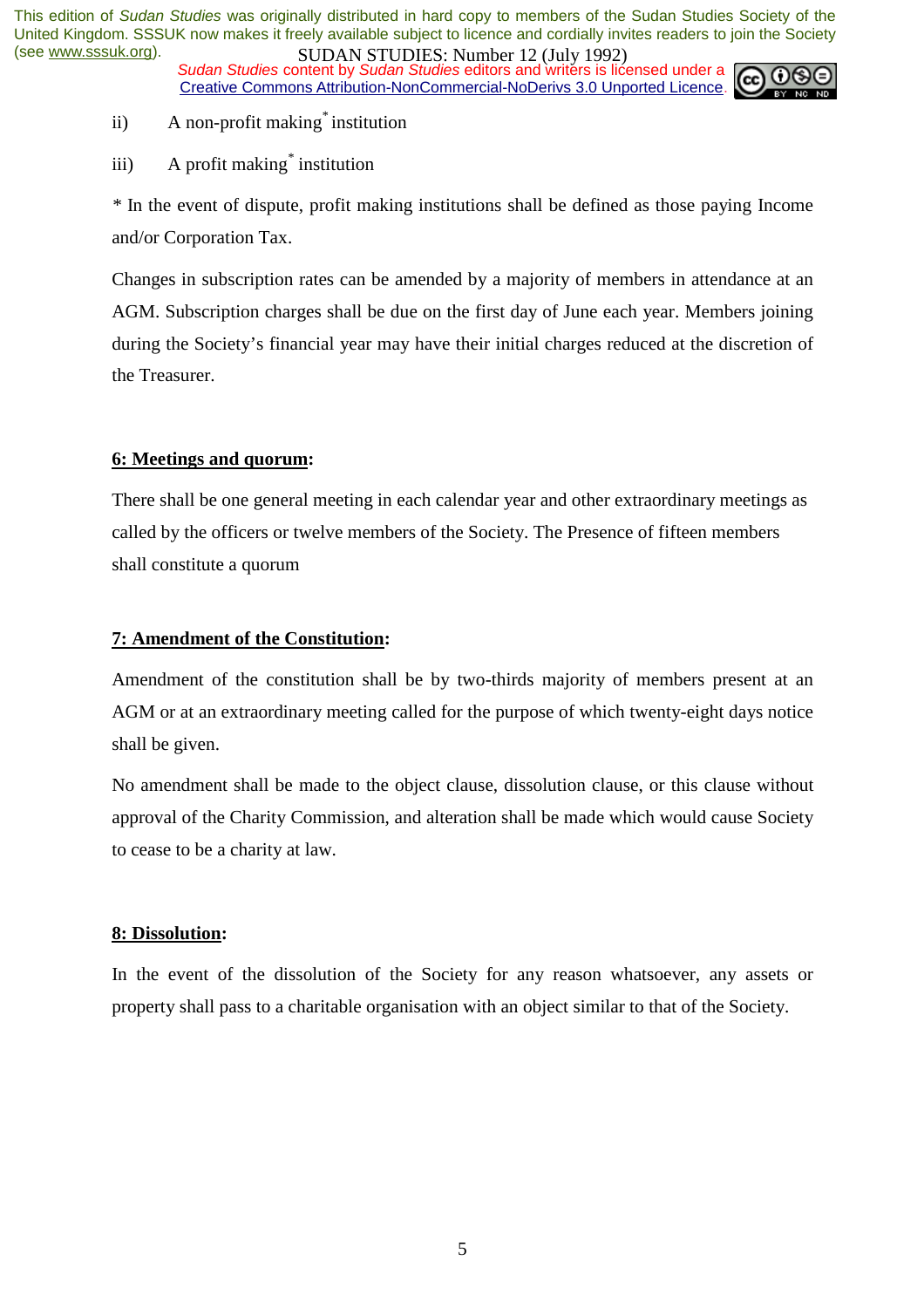ii) A non-profit making* institution

iii) A profit making* institution

* In the event of dispute, profit making institutions shall be defined as those paying Income and/or Corporation Tax.

Changes in subscription rates can be amended by a majority of members in attendance at an AGM. Subscription charges shall be due on the first day of June each year. Members joining during the Society's financial year may have their initial charges reduced at the discretion of the Treasurer.

**6: Meetings and quorum:**

There shall be one general meeting in each calendar year and other extraordinary meetings as called by the officers or twelve members of the Society. The Presence of fifteen members shall constitute a quorum

**7: Amendment of the Constitution:**

Amendment of the constitution shall be by two-thirds majority of members present at an AGM or at an extraordinary meeting called for the purpose of which twenty-eight days notice shall be given.

No amendment shall be made to the object clause, dissolution clause, or this clause without approval of the Charity Commission, and alteration shall be made which would cause Society to cease to be a charity at law.

**8: Dissolution:**

In the event of the dissolution of the Society for any reason whatsoever, any assets or property shall pass to a charitable organisation with an object similar to that of the Society.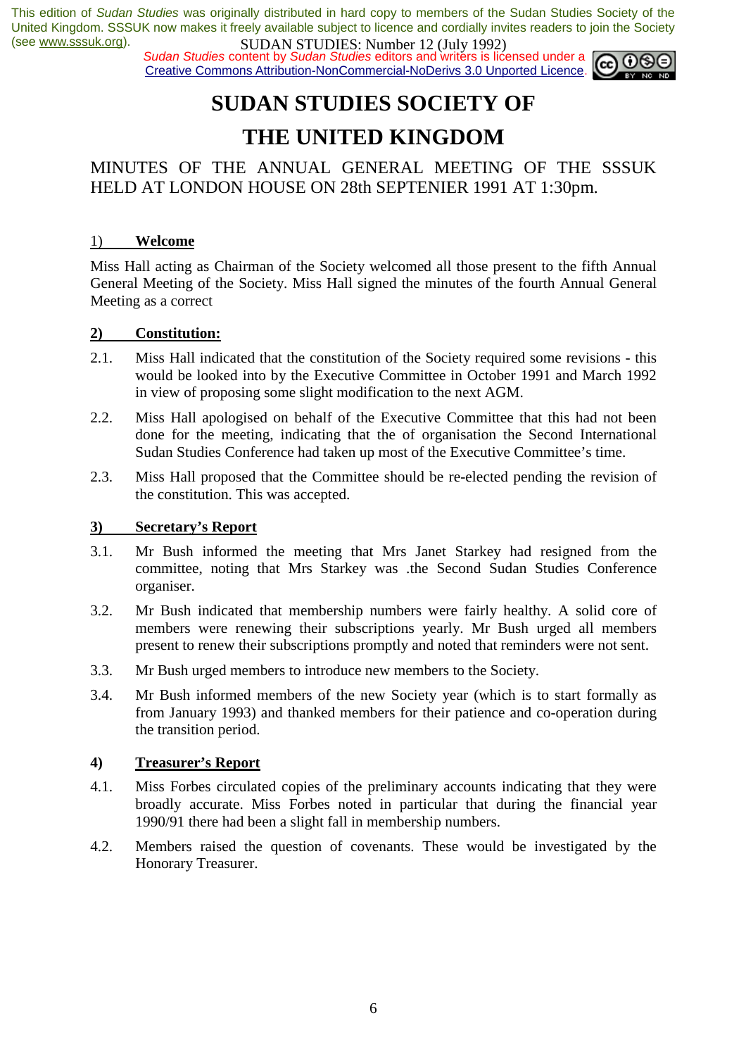This edition of *Sudan Studies* was originally distributed in hard copy to members of the Sudan Studies Society of the United Kingdom. SSSUK now makes it freely available subject to licence and cordially invites readers to join the Society (see www.sssuk.org).

*Sudan Studies* content by *Sudan Studies* editors and writers is licensed under a Creative Commons Attribution-NonCommercial-NoDerivs 3.0 Unported Licence.

# SUDAN STUDIES SOCIETY OF THE UNITED KINGDOM

MINUTES OF THE ANNUAL GENERAL MEETING OF THE SSSUK HELD AT LONDON HOUSE ON 28th SEPTENIER 1991 AT 1:30pm.

## 1) Welcome

Miss Hall acting as Chairman of the Society welcomed all those present to the fifth Annual General Meeting of the Society. Miss Hall signed the minutes of the fourth Annual General Meeting as a correct

## 2) Constitution:

2.1. Miss Hall indicated that the constitution of the Society required some revisions - this would be looked into by the Executive Committee in October 1991 and March 1992 in view of proposing some slight modification to the next AGM.

2.2. Miss Hall apologised on behalf of the Executive Committee that this had not been done for the meeting, indicating that the of organisation the Second International Sudan Studies Conference had taken up most of the Executive Committee's time.

2.3. Miss Hall proposed that the Committee should be re-elected pending the revision of the constitution. This was accepted.

## 3) Secretary's Report

3.1. Mr Bush informed the meeting that Mrs Janet Starkey had resigned from the committee, noting that Mrs Starkey was .the Second Sudan Studies Conference organiser.

3.2. Mr Bush indicated that membership numbers were fairly healthy. A solid core of members were renewing their subscriptions yearly. Mr Bush urged all members present to renew their subscriptions promptly and noted that reminders were not sent.

3.3. Mr Bush urged members to introduce new members to the Society.

3.4. Mr Bush informed members of the new Society year (which is to start formally as from January 1993) and thanked members for their patience and co-operation during the transition period.

## 4) Treasurer's Report

4.1. Miss Forbes circulated copies of the preliminary accounts indicating that they were broadly accurate. Miss Forbes noted in particular that during the financial year 1990/91 there had been a slight fall in membership numbers.

4.2. Members raised the question of covenants. These would be investigated by the Honorary Treasurer.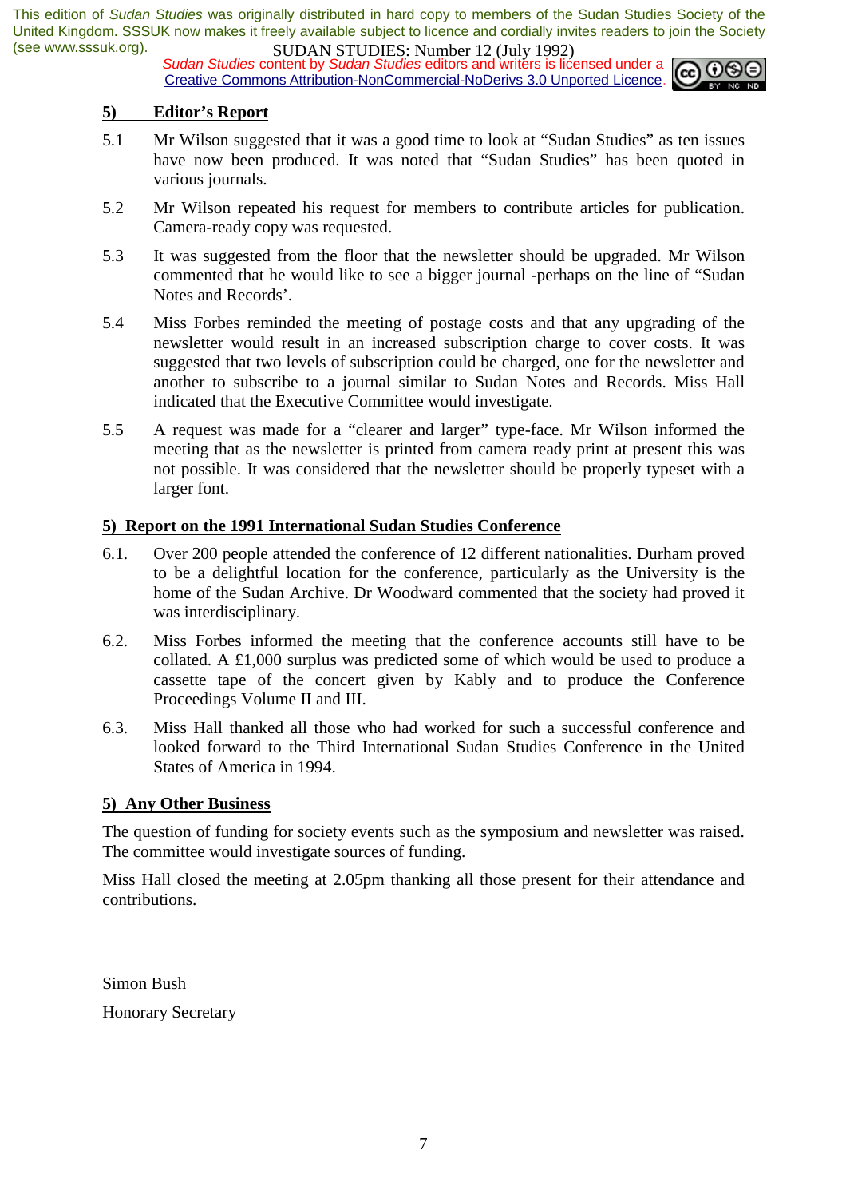## 5) Editor's Report

5.1 Mr Wilson suggested that it was a good time to look at "Sudan Studies" as ten issues have now been produced. It was noted that "Sudan Studies" has been quoted in various journals.

5.2 Mr Wilson repeated his request for members to contribute articles for publication. Camera-ready copy was requested.

5.3 It was suggested from the floor that the newsletter should be upgraded. Mr Wilson commented that he would like to see a bigger journal -perhaps on the line of "Sudan Notes and Records'.

5.4 Miss Forbes reminded the meeting of postage costs and that any upgrading of the newsletter would result in an increased subscription charge to cover costs. It was suggested that two levels of subscription could be charged, one for the newsletter and another to subscribe to a journal similar to Sudan Notes and Records. Miss Hall indicated that the Executive Committee would investigate.

5.5 A request was made for a "clearer and larger" type-face. Mr Wilson informed the meeting that as the newsletter is printed from camera ready print at present this was not possible. It was considered that the newsletter should be properly typeset with a larger font.

## 5) Report on the 1991 International Sudan Studies Conference

6.1. Over 200 people attended the conference of 12 different nationalities. Durham proved to be a delightful location for the conference, particularly as the University is the home of the Sudan Archive. Dr Woodward commented that the society had proved it was interdisciplinary.

6.2. Miss Forbes informed the meeting that the conference accounts still have to be collated. A £1,000 surplus was predicted some of which would be used to produce a cassette tape of the concert given by Kably and to produce the Conference Proceedings Volume II and III.

6.3. Miss Hall thanked all those who had worked for such a successful conference and looked forward to the Third International Sudan Studies Conference in the United States of America in 1994.

## 5) Any Other Business

The question of funding for society events such as the symposium and newsletter was raised. The committee would investigate sources of funding.

Miss Hall closed the meeting at 2.05pm thanking all those present for their attendance and contributions.

Simon Bush

Honorary Secretary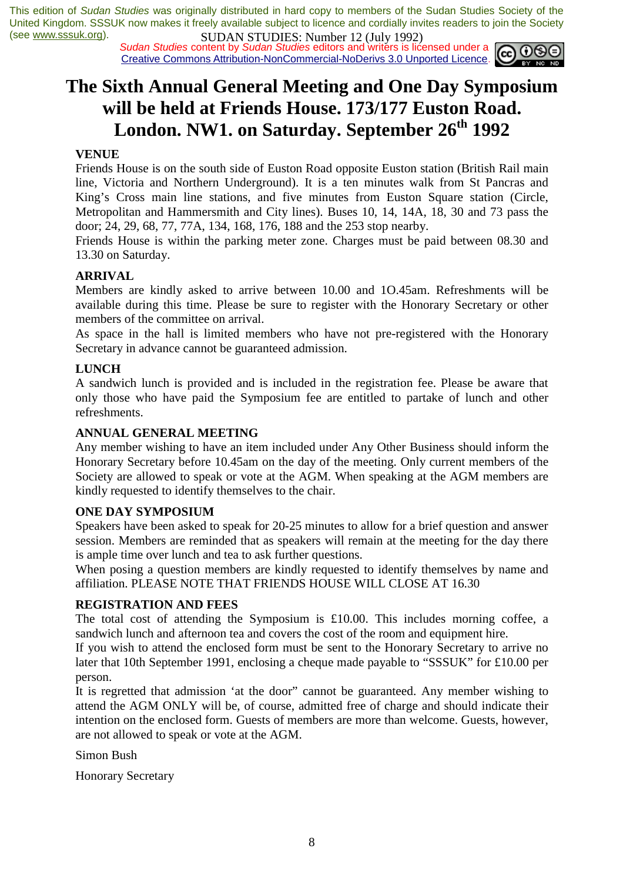# The Sixth Annual General Meeting and One Day Symposium will be held at Friends House. 173/177 Euston Road. London. NW1. on Saturday. September 26th 1992

**VENUE**

Friends House is on the south side of Euston Road opposite Euston station (British Rail main line, Victoria and Northern Underground). It is a ten minutes walk from St Pancras and King's Cross main line stations, and five minutes from Euston Square station (Circle, Metropolitan and Hammersmith and City lines). Buses 10, 14, 14A, 18, 30 and 73 pass the door; 24, 29, 68, 77, 77A, 134, 168, 176, 188 and the 253 stop nearby.

Friends House is within the parking meter zone. Charges must be paid between 08.30 and 13.30 on Saturday.

**ARRIVAL**

Members are kindly asked to arrive between 10.00 and 1O.45am. Refreshments will be available during this time. Please be sure to register with the Honorary Secretary or other members of the committee on arrival.

As space in the hall is limited members who have not pre-registered with the Honorary Secretary in advance cannot be guaranteed admission.

**LUNCH**

A sandwich lunch is provided and is included in the registration fee. Please be aware that only those who have paid the Symposium fee are entitled to partake of lunch and other refreshments.

**ANNUAL GENERAL MEETING**

Any member wishing to have an item included under Any Other Business should inform the Honorary Secretary before 10.45am on the day of the meeting. Only current members of the Society are allowed to speak or vote at the AGM. When speaking at the AGM members are kindly requested to identify themselves to the chair.

**ONE DAY SYMPOSIUM**

Speakers have been asked to speak for 20-25 minutes to allow for a brief question and answer session. Members are reminded that as speakers will remain at the meeting for the day there is ample time over lunch and tea to ask further questions.

When posing a question members are kindly requested to identify themselves by name and affiliation. PLEASE NOTE THAT FRIENDS HOUSE WILL CLOSE AT 16.30

**REGISTRATION AND FEES**

The total cost of attending the Symposium is £10.00. This includes morning coffee, a sandwich lunch and afternoon tea and covers the cost of the room and equipment hire.

If you wish to attend the enclosed form must be sent to the Honorary Secretary to arrive no later that 10th September 1991, enclosing a cheque made payable to "SSSUK" for £10.00 per person.

It is regretted that admission 'at the door" cannot be guaranteed. Any member wishing to attend the AGM ONLY will be, of course, admitted free of charge and should indicate their intention on the enclosed form. Guests of members are more than welcome. Guests, however, are not allowed to speak or vote at the AGM.

Simon Bush

Honorary Secretary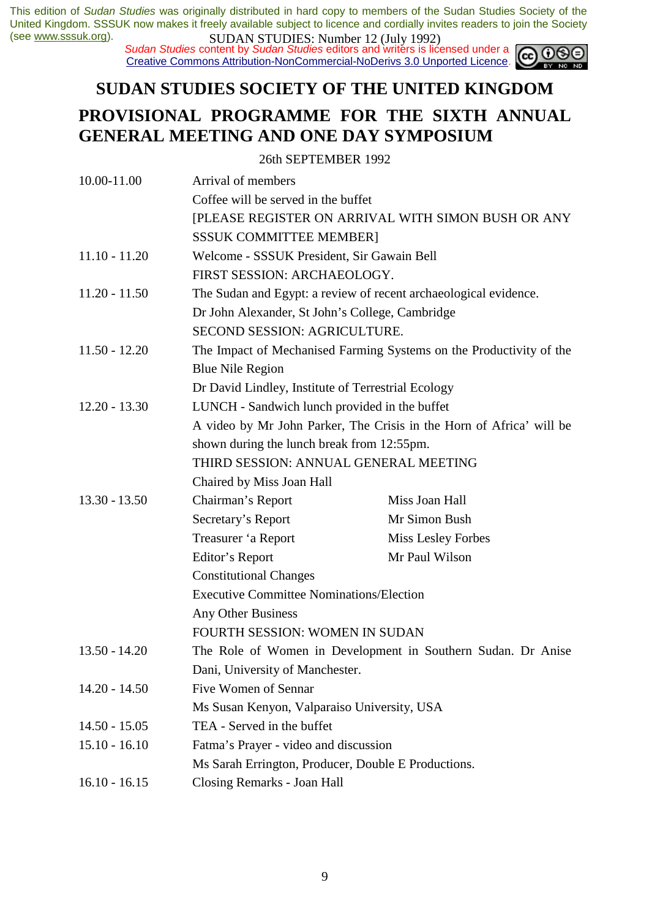# SUDAN STUDIES SOCIETY OF THE UNITED KINGDOM

## PROVISIONAL PROGRAMME FOR THE SIXTH ANNUAL GENERAL MEETING AND ONE DAY SYMPOSIUM

26th SEPTEMBER 1992

| | | |
|---|---|---|
| 10.00-11.00 | Arrival of members | |
| | Coffee will be served in the buffet | |
| | [PLEASE REGISTER ON ARRIVAL WITH SIMON BUSH OR ANY SSSUK COMMITTEE MEMBER] | |
| 11.10 - 11.20 | Welcome - SSSUK President, Sir Gawain Bell | |
| | FIRST SESSION: ARCHAEOLOGY. | |
| 11.20 - 11.50 | The Sudan and Egypt: a review of recent archaeological evidence. | |
| | Dr John Alexander, St John's College, Cambridge | |
| | SECOND SESSION: AGRICULTURE. | |
| 11.50 - 12.20 | The Impact of Mechanised Farming Systems on the Productivity of the Blue Nile Region | |
| | Dr David Lindley, Institute of Terrestrial Ecology | |
| 12.20 - 13.30 | LUNCH - Sandwich lunch provided in the buffet | |
| | A video by Mr John Parker, The Crisis in the Horn of Africa' will be shown during the lunch break from 12:55pm. | |
| | THIRD SESSION: ANNUAL GENERAL MEETING | |
| | Chaired by Miss Joan Hall | |
| 13.30 - 13.50 | Chairman's Report | Miss Joan Hall |
| | Secretary's Report | Mr Simon Bush |
| | Treasurer 'a Report | Miss Lesley Forbes |
| | Editor's Report | Mr Paul Wilson |
| | Constitutional Changes | |
| | Executive Committee Nominations/Election | |
| | Any Other Business | |
| | FOURTH SESSION: WOMEN IN SUDAN | |
| 13.50 - 14.20 | The Role of Women in Development in Southern Sudan. Dr Anise Dani, University of Manchester. | |
| 14.20 - 14.50 | Five Women of Sennar | |
| | Ms Susan Kenyon, Valparaiso University, USA | |
| 14.50 - 15.05 | TEA - Served in the buffet | |
| 15.10 - 16.10 | Fatma's Prayer - video and discussion | |
| | Ms Sarah Errington, Producer, Double E Productions. | |
| 16.10 - 16.15 | Closing Remarks - Joan Hall | |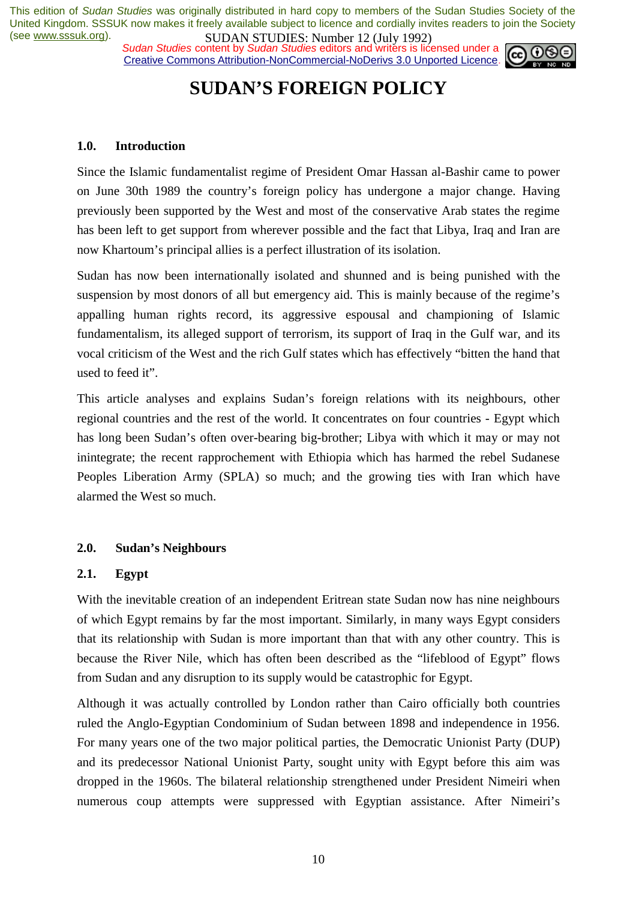# SUDAN'S FOREIGN POLICY

## 1.0. Introduction

Since the Islamic fundamentalist regime of President Omar Hassan al-Bashir came to power on June 30th 1989 the country's foreign policy has undergone a major change. Having previously been supported by the West and most of the conservative Arab states the regime has been left to get support from wherever possible and the fact that Libya, Iraq and Iran are now Khartoum's principal allies is a perfect illustration of its isolation.

Sudan has now been internationally isolated and shunned and is being punished with the suspension by most donors of all but emergency aid. This is mainly because of the regime's appalling human rights record, its aggressive espousal and championing of Islamic fundamentalism, its alleged support of terrorism, its support of Iraq in the Gulf war, and its vocal criticism of the West and the rich Gulf states which has effectively "bitten the hand that used to feed it".

This article analyses and explains Sudan's foreign relations with its neighbours, other regional countries and the rest of the world. It concentrates on four countries - Egypt which has long been Sudan's often over-bearing big-brother; Libya with which it may or may not inintegrate; the recent rapprochement with Ethiopia which has harmed the rebel Sudanese Peoples Liberation Army (SPLA) so much; and the growing ties with Iran which have alarmed the West so much.

## 2.0. Sudan's Neighbours

### 2.1. Egypt

With the inevitable creation of an independent Eritrean state Sudan now has nine neighbours of which Egypt remains by far the most important. Similarly, in many ways Egypt considers that its relationship with Sudan is more important than that with any other country. This is because the River Nile, which has often been described as the "lifeblood of Egypt" flows from Sudan and any disruption to its supply would be catastrophic for Egypt.

Although it was actually controlled by London rather than Cairo officially both countries ruled the Anglo-Egyptian Condominium of Sudan between 1898 and independence in 1956. For many years one of the two major political parties, the Democratic Unionist Party (DUP) and its predecessor National Unionist Party, sought unity with Egypt before this aim was dropped in the 1960s. The bilateral relationship strengthened under President Nimeiri when numerous coup attempts were suppressed with Egyptian assistance. After Nimeiri's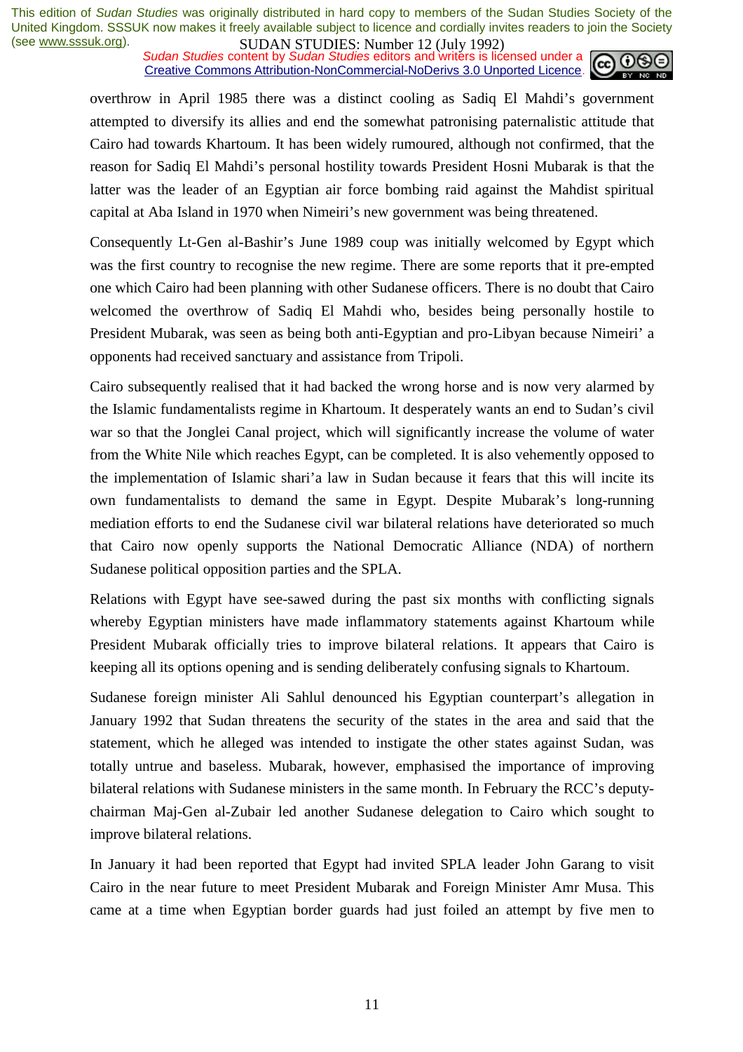overthrow in April 1985 there was a distinct cooling as Sadiq El Mahdi's government attempted to diversify its allies and end the somewhat patronising paternalistic attitude that Cairo had towards Khartoum. It has been widely rumoured, although not confirmed, that the reason for Sadiq El Mahdi's personal hostility towards President Hosni Mubarak is that the latter was the leader of an Egyptian air force bombing raid against the Mahdist spiritual capital at Aba Island in 1970 when Nimeiri's new government was being threatened.

Consequently Lt-Gen al-Bashir's June 1989 coup was initially welcomed by Egypt which was the first country to recognise the new regime. There are some reports that it pre-empted one which Cairo had been planning with other Sudanese officers. There is no doubt that Cairo welcomed the overthrow of Sadiq El Mahdi who, besides being personally hostile to President Mubarak, was seen as being both anti-Egyptian and pro-Libyan because Nimeiri' a opponents had received sanctuary and assistance from Tripoli.

Cairo subsequently realised that it had backed the wrong horse and is now very alarmed by the Islamic fundamentalists regime in Khartoum. It desperately wants an end to Sudan's civil war so that the Jonglei Canal project, which will significantly increase the volume of water from the White Nile which reaches Egypt, can be completed. It is also vehemently opposed to the implementation of Islamic shari'a law in Sudan because it fears that this will incite its own fundamentalists to demand the same in Egypt. Despite Mubarak's long-running mediation efforts to end the Sudanese civil war bilateral relations have deteriorated so much that Cairo now openly supports the National Democratic Alliance (NDA) of northern Sudanese political opposition parties and the SPLA.

Relations with Egypt have see-sawed during the past six months with conflicting signals whereby Egyptian ministers have made inflammatory statements against Khartoum while President Mubarak officially tries to improve bilateral relations. It appears that Cairo is keeping all its options opening and is sending deliberately confusing signals to Khartoum.

Sudanese foreign minister Ali Sahlul denounced his Egyptian counterpart's allegation in January 1992 that Sudan threatens the security of the states in the area and said that the statement, which he alleged was intended to instigate the other states against Sudan, was totally untrue and baseless. Mubarak, however, emphasised the importance of improving bilateral relations with Sudanese ministers in the same month. In February the RCC's deputy-chairman Maj-Gen al-Zubair led another Sudanese delegation to Cairo which sought to improve bilateral relations.

In January it had been reported that Egypt had invited SPLA leader John Garang to visit Cairo in the near future to meet President Mubarak and Foreign Minister Amr Musa. This came at a time when Egyptian border guards had just foiled an attempt by five men to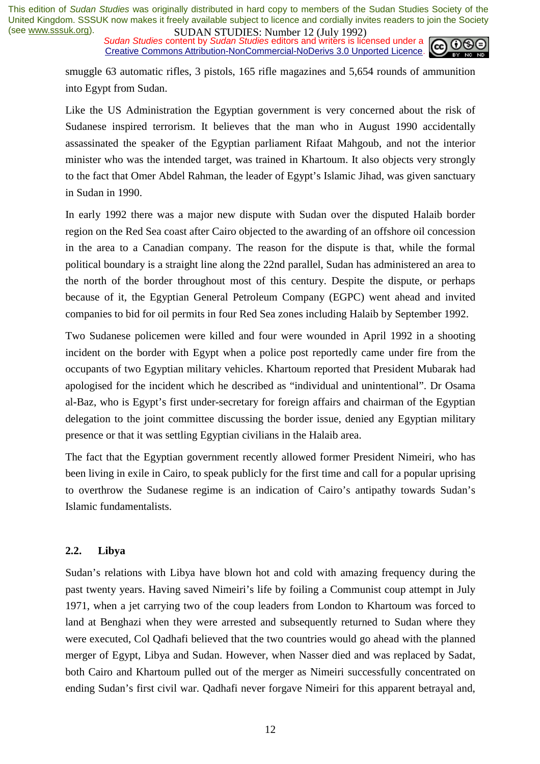smuggle 63 automatic rifles, 3 pistols, 165 rifle magazines and 5,654 rounds of ammunition into Egypt from Sudan.

Like the US Administration the Egyptian government is very concerned about the risk of Sudanese inspired terrorism. It believes that the man who in August 1990 accidentally assassinated the speaker of the Egyptian parliament Rifaat Mahgoub, and not the interior minister who was the intended target, was trained in Khartoum. It also objects very strongly to the fact that Omer Abdel Rahman, the leader of Egypt's Islamic Jihad, was given sanctuary in Sudan in 1990.

In early 1992 there was a major new dispute with Sudan over the disputed Halaib border region on the Red Sea coast after Cairo objected to the awarding of an offshore oil concession in the area to a Canadian company. The reason for the dispute is that, while the formal political boundary is a straight line along the 22nd parallel, Sudan has administered an area to the north of the border throughout most of this century. Despite the dispute, or perhaps because of it, the Egyptian General Petroleum Company (EGPC) went ahead and invited companies to bid for oil permits in four Red Sea zones including Halaib by September 1992.

Two Sudanese policemen were killed and four were wounded in April 1992 in a shooting incident on the border with Egypt when a police post reportedly came under fire from the occupants of two Egyptian military vehicles. Khartoum reported that President Mubarak had apologised for the incident which he described as "individual and unintentional". Dr Osama al-Baz, who is Egypt's first under-secretary for foreign affairs and chairman of the Egyptian delegation to the joint committee discussing the border issue, denied any Egyptian military presence or that it was settling Egyptian civilians in the Halaib area.

The fact that the Egyptian government recently allowed former President Nimeiri, who has been living in exile in Cairo, to speak publicly for the first time and call for a popular uprising to overthrow the Sudanese regime is an indication of Cairo's antipathy towards Sudan's Islamic fundamentalists.

### 2.2. Libya

Sudan's relations with Libya have blown hot and cold with amazing frequency during the past twenty years. Having saved Nimeiri's life by foiling a Communist coup attempt in July 1971, when a jet carrying two of the coup leaders from London to Khartoum was forced to land at Benghazi when they were arrested and subsequently returned to Sudan where they were executed, Col Qadhafi believed that the two countries would go ahead with the planned merger of Egypt, Libya and Sudan. However, when Nasser died and was replaced by Sadat, both Cairo and Khartoum pulled out of the merger as Nimeiri successfully concentrated on ending Sudan's first civil war. Qadhafi never forgave Nimeiri for this apparent betrayal and,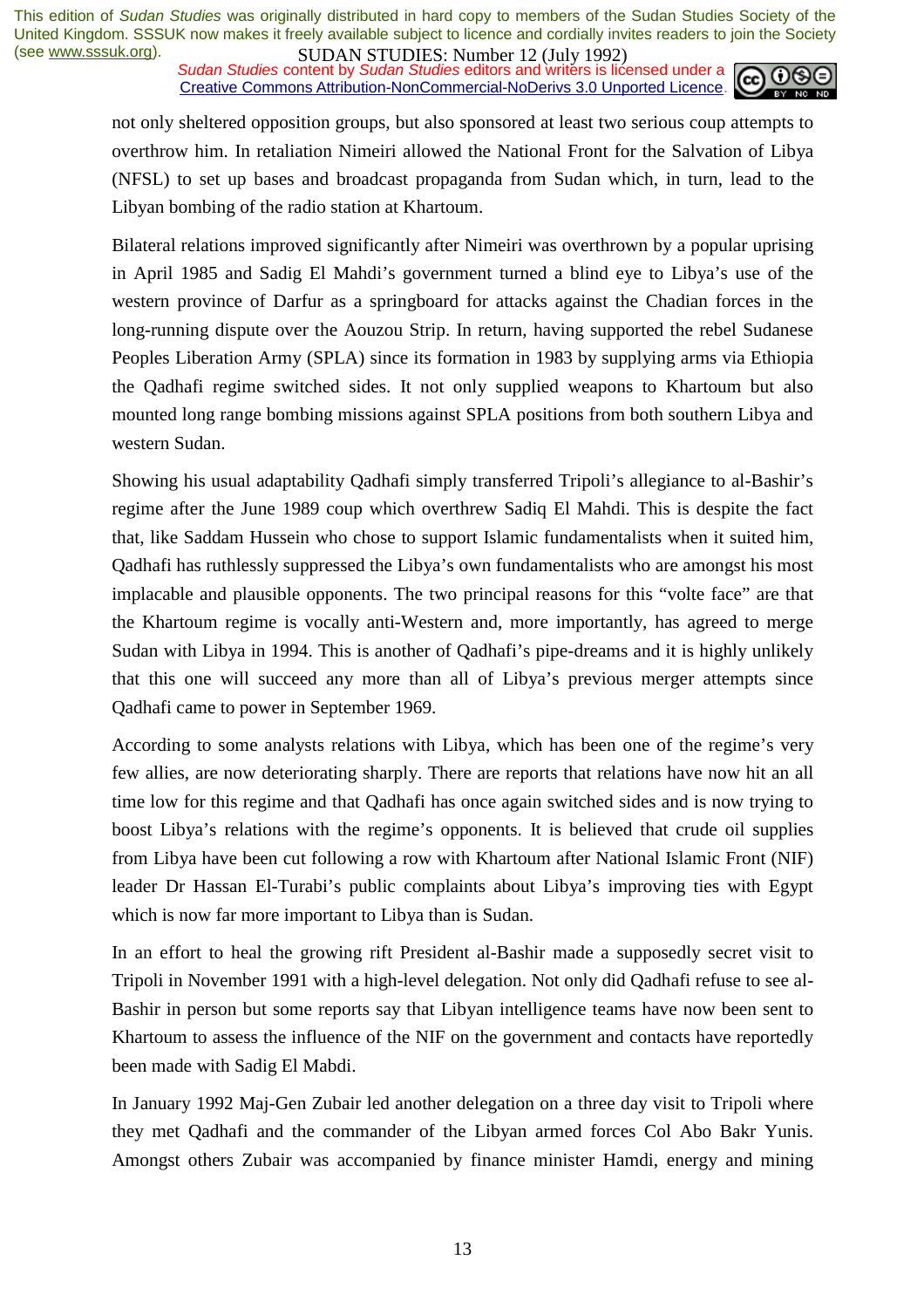not only sheltered opposition groups, but also sponsored at least two serious coup attempts to overthrow him. In retaliation Nimeiri allowed the National Front for the Salvation of Libya (NFSL) to set up bases and broadcast propaganda from Sudan which, in turn, lead to the Libyan bombing of the radio station at Khartoum.

Bilateral relations improved significantly after Nimeiri was overthrown by a popular uprising in April 1985 and Sadig El Mahdi's government turned a blind eye to Libya's use of the western province of Darfur as a springboard for attacks against the Chadian forces in the long-running dispute over the Aouzou Strip. In return, having supported the rebel Sudanese Peoples Liberation Army (SPLA) since its formation in 1983 by supplying arms via Ethiopia the Qadhafi regime switched sides. It not only supplied weapons to Khartoum but also mounted long range bombing missions against SPLA positions from both southern Libya and western Sudan.

Showing his usual adaptability Qadhafi simply transferred Tripoli's allegiance to al-Bashir's regime after the June 1989 coup which overthrew Sadiq El Mahdi. This is despite the fact that, like Saddam Hussein who chose to support Islamic fundamentalists when it suited him, Qadhafi has ruthlessly suppressed the Libya's own fundamentalists who are amongst his most implacable and plausible opponents. The two principal reasons for this "volte face" are that the Khartoum regime is vocally anti-Western and, more importantly, has agreed to merge Sudan with Libya in 1994. This is another of Qadhafi's pipe-dreams and it is highly unlikely that this one will succeed any more than all of Libya's previous merger attempts since Qadhafi came to power in September 1969.

According to some analysts relations with Libya, which has been one of the regime's very few allies, are now deteriorating sharply. There are reports that relations have now hit an all time low for this regime and that Qadhafi has once again switched sides and is now trying to boost Libya's relations with the regime's opponents. It is believed that crude oil supplies from Libya have been cut following a row with Khartoum after National Islamic Front (NIF) leader Dr Hassan El-Turabi's public complaints about Libya's improving ties with Egypt which is now far more important to Libya than is Sudan.

In an effort to heal the growing rift President al-Bashir made a supposedly secret visit to Tripoli in November 1991 with a high-level delegation. Not only did Qadhafi refuse to see al-Bashir in person but some reports say that Libyan intelligence teams have now been sent to Khartoum to assess the influence of the NIF on the government and contacts have reportedly been made with Sadig El Mabdi.

In January 1992 Maj-Gen Zubair led another delegation on a three day visit to Tripoli where they met Qadhafi and the commander of the Libyan armed forces Col Abo Bakr Yunis. Amongst others Zubair was accompanied by finance minister Hamdi, energy and mining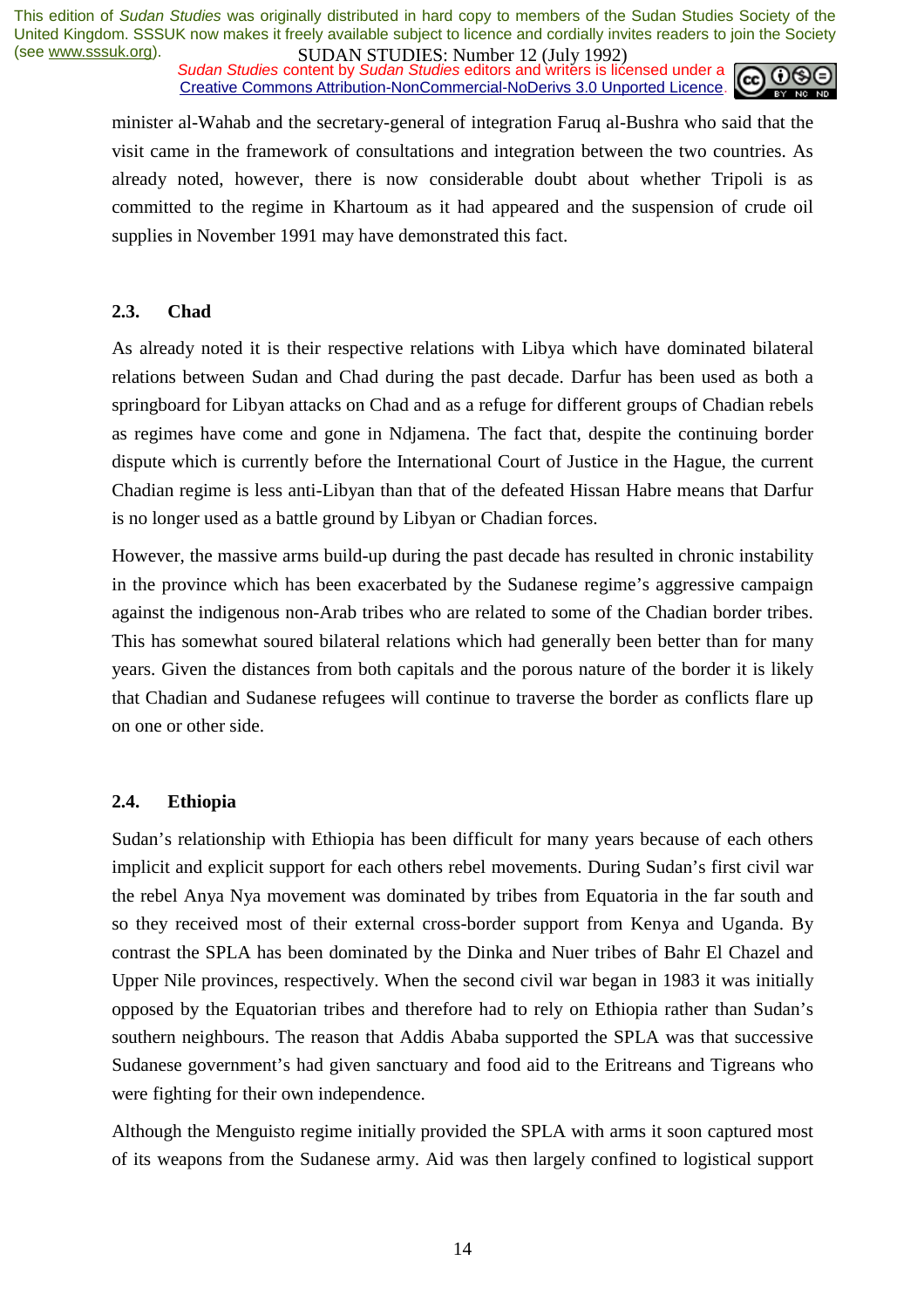minister al-Wahab and the secretary-general of integration Faruq al-Bushra who said that the visit came in the framework of consultations and integration between the two countries. As already noted, however, there is now considerable doubt about whether Tripoli is as committed to the regime in Khartoum as it had appeared and the suspension of crude oil supplies in November 1991 may have demonstrated this fact.

### 2.3. Chad

As already noted it is their respective relations with Libya which have dominated bilateral relations between Sudan and Chad during the past decade. Darfur has been used as both a springboard for Libyan attacks on Chad and as a refuge for different groups of Chadian rebels as regimes have come and gone in Ndjamena. The fact that, despite the continuing border dispute which is currently before the International Court of Justice in the Hague, the current Chadian regime is less anti-Libyan than that of the defeated Hissan Habre means that Darfur is no longer used as a battle ground by Libyan or Chadian forces.

However, the massive arms build-up during the past decade has resulted in chronic instability in the province which has been exacerbated by the Sudanese regime's aggressive campaign against the indigenous non-Arab tribes who are related to some of the Chadian border tribes. This has somewhat soured bilateral relations which had generally been better than for many years. Given the distances from both capitals and the porous nature of the border it is likely that Chadian and Sudanese refugees will continue to traverse the border as conflicts flare up on one or other side.

### 2.4. Ethiopia

Sudan's relationship with Ethiopia has been difficult for many years because of each others implicit and explicit support for each others rebel movements. During Sudan's first civil war the rebel Anya Nya movement was dominated by tribes from Equatoria in the far south and so they received most of their external cross-border support from Kenya and Uganda. By contrast the SPLA has been dominated by the Dinka and Nuer tribes of Bahr El Chazel and Upper Nile provinces, respectively. When the second civil war began in 1983 it was initially opposed by the Equatorian tribes and therefore had to rely on Ethiopia rather than Sudan's southern neighbours. The reason that Addis Ababa supported the SPLA was that successive Sudanese government's had given sanctuary and food aid to the Eritreans and Tigreans who were fighting for their own independence.

Although the Menguisto regime initially provided the SPLA with arms it soon captured most of its weapons from the Sudanese army. Aid was then largely confined to logistical support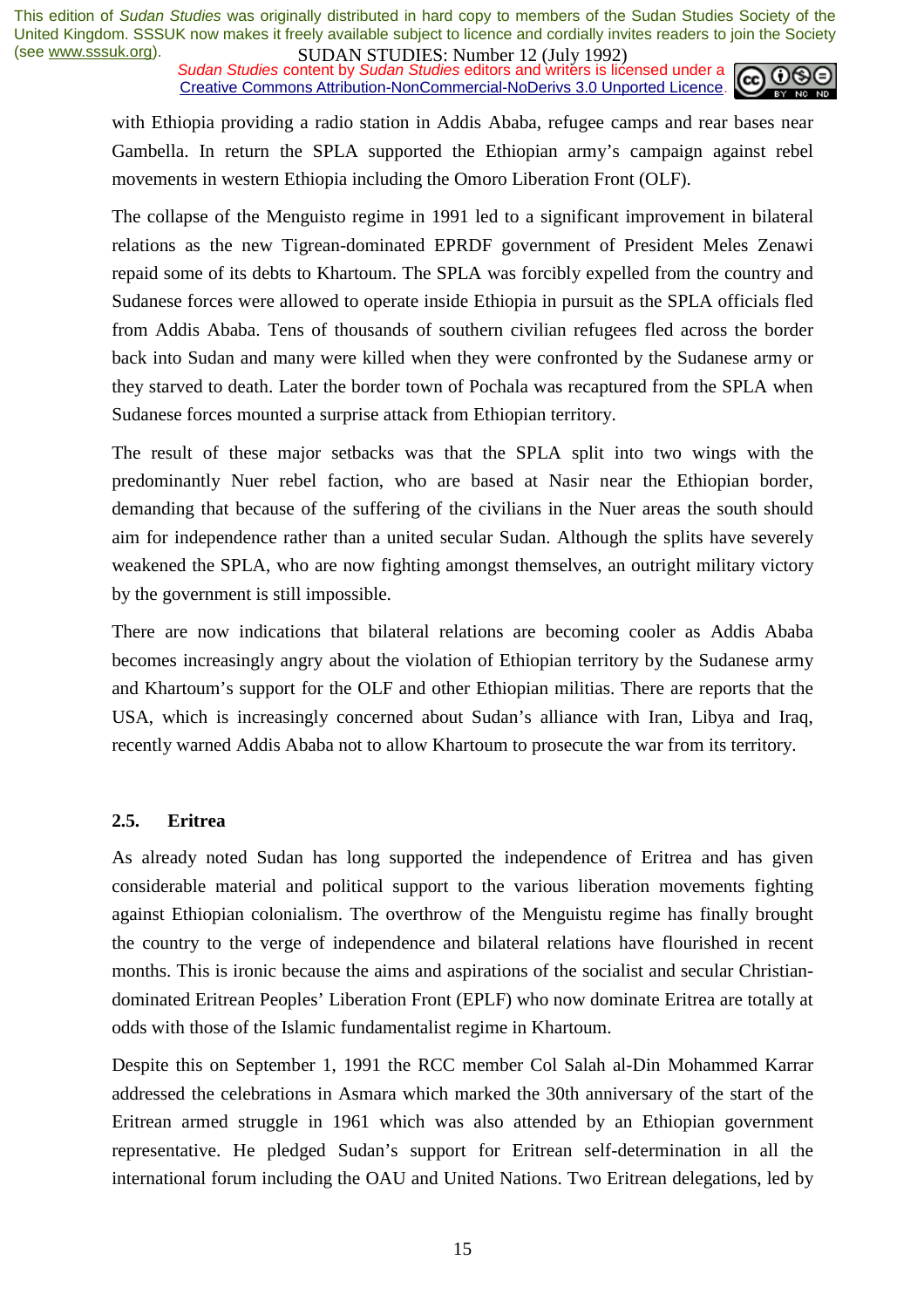with Ethiopia providing a radio station in Addis Ababa, refugee camps and rear bases near Gambella. In return the SPLA supported the Ethiopian army's campaign against rebel movements in western Ethiopia including the Omoro Liberation Front (OLF).

The collapse of the Menguisto regime in 1991 led to a significant improvement in bilateral relations as the new Tigrean-dominated EPRDF government of President Meles Zenawi repaid some of its debts to Khartoum. The SPLA was forcibly expelled from the country and Sudanese forces were allowed to operate inside Ethiopia in pursuit as the SPLA officials fled from Addis Ababa. Tens of thousands of southern civilian refugees fled across the border back into Sudan and many were killed when they were confronted by the Sudanese army or they starved to death. Later the border town of Pochala was recaptured from the SPLA when Sudanese forces mounted a surprise attack from Ethiopian territory.

The result of these major setbacks was that the SPLA split into two wings with the predominantly Nuer rebel faction, who are based at Nasir near the Ethiopian border, demanding that because of the suffering of the civilians in the Nuer areas the south should aim for independence rather than a united secular Sudan. Although the splits have severely weakened the SPLA, who are now fighting amongst themselves, an outright military victory by the government is still impossible.

There are now indications that bilateral relations are becoming cooler as Addis Ababa becomes increasingly angry about the violation of Ethiopian territory by the Sudanese army and Khartoum's support for the OLF and other Ethiopian militias. There are reports that the USA, which is increasingly concerned about Sudan's alliance with Iran, Libya and Iraq, recently warned Addis Ababa not to allow Khartoum to prosecute the war from its territory.

### 2.5. Eritrea

As already noted Sudan has long supported the independence of Eritrea and has given considerable material and political support to the various liberation movements fighting against Ethiopian colonialism. The overthrow of the Menguistu regime has finally brought the country to the verge of independence and bilateral relations have flourished in recent months. This is ironic because the aims and aspirations of the socialist and secular Christian-dominated Eritrean Peoples' Liberation Front (EPLF) who now dominate Eritrea are totally at odds with those of the Islamic fundamentalist regime in Khartoum.

Despite this on September 1, 1991 the RCC member Col Salah al-Din Mohammed Karrar addressed the celebrations in Asmara which marked the 30th anniversary of the start of the Eritrean armed struggle in 1961 which was also attended by an Ethiopian government representative. He pledged Sudan's support for Eritrean self-determination in all the international forum including the OAU and United Nations. Two Eritrean delegations, led by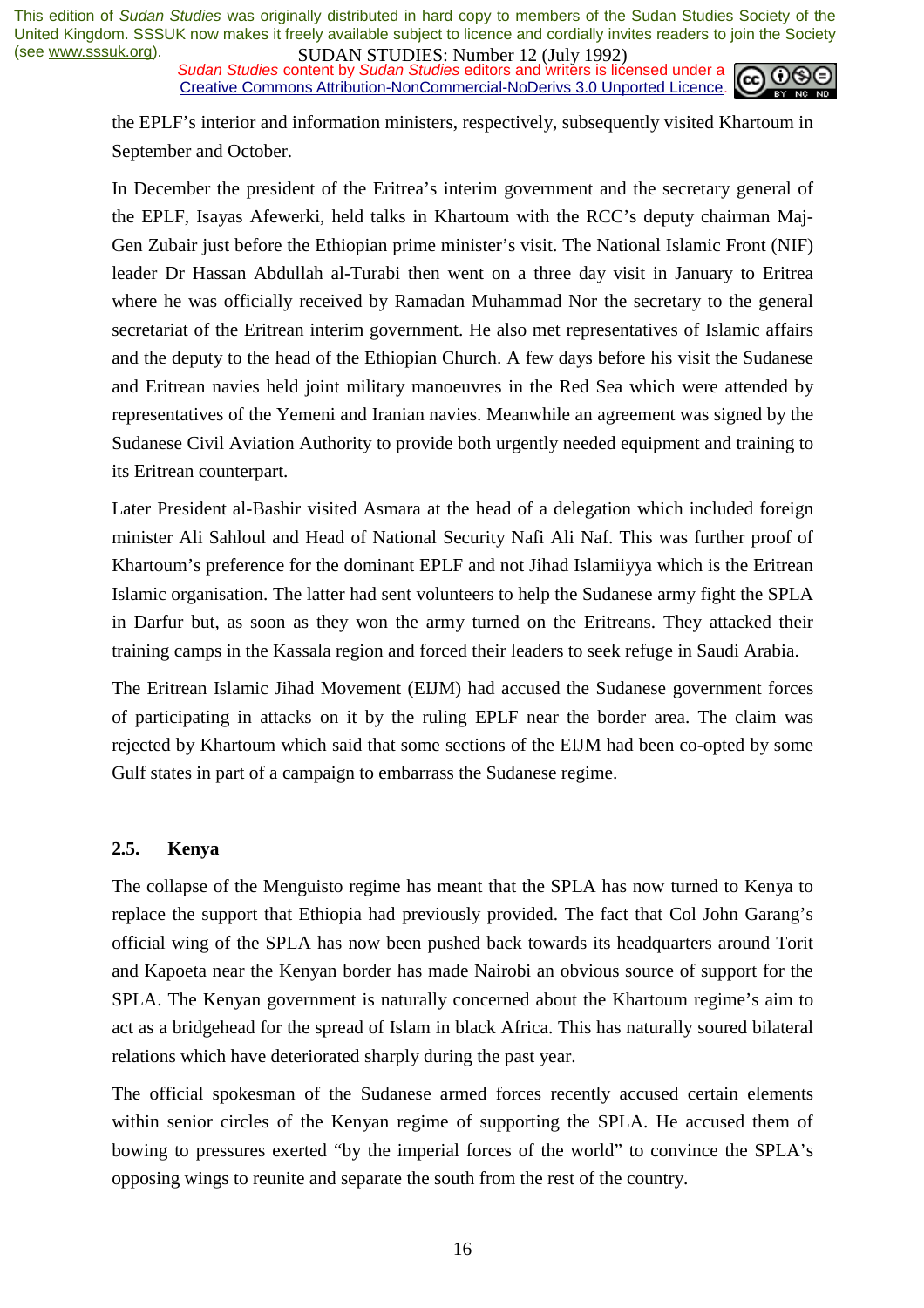the EPLF's interior and information ministers, respectively, subsequently visited Khartoum in September and October.

In December the president of the Eritrea's interim government and the secretary general of the EPLF, Isayas Afewerki, held talks in Khartoum with the RCC's deputy chairman Maj-Gen Zubair just before the Ethiopian prime minister's visit. The National Islamic Front (NIF) leader Dr Hassan Abdullah al-Turabi then went on a three day visit in January to Eritrea where he was officially received by Ramadan Muhammad Nor the secretary to the general secretariat of the Eritrean interim government. He also met representatives of Islamic affairs and the deputy to the head of the Ethiopian Church. A few days before his visit the Sudanese and Eritrean navies held joint military manoeuvres in the Red Sea which were attended by representatives of the Yemeni and Iranian navies. Meanwhile an agreement was signed by the Sudanese Civil Aviation Authority to provide both urgently needed equipment and training to its Eritrean counterpart.

Later President al-Bashir visited Asmara at the head of a delegation which included foreign minister Ali Sahloul and Head of National Security Nafi Ali Naf. This was further proof of Khartoum's preference for the dominant EPLF and not Jihad Islamiiyya which is the Eritrean Islamic organisation. The latter had sent volunteers to help the Sudanese army fight the SPLA in Darfur but, as soon as they won the army turned on the Eritreans. They attacked their training camps in the Kassala region and forced their leaders to seek refuge in Saudi Arabia.

The Eritrean Islamic Jihad Movement (EIJM) had accused the Sudanese government forces of participating in attacks on it by the ruling EPLF near the border area. The claim was rejected by Khartoum which said that some sections of the EIJM had been co-opted by some Gulf states in part of a campaign to embarrass the Sudanese regime.

### 2.5. Kenya

The collapse of the Menguisto regime has meant that the SPLA has now turned to Kenya to replace the support that Ethiopia had previously provided. The fact that Col John Garang's official wing of the SPLA has now been pushed back towards its headquarters around Torit and Kapoeta near the Kenyan border has made Nairobi an obvious source of support for the SPLA. The Kenyan government is naturally concerned about the Khartoum regime's aim to act as a bridgehead for the spread of Islam in black Africa. This has naturally soured bilateral relations which have deteriorated sharply during the past year.

The official spokesman of the Sudanese armed forces recently accused certain elements within senior circles of the Kenyan regime of supporting the SPLA. He accused them of bowing to pressures exerted "by the imperial forces of the world" to convince the SPLA's opposing wings to reunite and separate the south from the rest of the country.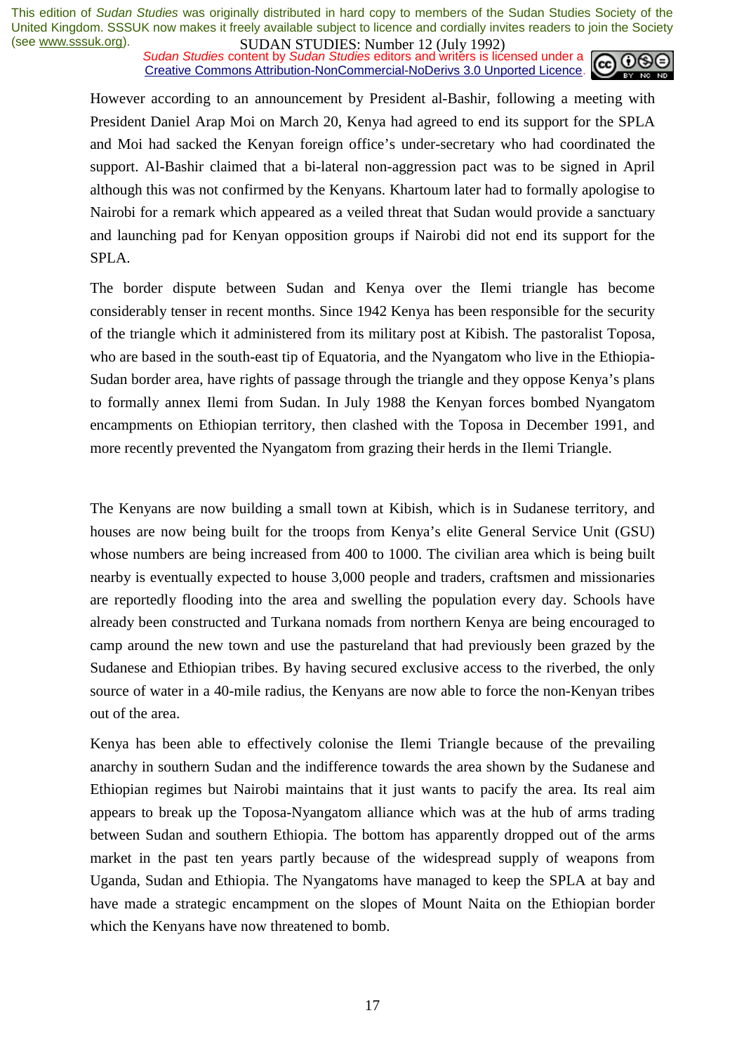However according to an announcement by President al-Bashir, following a meeting with President Daniel Arap Moi on March 20, Kenya had agreed to end its support for the SPLA and Moi had sacked the Kenyan foreign office's under-secretary who had coordinated the support. Al-Bashir claimed that a bi-lateral non-aggression pact was to be signed in April although this was not confirmed by the Kenyans. Khartoum later had to formally apologise to Nairobi for a remark which appeared as a veiled threat that Sudan would provide a sanctuary and launching pad for Kenyan opposition groups if Nairobi did not end its support for the SPLA.

The border dispute between Sudan and Kenya over the Ilemi triangle has become considerably tenser in recent months. Since 1942 Kenya has been responsible for the security of the triangle which it administered from its military post at Kibish. The pastoralist Toposa, who are based in the south-east tip of Equatoria, and the Nyangatom who live in the Ethiopia-Sudan border area, have rights of passage through the triangle and they oppose Kenya's plans to formally annex Ilemi from Sudan. In July 1988 the Kenyan forces bombed Nyangatom encampments on Ethiopian territory, then clashed with the Toposa in December 1991, and more recently prevented the Nyangatom from grazing their herds in the Ilemi Triangle.

The Kenyans are now building a small town at Kibish, which is in Sudanese territory, and houses are now being built for the troops from Kenya's elite General Service Unit (GSU) whose numbers are being increased from 400 to 1000. The civilian area which is being built nearby is eventually expected to house 3,000 people and traders, craftsmen and missionaries are reportedly flooding into the area and swelling the population every day. Schools have already been constructed and Turkana nomads from northern Kenya are being encouraged to camp around the new town and use the pastureland that had previously been grazed by the Sudanese and Ethiopian tribes. By having secured exclusive access to the riverbed, the only source of water in a 40-mile radius, the Kenyans are now able to force the non-Kenyan tribes out of the area.

Kenya has been able to effectively colonise the Ilemi Triangle because of the prevailing anarchy in southern Sudan and the indifference towards the area shown by the Sudanese and Ethiopian regimes but Nairobi maintains that it just wants to pacify the area. Its real aim appears to break up the Toposa-Nyangatom alliance which was at the hub of arms trading between Sudan and southern Ethiopia. The bottom has apparently dropped out of the arms market in the past ten years partly because of the widespread supply of weapons from Uganda, Sudan and Ethiopia. The Nyangatoms have managed to keep the SPLA at bay and have made a strategic encampment on the slopes of Mount Naita on the Ethiopian border which the Kenyans have now threatened to bomb.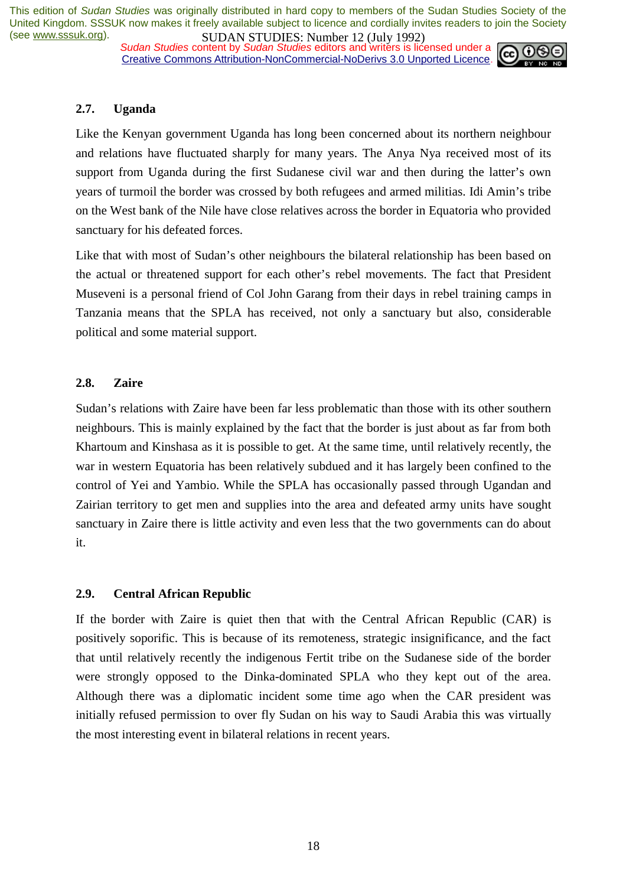### 2.7. Uganda

Like the Kenyan government Uganda has long been concerned about its northern neighbour and relations have fluctuated sharply for many years. The Anya Nya received most of its support from Uganda during the first Sudanese civil war and then during the latter's own years of turmoil the border was crossed by both refugees and armed militias. Idi Amin's tribe on the West bank of the Nile have close relatives across the border in Equatoria who provided sanctuary for his defeated forces.

Like that with most of Sudan's other neighbours the bilateral relationship has been based on the actual or threatened support for each other's rebel movements. The fact that President Museveni is a personal friend of Col John Garang from their days in rebel training camps in Tanzania means that the SPLA has received, not only a sanctuary but also, considerable political and some material support.

### 2.8. Zaire

Sudan's relations with Zaire have been far less problematic than those with its other southern neighbours. This is mainly explained by the fact that the border is just about as far from both Khartoum and Kinshasa as it is possible to get. At the same time, until relatively recently, the war in western Equatoria has been relatively subdued and it has largely been confined to the control of Yei and Yambio. While the SPLA has occasionally passed through Ugandan and Zairian territory to get men and supplies into the area and defeated army units have sought sanctuary in Zaire there is little activity and even less that the two governments can do about it.

### 2.9. Central African Republic

If the border with Zaire is quiet then that with the Central African Republic (CAR) is positively soporific. This is because of its remoteness, strategic insignificance, and the fact that until relatively recently the indigenous Fertit tribe on the Sudanese side of the border were strongly opposed to the Dinka-dominated SPLA who they kept out of the area. Although there was a diplomatic incident some time ago when the CAR president was initially refused permission to over fly Sudan on his way to Saudi Arabia this was virtually the most interesting event in bilateral relations in recent years.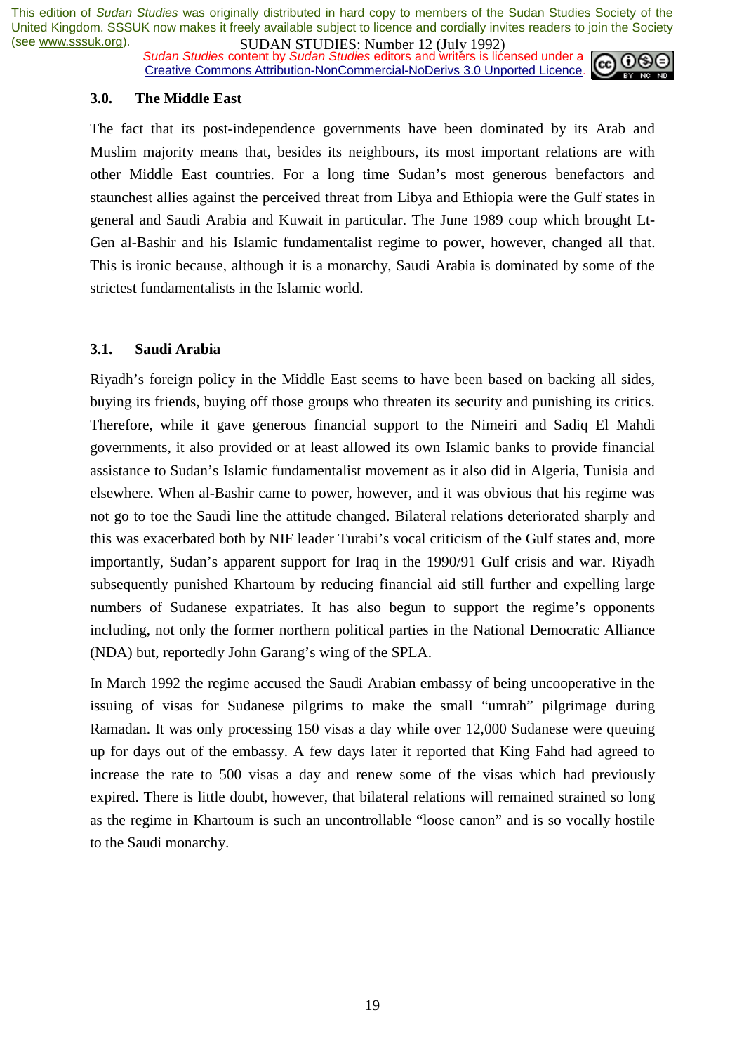### 3.0. The Middle East

The fact that its post-independence governments have been dominated by its Arab and Muslim majority means that, besides its neighbours, its most important relations are with other Middle East countries. For a long time Sudan's most generous benefactors and staunchest allies against the perceived threat from Libya and Ethiopia were the Gulf states in general and Saudi Arabia and Kuwait in particular. The June 1989 coup which brought Lt-Gen al-Bashir and his Islamic fundamentalist regime to power, however, changed all that. This is ironic because, although it is a monarchy, Saudi Arabia is dominated by some of the strictest fundamentalists in the Islamic world.

### 3.1. Saudi Arabia

Riyadh's foreign policy in the Middle East seems to have been based on backing all sides, buying its friends, buying off those groups who threaten its security and punishing its critics. Therefore, while it gave generous financial support to the Nimeiri and Sadiq El Mahdi governments, it also provided or at least allowed its own Islamic banks to provide financial assistance to Sudan's Islamic fundamentalist movement as it also did in Algeria, Tunisia and elsewhere. When al-Bashir came to power, however, and it was obvious that his regime was not go to toe the Saudi line the attitude changed. Bilateral relations deteriorated sharply and this was exacerbated both by NIF leader Turabi's vocal criticism of the Gulf states and, more importantly, Sudan's apparent support for Iraq in the 1990/91 Gulf crisis and war. Riyadh subsequently punished Khartoum by reducing financial aid still further and expelling large numbers of Sudanese expatriates. It has also begun to support the regime's opponents including, not only the former northern political parties in the National Democratic Alliance (NDA) but, reportedly John Garang's wing of the SPLA.

In March 1992 the regime accused the Saudi Arabian embassy of being uncooperative in the issuing of visas for Sudanese pilgrims to make the small "umrah" pilgrimage during Ramadan. It was only processing 150 visas a day while over 12,000 Sudanese were queuing up for days out of the embassy. A few days later it reported that King Fahd had agreed to increase the rate to 500 visas a day and renew some of the visas which had previously expired. There is little doubt, however, that bilateral relations will remained strained so long as the regime in Khartoum is such an uncontrollable "loose canon" and is so vocally hostile to the Saudi monarchy.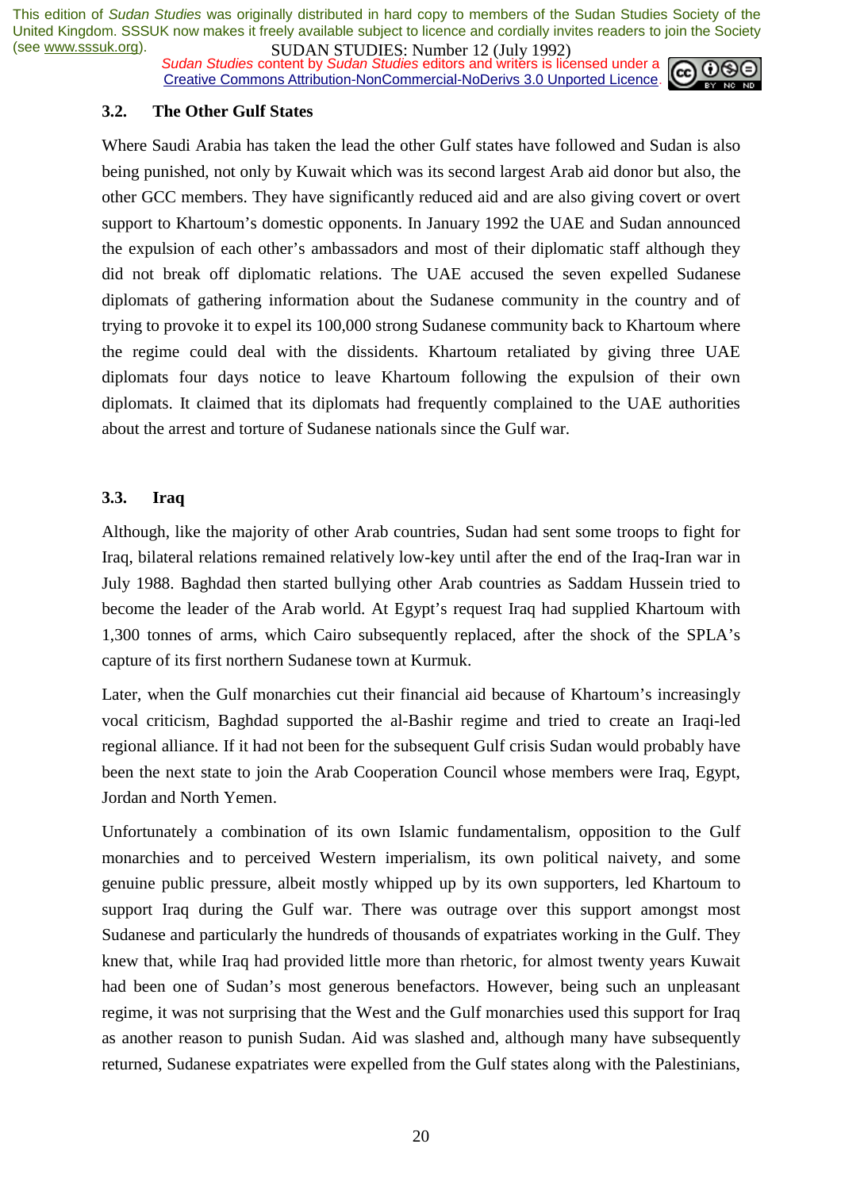### 3.2. The Other Gulf States

Where Saudi Arabia has taken the lead the other Gulf states have followed and Sudan is also being punished, not only by Kuwait which was its second largest Arab aid donor but also, the other GCC members. They have significantly reduced aid and are also giving covert or overt support to Khartoum's domestic opponents. In January 1992 the UAE and Sudan announced the expulsion of each other's ambassadors and most of their diplomatic staff although they did not break off diplomatic relations. The UAE accused the seven expelled Sudanese diplomats of gathering information about the Sudanese community in the country and of trying to provoke it to expel its 100,000 strong Sudanese community back to Khartoum where the regime could deal with the dissidents. Khartoum retaliated by giving three UAE diplomats four days notice to leave Khartoum following the expulsion of their own diplomats. It claimed that its diplomats had frequently complained to the UAE authorities about the arrest and torture of Sudanese nationals since the Gulf war.

### 3.3. Iraq

Although, like the majority of other Arab countries, Sudan had sent some troops to fight for Iraq, bilateral relations remained relatively low-key until after the end of the Iraq-Iran war in July 1988. Baghdad then started bullying other Arab countries as Saddam Hussein tried to become the leader of the Arab world. At Egypt's request Iraq had supplied Khartoum with 1,300 tonnes of arms, which Cairo subsequently replaced, after the shock of the SPLA's capture of its first northern Sudanese town at Kurmuk.

Later, when the Gulf monarchies cut their financial aid because of Khartoum's increasingly vocal criticism, Baghdad supported the al-Bashir regime and tried to create an Iraqi-led regional alliance. If it had not been for the subsequent Gulf crisis Sudan would probably have been the next state to join the Arab Cooperation Council whose members were Iraq, Egypt, Jordan and North Yemen.

Unfortunately a combination of its own Islamic fundamentalism, opposition to the Gulf monarchies and to perceived Western imperialism, its own political naivety, and some genuine public pressure, albeit mostly whipped up by its own supporters, led Khartoum to support Iraq during the Gulf war. There was outrage over this support amongst most Sudanese and particularly the hundreds of thousands of expatriates working in the Gulf. They knew that, while Iraq had provided little more than rhetoric, for almost twenty years Kuwait had been one of Sudan's most generous benefactors. However, being such an unpleasant regime, it was not surprising that the West and the Gulf monarchies used this support for Iraq as another reason to punish Sudan. Aid was slashed and, although many have subsequently returned, Sudanese expatriates were expelled from the Gulf states along with the Palestinians,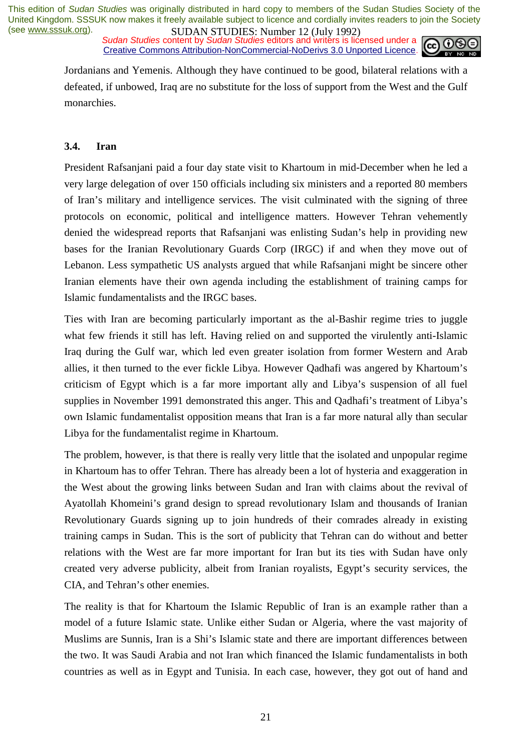Jordanians and Yemenis. Although they have continued to be good, bilateral relations with a defeated, if unbowed, Iraq are no substitute for the loss of support from the West and the Gulf monarchies.

### 3.4. Iran

President Rafsanjani paid a four day state visit to Khartoum in mid-December when he led a very large delegation of over 150 officials including six ministers and a reported 80 members of Iran's military and intelligence services. The visit culminated with the signing of three protocols on economic, political and intelligence matters. However Tehran vehemently denied the widespread reports that Rafsanjani was enlisting Sudan's help in providing new bases for the Iranian Revolutionary Guards Corp (IRGC) if and when they move out of Lebanon. Less sympathetic US analysts argued that while Rafsanjani might be sincere other Iranian elements have their own agenda including the establishment of training camps for Islamic fundamentalists and the IRGC bases.

Ties with Iran are becoming particularly important as the al-Bashir regime tries to juggle what few friends it still has left. Having relied on and supported the virulently anti-Islamic Iraq during the Gulf war, which led even greater isolation from former Western and Arab allies, it then turned to the ever fickle Libya. However Qadhafi was angered by Khartoum's criticism of Egypt which is a far more important ally and Libya's suspension of all fuel supplies in November 1991 demonstrated this anger. This and Qadhafi's treatment of Libya's own Islamic fundamentalist opposition means that Iran is a far more natural ally than secular Libya for the fundamentalist regime in Khartoum.

The problem, however, is that there is really very little that the isolated and unpopular regime in Khartoum has to offer Tehran. There has already been a lot of hysteria and exaggeration in the West about the growing links between Sudan and Iran with claims about the revival of Ayatollah Khomeini's grand design to spread revolutionary Islam and thousands of Iranian Revolutionary Guards signing up to join hundreds of their comrades already in existing training camps in Sudan. This is the sort of publicity that Tehran can do without and better relations with the West are far more important for Iran but its ties with Sudan have only created very adverse publicity, albeit from Iranian royalists, Egypt's security services, the CIA, and Tehran's other enemies.

The reality is that for Khartoum the Islamic Republic of Iran is an example rather than a model of a future Islamic state. Unlike either Sudan or Algeria, where the vast majority of Muslims are Sunnis, Iran is a Shi's Islamic state and there are important differences between the two. It was Saudi Arabia and not Iran which financed the Islamic fundamentalists in both countries as well as in Egypt and Tunisia. In each case, however, they got out of hand and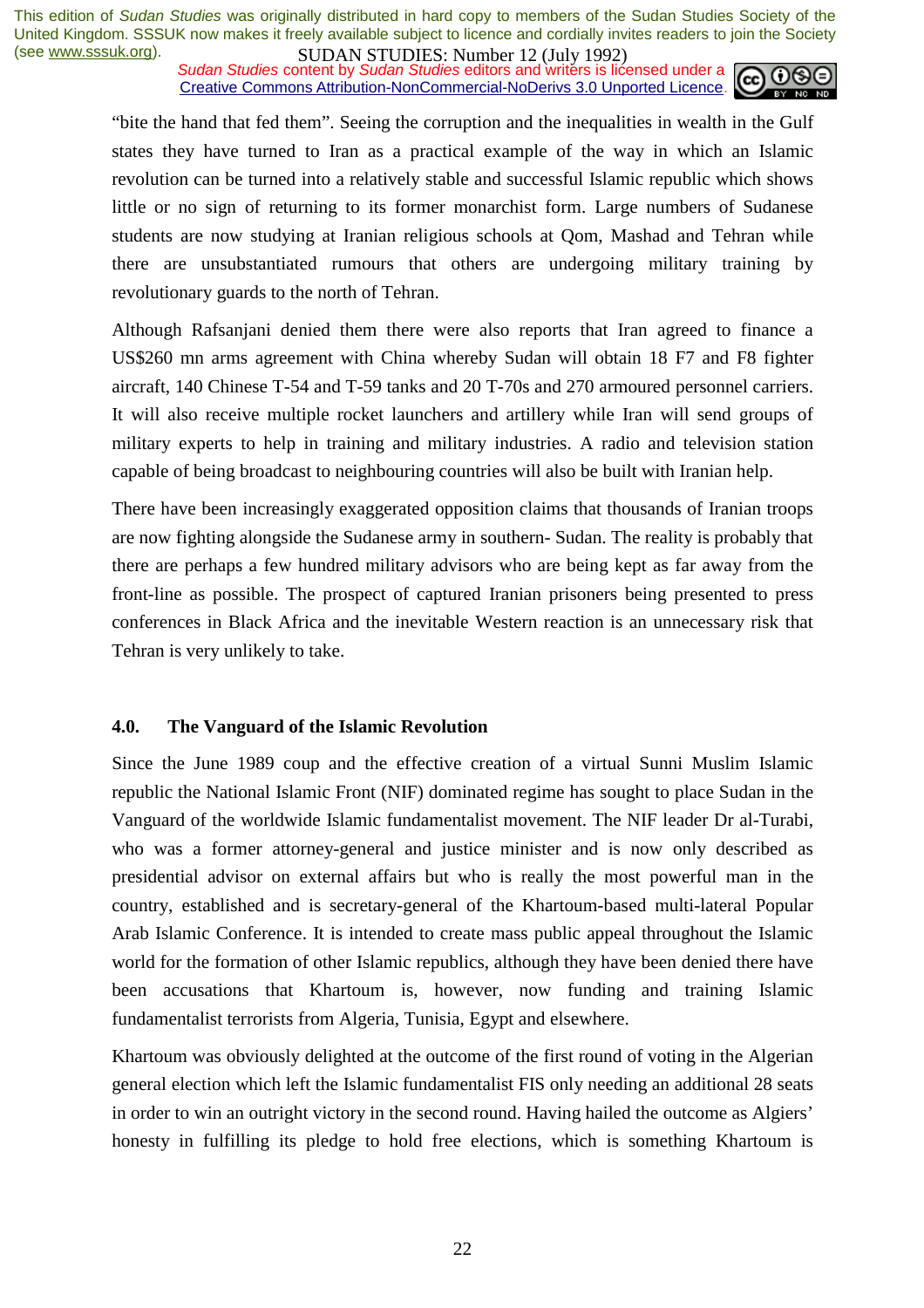"bite the hand that fed them". Seeing the corruption and the inequalities in wealth in the Gulf states they have turned to Iran as a practical example of the way in which an Islamic revolution can be turned into a relatively stable and successful Islamic republic which shows little or no sign of returning to its former monarchist form. Large numbers of Sudanese students are now studying at Iranian religious schools at Qom, Mashad and Tehran while there are unsubstantiated rumours that others are undergoing military training by revolutionary guards to the north of Tehran.

Although Rafsanjani denied them there were also reports that Iran agreed to finance a US$260 mn arms agreement with China whereby Sudan will obtain 18 F7 and F8 fighter aircraft, 140 Chinese T-54 and T-59 tanks and 20 T-70s and 270 armoured personnel carriers. It will also receive multiple rocket launchers and artillery while Iran will send groups of military experts to help in training and military industries. A radio and television station capable of being broadcast to neighbouring countries will also be built with Iranian help.

There have been increasingly exaggerated opposition claims that thousands of Iranian troops are now fighting alongside the Sudanese army in southern- Sudan. The reality is probably that there are perhaps a few hundred military advisors who are being kept as far away from the front-line as possible. The prospect of captured Iranian prisoners being presented to press conferences in Black Africa and the inevitable Western reaction is an unnecessary risk that Tehran is very unlikely to take.

## 4.0. The Vanguard of the Islamic Revolution

Since the June 1989 coup and the effective creation of a virtual Sunni Muslim Islamic republic the National Islamic Front (NIF) dominated regime has sought to place Sudan in the Vanguard of the worldwide Islamic fundamentalist movement. The NIF leader Dr al-Turabi, who was a former attorney-general and justice minister and is now only described as presidential advisor on external affairs but who is really the most powerful man in the country, established and is secretary-general of the Khartoum-based multi-lateral Popular Arab Islamic Conference. It is intended to create mass public appeal throughout the Islamic world for the formation of other Islamic republics, although they have been denied there have been accusations that Khartoum is, however, now funding and training Islamic fundamentalist terrorists from Algeria, Tunisia, Egypt and elsewhere.

Khartoum was obviously delighted at the outcome of the first round of voting in the Algerian general election which left the Islamic fundamentalist FIS only needing an additional 28 seats in order to win an outright victory in the second round. Having hailed the outcome as Algiers' honesty in fulfilling its pledge to hold free elections, which is something Khartoum is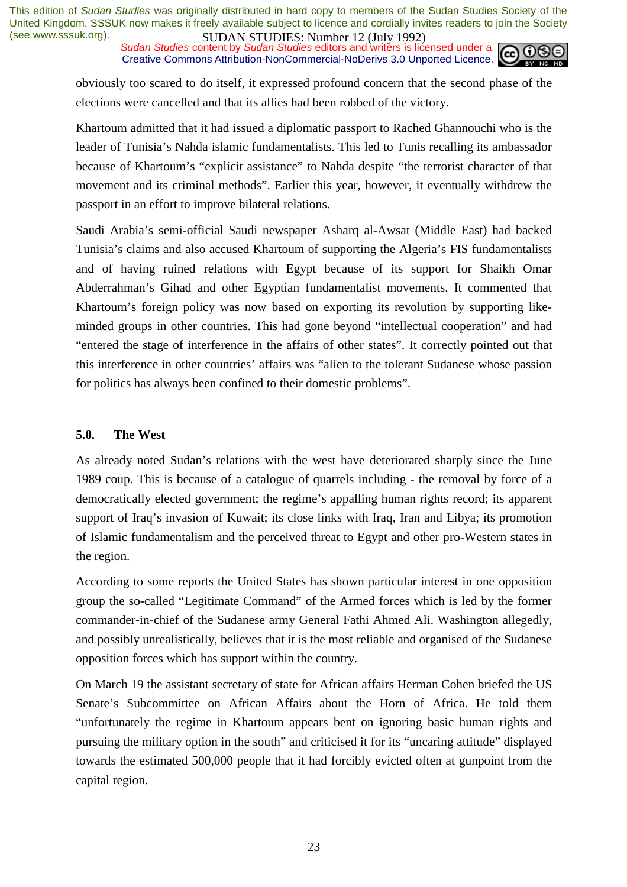obviously too scared to do itself, it expressed profound concern that the second phase of the elections were cancelled and that its allies had been robbed of the victory.

Khartoum admitted that it had issued a diplomatic passport to Rached Ghannouchi who is the leader of Tunisia's Nahda islamic fundamentalists. This led to Tunis recalling its ambassador because of Khartoum's "explicit assistance" to Nahda despite "the terrorist character of that movement and its criminal methods". Earlier this year, however, it eventually withdrew the passport in an effort to improve bilateral relations.

Saudi Arabia's semi-official Saudi newspaper Asharq al-Awsat (Middle East) had backed Tunisia's claims and also accused Khartoum of supporting the Algeria's FIS fundamentalists and of having ruined relations with Egypt because of its support for Shaikh Omar Abderrahman's Gihad and other Egyptian fundamentalist movements. It commented that Khartoum's foreign policy was now based on exporting its revolution by supporting like-minded groups in other countries. This had gone beyond "intellectual cooperation" and had "entered the stage of interference in the affairs of other states". It correctly pointed out that this interference in other countries' affairs was "alien to the tolerant Sudanese whose passion for politics has always been confined to their domestic problems".

### 5.0. The West

As already noted Sudan's relations with the west have deteriorated sharply since the June 1989 coup. This is because of a catalogue of quarrels including - the removal by force of a democratically elected government; the regime's appalling human rights record; its apparent support of Iraq's invasion of Kuwait; its close links with Iraq, Iran and Libya; its promotion of Islamic fundamentalism and the perceived threat to Egypt and other pro-Western states in the region.

According to some reports the United States has shown particular interest in one opposition group the so-called "Legitimate Command" of the Armed forces which is led by the former commander-in-chief of the Sudanese army General Fathi Ahmed Ali. Washington allegedly, and possibly unrealistically, believes that it is the most reliable and organised of the Sudanese opposition forces which has support within the country.

On March 19 the assistant secretary of state for African affairs Herman Cohen briefed the US Senate's Subcommittee on African Affairs about the Horn of Africa. He told them "unfortunately the regime in Khartoum appears bent on ignoring basic human rights and pursuing the military option in the south" and criticised it for its "uncaring attitude" displayed towards the estimated 500,000 people that it had forcibly evicted often at gunpoint from the capital region.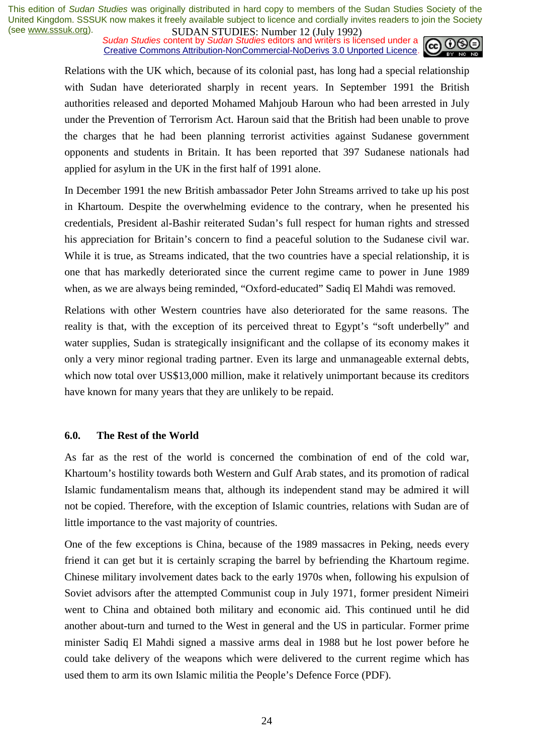Relations with the UK which, because of its colonial past, has long had a special relationship with Sudan have deteriorated sharply in recent years. In September 1991 the British authorities released and deported Mohamed Mahjoub Haroun who had been arrested in July under the Prevention of Terrorism Act. Haroun said that the British had been unable to prove the charges that he had been planning terrorist activities against Sudanese government opponents and students in Britain. It has been reported that 397 Sudanese nationals had applied for asylum in the UK in the first half of 1991 alone.

In December 1991 the new British ambassador Peter John Streams arrived to take up his post in Khartoum. Despite the overwhelming evidence to the contrary, when he presented his credentials, President al-Bashir reiterated Sudan's full respect for human rights and stressed his appreciation for Britain's concern to find a peaceful solution to the Sudanese civil war. While it is true, as Streams indicated, that the two countries have a special relationship, it is one that has markedly deteriorated since the current regime came to power in June 1989 when, as we are always being reminded, "Oxford-educated" Sadiq El Mahdi was removed.

Relations with other Western countries have also deteriorated for the same reasons. The reality is that, with the exception of its perceived threat to Egypt's "soft underbelly" and water supplies, Sudan is strategically insignificant and the collapse of its economy makes it only a very minor regional trading partner. Even its large and unmanageable external debts, which now total over US$13,000 million, make it relatively unimportant because its creditors have known for many years that they are unlikely to be repaid.

## 6.0. The Rest of the World

As far as the rest of the world is concerned the combination of end of the cold war, Khartoum's hostility towards both Western and Gulf Arab states, and its promotion of radical Islamic fundamentalism means that, although its independent stand may be admired it will not be copied. Therefore, with the exception of Islamic countries, relations with Sudan are of little importance to the vast majority of countries.

One of the few exceptions is China, because of the 1989 massacres in Peking, needs every friend it can get but it is certainly scraping the barrel by befriending the Khartoum regime. Chinese military involvement dates back to the early 1970s when, following his expulsion of Soviet advisors after the attempted Communist coup in July 1971, former president Nimeiri went to China and obtained both military and economic aid. This continued until he did another about-turn and turned to the West in general and the US in particular. Former prime minister Sadiq El Mahdi signed a massive arms deal in 1988 but he lost power before he could take delivery of the weapons which were delivered to the current regime which has used them to arm its own Islamic militia the People's Defence Force (PDF).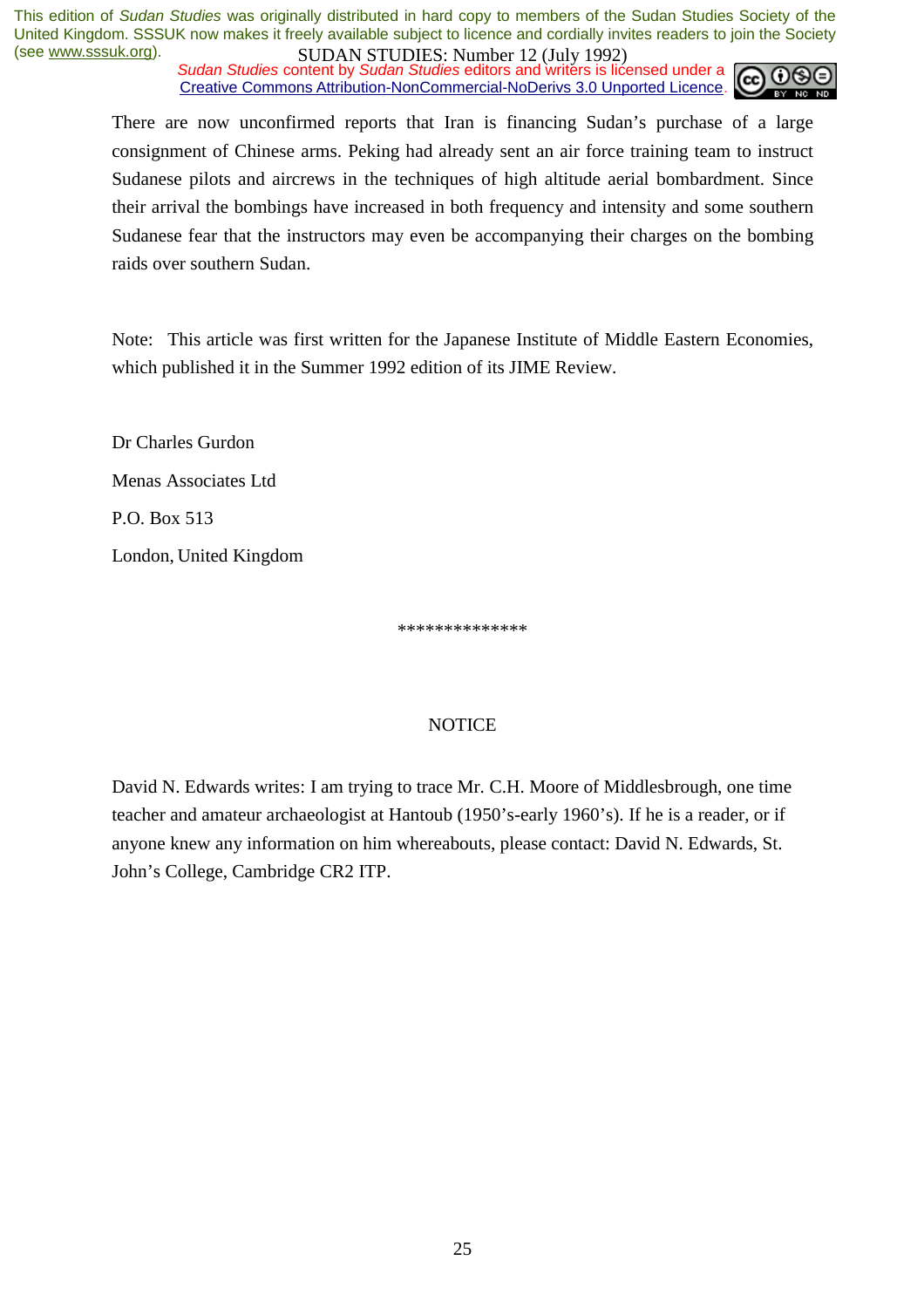There are now unconfirmed reports that Iran is financing Sudan's purchase of a large consignment of Chinese arms. Peking had already sent an air force training team to instruct Sudanese pilots and aircrews in the techniques of high altitude aerial bombardment. Since their arrival the bombings have increased in both frequency and intensity and some southern Sudanese fear that the instructors may even be accompanying their charges on the bombing raids over southern Sudan.

Note: This article was first written for the Japanese Institute of Middle Eastern Economies, which published it in the Summer 1992 edition of its JIME Review.

Dr Charles Gurdon

Menas Associates Ltd

P.O. Box 513

London, United Kingdom

**************

NOTICE

David N. Edwards writes: I am trying to trace Mr. C.H. Moore of Middlesbrough, one time teacher and amateur archaeologist at Hantoub (1950's-early 1960's). If he is a reader, or if anyone knew any information on him whereabouts, please contact: David N. Edwards, St. John's College, Cambridge CR2 ITP.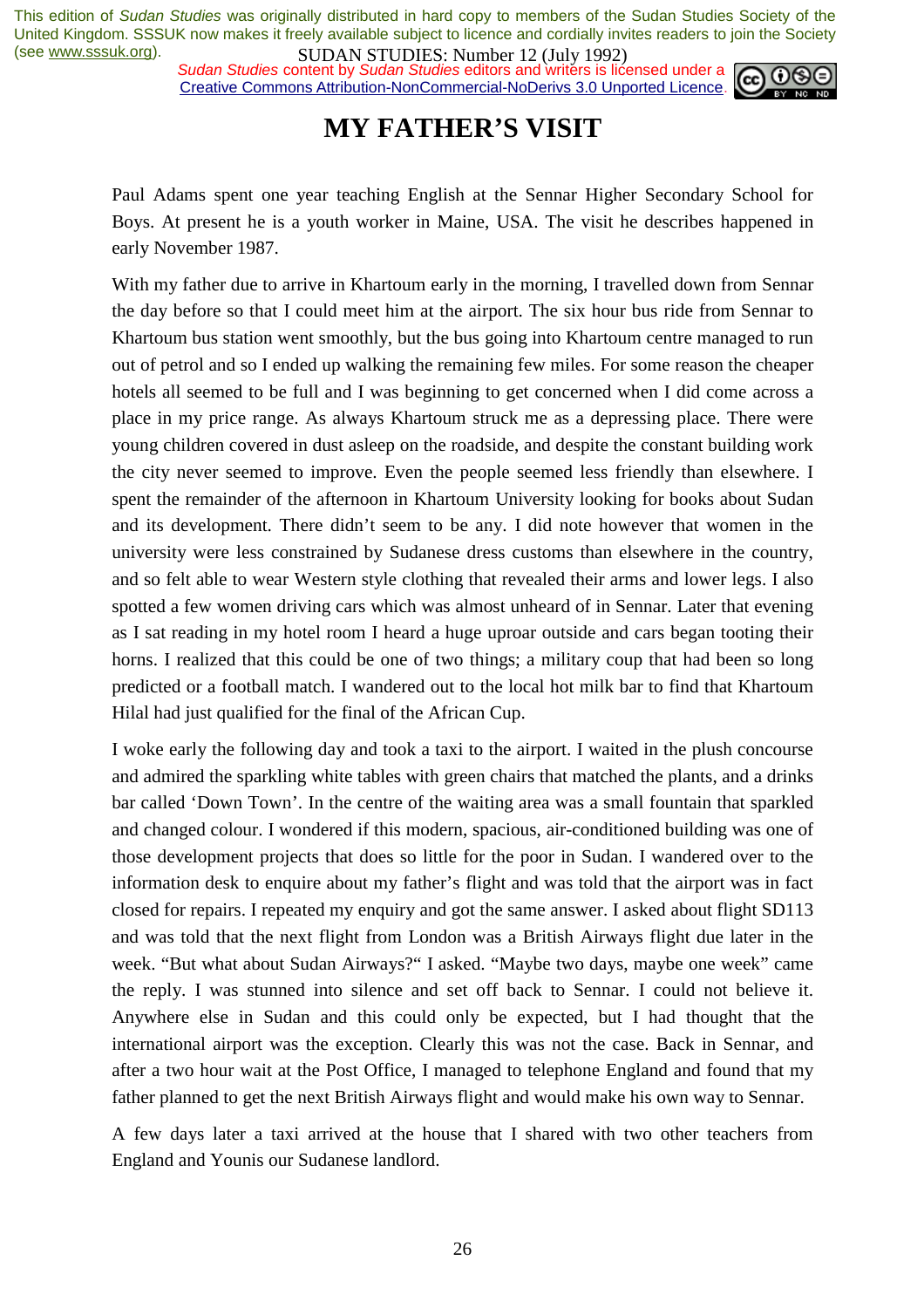# MY FATHER'S VISIT

Paul Adams spent one year teaching English at the Sennar Higher Secondary School for Boys. At present he is a youth worker in Maine, USA. The visit he describes happened in early November 1987.

With my father due to arrive in Khartoum early in the morning, I travelled down from Sennar the day before so that I could meet him at the airport. The six hour bus ride from Sennar to Khartoum bus station went smoothly, but the bus going into Khartoum centre managed to run out of petrol and so I ended up walking the remaining few miles. For some reason the cheaper hotels all seemed to be full and I was beginning to get concerned when I did come across a place in my price range. As always Khartoum struck me as a depressing place. There were young children covered in dust asleep on the roadside, and despite the constant building work the city never seemed to improve. Even the people seemed less friendly than elsewhere. I spent the remainder of the afternoon in Khartoum University looking for books about Sudan and its development. There didn't seem to be any. I did note however that women in the university were less constrained by Sudanese dress customs than elsewhere in the country, and so felt able to wear Western style clothing that revealed their arms and lower legs. I also spotted a few women driving cars which was almost unheard of in Sennar. Later that evening as I sat reading in my hotel room I heard a huge uproar outside and cars began tooting their horns. I realized that this could be one of two things; a military coup that had been so long predicted or a football match. I wandered out to the local hot milk bar to find that Khartoum Hilal had just qualified for the final of the African Cup.

I woke early the following day and took a taxi to the airport. I waited in the plush concourse and admired the sparkling white tables with green chairs that matched the plants, and a drinks bar called 'Down Town'. In the centre of the waiting area was a small fountain that sparkled and changed colour. I wondered if this modern, spacious, air-conditioned building was one of those development projects that does so little for the poor in Sudan. I wandered over to the information desk to enquire about my father's flight and was told that the airport was in fact closed for repairs. I repeated my enquiry and got the same answer. I asked about flight SD113 and was told that the next flight from London was a British Airways flight due later in the week. "But what about Sudan Airways?" I asked. "Maybe two days, maybe one week" came the reply. I was stunned into silence and set off back to Sennar. I could not believe it. Anywhere else in Sudan and this could only be expected, but I had thought that the international airport was the exception. Clearly this was not the case. Back in Sennar, and after a two hour wait at the Post Office, I managed to telephone England and found that my father planned to get the next British Airways flight and would make his own way to Sennar.

A few days later a taxi arrived at the house that I shared with two other teachers from England and Younis our Sudanese landlord.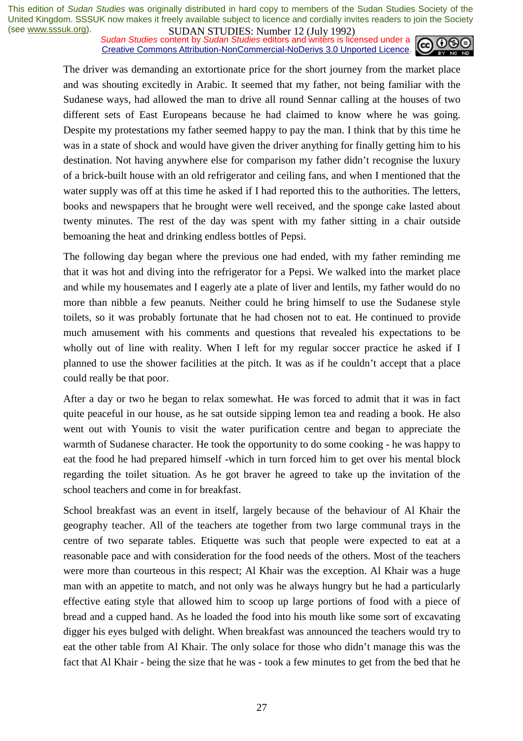The driver was demanding an extortionate price for the short journey from the market place and was shouting excitedly in Arabic. It seemed that my father, not being familiar with the Sudanese ways, had allowed the man to drive all round Sennar calling at the houses of two different sets of East Europeans because he had claimed to know where he was going. Despite my protestations my father seemed happy to pay the man. I think that by this time he was in a state of shock and would have given the driver anything for finally getting him to his destination. Not having anywhere else for comparison my father didn't recognise the luxury of a brick-built house with an old refrigerator and ceiling fans, and when I mentioned that the water supply was off at this time he asked if I had reported this to the authorities. The letters, books and newspapers that he brought were well received, and the sponge cake lasted about twenty minutes. The rest of the day was spent with my father sitting in a chair outside bemoaning the heat and drinking endless bottles of Pepsi.

The following day began where the previous one had ended, with my father reminding me that it was hot and diving into the refrigerator for a Pepsi. We walked into the market place and while my housemates and I eagerly ate a plate of liver and lentils, my father would do no more than nibble a few peanuts. Neither could he bring himself to use the Sudanese style toilets, so it was probably fortunate that he had chosen not to eat. He continued to provide much amusement with his comments and questions that revealed his expectations to be wholly out of line with reality. When I left for my regular soccer practice he asked if I planned to use the shower facilities at the pitch. It was as if he couldn't accept that a place could really be that poor.

After a day or two he began to relax somewhat. He was forced to admit that it was in fact quite peaceful in our house, as he sat outside sipping lemon tea and reading a book. He also went out with Younis to visit the water purification centre and began to appreciate the warmth of Sudanese character. He took the opportunity to do some cooking - he was happy to eat the food he had prepared himself -which in turn forced him to get over his mental block regarding the toilet situation. As he got braver he agreed to take up the invitation of the school teachers and come in for breakfast.

School breakfast was an event in itself, largely because of the behaviour of Al Khair the geography teacher. All of the teachers ate together from two large communal trays in the centre of two separate tables. Etiquette was such that people were expected to eat at a reasonable pace and with consideration for the food needs of the others. Most of the teachers were more than courteous in this respect; Al Khair was the exception. Al Khair was a huge man with an appetite to match, and not only was he always hungry but he had a particularly effective eating style that allowed him to scoop up large portions of food with a piece of bread and a cupped hand. As he loaded the food into his mouth like some sort of excavating digger his eyes bulged with delight. When breakfast was announced the teachers would try to eat the other table from Al Khair. The only solace for those who didn't manage this was the fact that Al Khair - being the size that he was - took a few minutes to get from the bed that he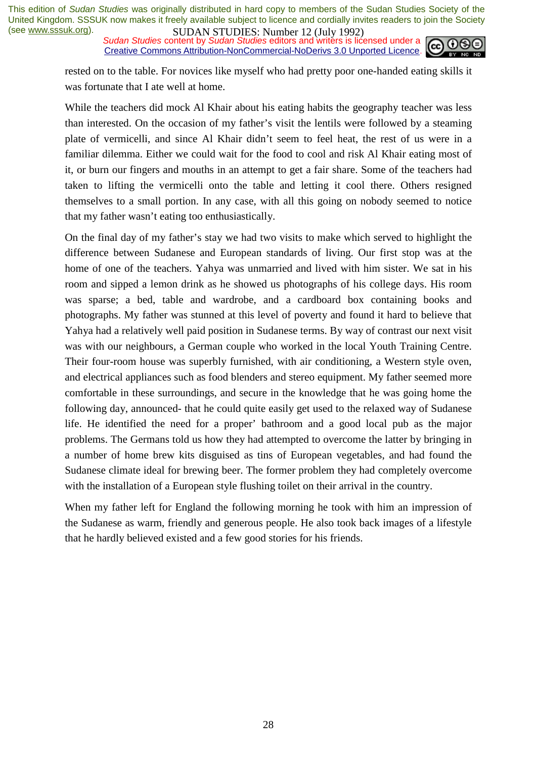rested on to the table. For novices like myself who had pretty poor one-handed eating skills it was fortunate that I ate well at home.

While the teachers did mock Al Khair about his eating habits the geography teacher was less than interested. On the occasion of my father's visit the lentils were followed by a steaming plate of vermicelli, and since Al Khair didn't seem to feel heat, the rest of us were in a familiar dilemma. Either we could wait for the food to cool and risk Al Khair eating most of it, or burn our fingers and mouths in an attempt to get a fair share. Some of the teachers had taken to lifting the vermicelli onto the table and letting it cool there. Others resigned themselves to a small portion. In any case, with all this going on nobody seemed to notice that my father wasn't eating too enthusiastically.

On the final day of my father's stay we had two visits to make which served to highlight the difference between Sudanese and European standards of living. Our first stop was at the home of one of the teachers. Yahya was unmarried and lived with him sister. We sat in his room and sipped a lemon drink as he showed us photographs of his college days. His room was sparse; a bed, table and wardrobe, and a cardboard box containing books and photographs. My father was stunned at this level of poverty and found it hard to believe that Yahya had a relatively well paid position in Sudanese terms. By way of contrast our next visit was with our neighbours, a German couple who worked in the local Youth Training Centre. Their four-room house was superbly furnished, with air conditioning, a Western style oven, and electrical appliances such as food blenders and stereo equipment. My father seemed more comfortable in these surroundings, and secure in the knowledge that he was going home the following day, announced- that he could quite easily get used to the relaxed way of Sudanese life. He identified the need for a proper' bathroom and a good local pub as the major problems. The Germans told us how they had attempted to overcome the latter by bringing in a number of home brew kits disguised as tins of European vegetables, and had found the Sudanese climate ideal for brewing beer. The former problem they had completely overcome with the installation of a European style flushing toilet on their arrival in the country.

When my father left for England the following morning he took with him an impression of the Sudanese as warm, friendly and generous people. He also took back images of a lifestyle that he hardly believed existed and a few good stories for his friends.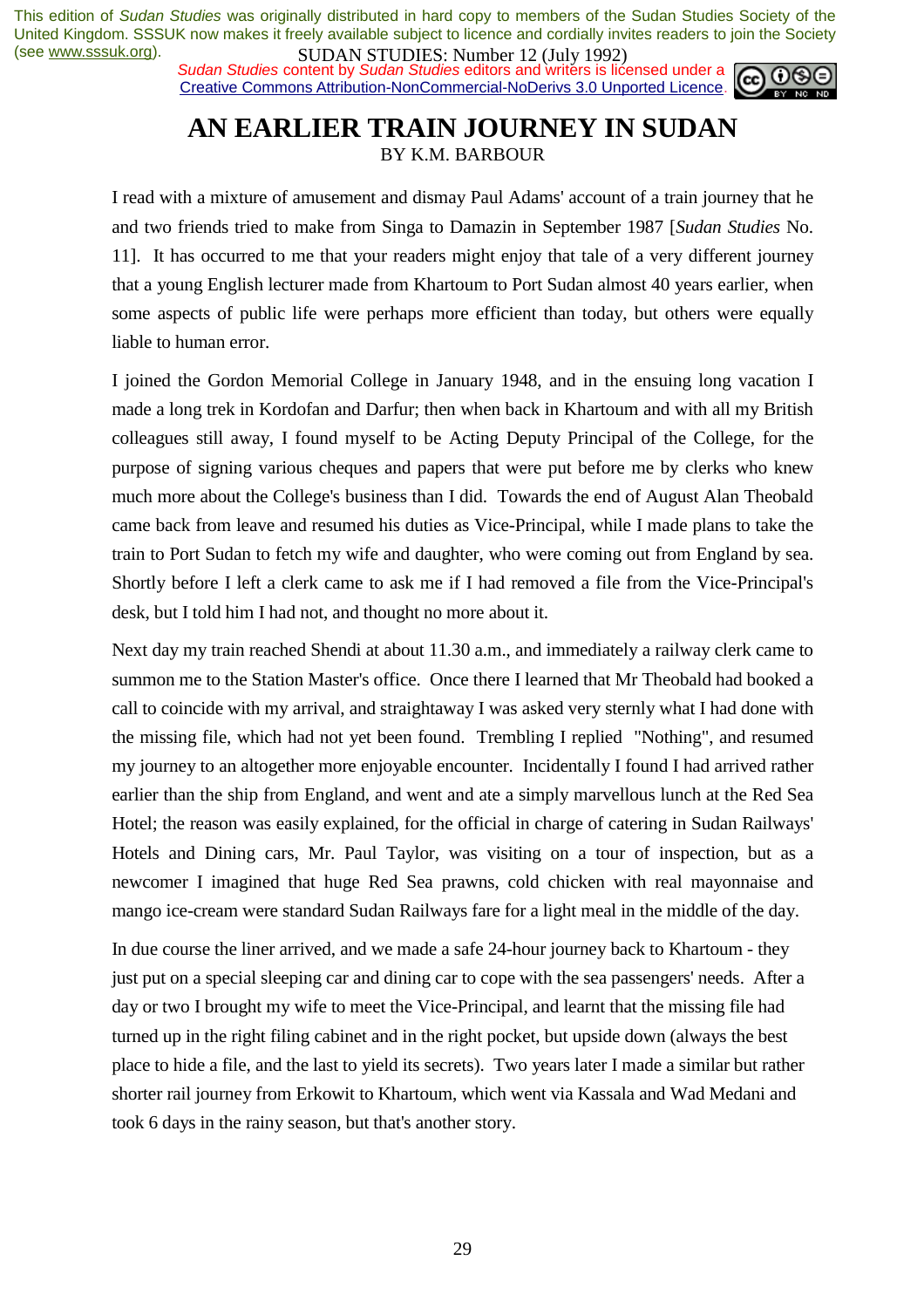This edition of *Sudan Studies* was originally distributed in hard copy to members of the Sudan Studies Society of the United Kingdom. SSSUK now makes it freely available subject to licence and cordially invites readers to join the Society (see www.sssuk.org).

*Sudan Studies* content by *Sudan Studies* editors and writers is licensed under a Creative Commons Attribution-NonCommercial-NoDerivs 3.0 Unported Licence.

# AN EARLIER TRAIN JOURNEY IN SUDAN

BY K.M. BARBOUR

I read with a mixture of amusement and dismay Paul Adams' account of a train journey that he and two friends tried to make from Singa to Damazin in September 1987 [*Sudan Studies* No. 11]. It has occurred to me that your readers might enjoy that tale of a very different journey that a young English lecturer made from Khartoum to Port Sudan almost 40 years earlier, when some aspects of public life were perhaps more efficient than today, but others were equally liable to human error.

I joined the Gordon Memorial College in January 1948, and in the ensuing long vacation I made a long trek in Kordofan and Darfur; then when back in Khartoum and with all my British colleagues still away, I found myself to be Acting Deputy Principal of the College, for the purpose of signing various cheques and papers that were put before me by clerks who knew much more about the College's business than I did. Towards the end of August Alan Theobald came back from leave and resumed his duties as Vice-Principal, while I made plans to take the train to Port Sudan to fetch my wife and daughter, who were coming out from England by sea. Shortly before I left a clerk came to ask me if I had removed a file from the Vice-Principal's desk, but I told him I had not, and thought no more about it.

Next day my train reached Shendi at about 11.30 a.m., and immediately a railway clerk came to summon me to the Station Master's office. Once there I learned that Mr Theobald had booked a call to coincide with my arrival, and straightaway I was asked very sternly what I had done with the missing file, which had not yet been found. Trembling I replied "Nothing", and resumed my journey to an altogether more enjoyable encounter. Incidentally I found I had arrived rather earlier than the ship from England, and went and ate a simply marvellous lunch at the Red Sea Hotel; the reason was easily explained, for the official in charge of catering in Sudan Railways' Hotels and Dining cars, Mr. Paul Taylor, was visiting on a tour of inspection, but as a newcomer I imagined that huge Red Sea prawns, cold chicken with real mayonnaise and mango ice-cream were standard Sudan Railways fare for a light meal in the middle of the day.

In due course the liner arrived, and we made a safe 24-hour journey back to Khartoum - they just put on a special sleeping car and dining car to cope with the sea passengers' needs. After a day or two I brought my wife to meet the Vice-Principal, and learnt that the missing file had turned up in the right filing cabinet and in the right pocket, but upside down (always the best place to hide a file, and the last to yield its secrets). Two years later I made a similar but rather shorter rail journey from Erkowit to Khartoum, which went via Kassala and Wad Medani and took 6 days in the rainy season, but that's another story.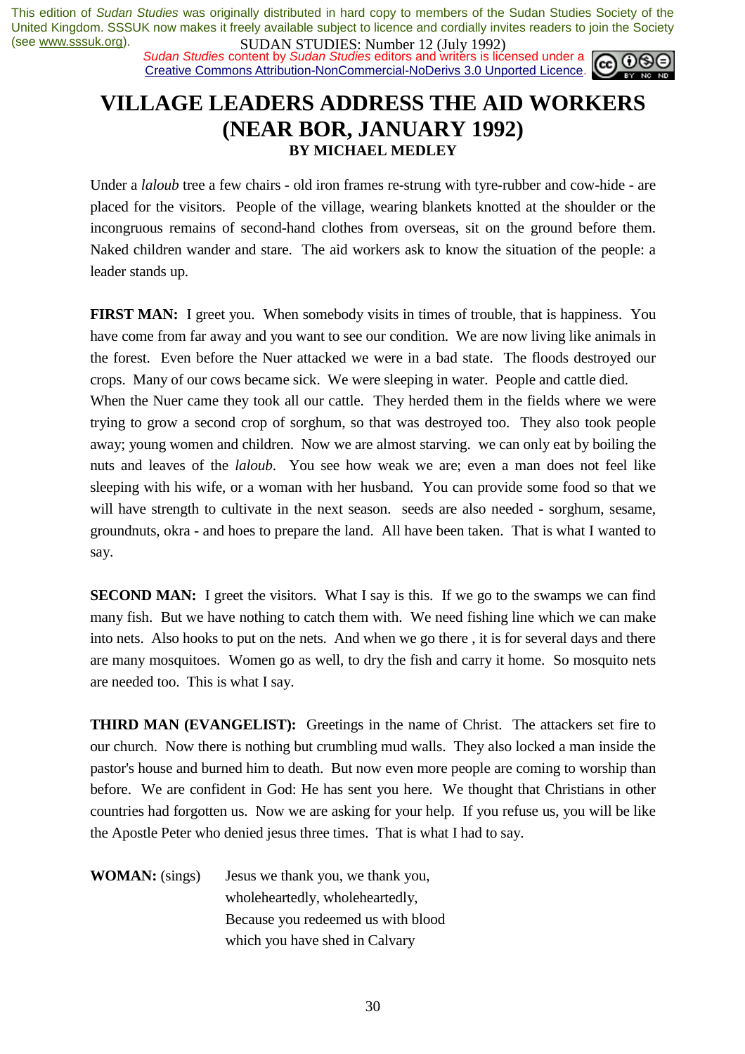# VILLAGE LEADERS ADDRESS THE AID WORKERS (NEAR BOR, JANUARY 1992)

### BY MICHAEL MEDLEY

Under a *laloub* tree a few chairs - old iron frames re-strung with tyre-rubber and cow-hide - are placed for the visitors. People of the village, wearing blankets knotted at the shoulder or the incongruous remains of second-hand clothes from overseas, sit on the ground before them. Naked children wander and stare. The aid workers ask to know the situation of the people: a leader stands up.

**FIRST MAN:** I greet you. When somebody visits in times of trouble, that is happiness. You have come from far away and you want to see our condition. We are now living like animals in the forest. Even before the Nuer attacked we were in a bad state. The floods destroyed our crops. Many of our cows became sick. We were sleeping in water. People and cattle died.
When the Nuer came they took all our cattle. They herded them in the fields where we were trying to grow a second crop of sorghum, so that was destroyed too. They also took people away; young women and children. Now we are almost starving. we can only eat by boiling the nuts and leaves of the *laloub*. You see how weak we are; even a man does not feel like sleeping with his wife, or a woman with her husband. You can provide some food so that we will have strength to cultivate in the next season. seeds are also needed - sorghum, sesame, groundnuts, okra - and hoes to prepare the land. All have been taken. That is what I wanted to say.

**SECOND MAN:** I greet the visitors. What I say is this. If we go to the swamps we can find many fish. But we have nothing to catch them with. We need fishing line which we can make into nets. Also hooks to put on the nets. And when we go there , it is for several days and there are many mosquitoes. Women go as well, to dry the fish and carry it home. So mosquito nets are needed too. This is what I say.

**THIRD MAN (EVANGELIST):** Greetings in the name of Christ. The attackers set fire to our church. Now there is nothing but crumbling mud walls. They also locked a man inside the pastor's house and burned him to death. But now even more people are coming to worship than before. We are confident in God: He has sent you here. We thought that Christians in other countries had forgotten us. Now we are asking for your help. If you refuse us, you will be like the Apostle Peter who denied jesus three times. That is what I had to say.

**WOMAN:** (sings)

Jesus we thank you, we thank you,
wholeheartedly, wholeheartedly,
Because you redeemed us with blood
which you have shed in Calvary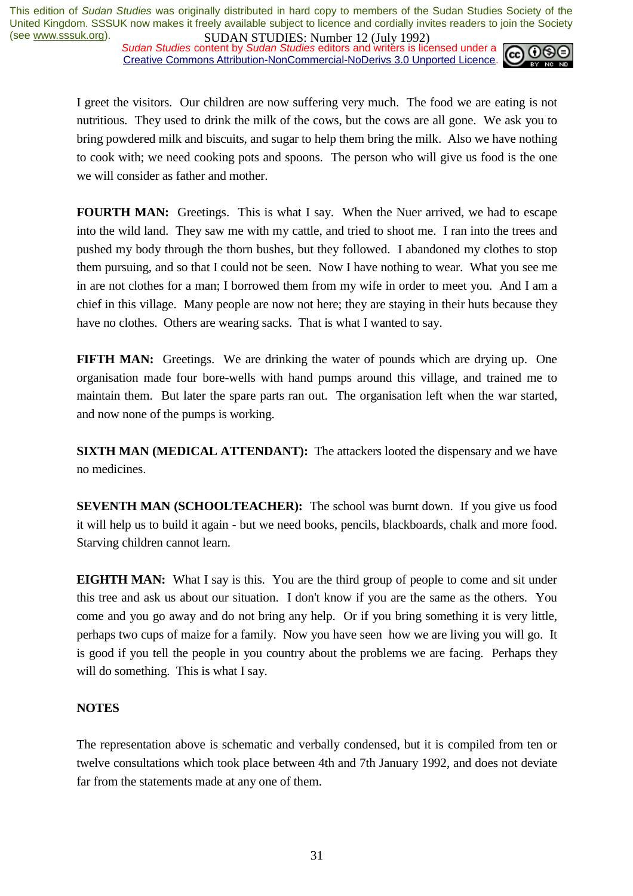I greet the visitors. Our children are now suffering very much. The food we are eating is not nutritious. They used to drink the milk of the cows, but the cows are all gone. We ask you to bring powdered milk and biscuits, and sugar to help them bring the milk. Also we have nothing to cook with; we need cooking pots and spoons. The person who will give us food is the one we will consider as father and mother.

**FOURTH MAN:** Greetings. This is what I say. When the Nuer arrived, we had to escape into the wild land. They saw me with my cattle, and tried to shoot me. I ran into the trees and pushed my body through the thorn bushes, but they followed. I abandoned my clothes to stop them pursuing, and so that I could not be seen. Now I have nothing to wear. What you see me in are not clothes for a man; I borrowed them from my wife in order to meet you. And I am a chief in this village. Many people are now not here; they are staying in their huts because they have no clothes. Others are wearing sacks. That is what I wanted to say.

**FIFTH MAN:** Greetings. We are drinking the water of pounds which are drying up. One organisation made four bore-wells with hand pumps around this village, and trained me to maintain them. But later the spare parts ran out. The organisation left when the war started, and now none of the pumps is working.

**SIXTH MAN (MEDICAL ATTENDANT):** The attackers looted the dispensary and we have no medicines.

**SEVENTH MAN (SCHOOLTEACHER):** The school was burnt down. If you give us food it will help us to build it again - but we need books, pencils, blackboards, chalk and more food. Starving children cannot learn.

**EIGHTH MAN:** What I say is this. You are the third group of people to come and sit under this tree and ask us about our situation. I don't know if you are the same as the others. You come and you go away and do not bring any help. Or if you bring something it is very little, perhaps two cups of maize for a family. Now you have seen how we are living you will go. It is good if you tell the people in you country about the problems we are facing. Perhaps they will do something. This is what I say.

## NOTES

The representation above is schematic and verbally condensed, but it is compiled from ten or twelve consultations which took place between 4th and 7th January 1992, and does not deviate far from the statements made at any one of them.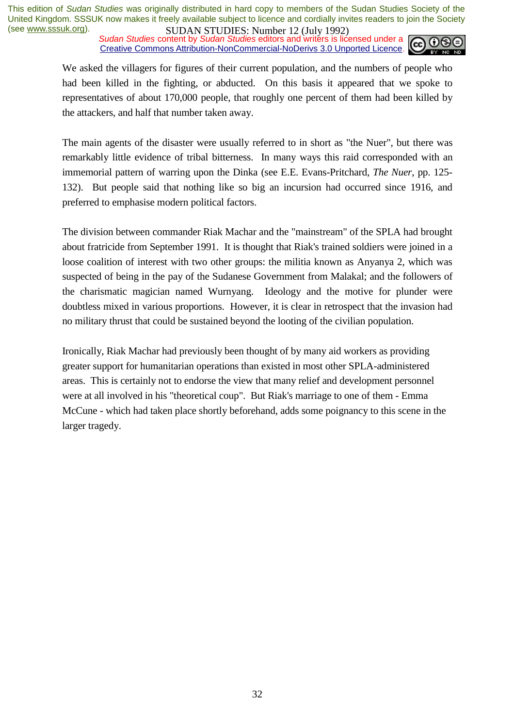We asked the villagers for figures of their current population, and the numbers of people who had been killed in the fighting, or abducted. On this basis it appeared that we spoke to representatives of about 170,000 people, that roughly one percent of them had been killed by the attackers, and half that number taken away.

The main agents of the disaster were usually referred to in short as "the Nuer", but there was remarkably little evidence of tribal bitterness. In many ways this raid corresponded with an immemorial pattern of warring upon the Dinka (see E.E. Evans-Pritchard, *The Nuer*, pp. 125-132). But people said that nothing like so big an incursion had occurred since 1916, and preferred to emphasise modern political factors.

The division between commander Riak Machar and the "mainstream" of the SPLA had brought about fratricide from September 1991. It is thought that Riak's trained soldiers were joined in a loose coalition of interest with two other groups: the militia known as Anyanya 2, which was suspected of being in the pay of the Sudanese Government from Malakal; and the followers of the charismatic magician named Wurnyang. Ideology and the motive for plunder were doubtless mixed in various proportions. However, it is clear in retrospect that the invasion had no military thrust that could be sustained beyond the looting of the civilian population.

Ironically, Riak Machar had previously been thought of by many aid workers as providing greater support for humanitarian operations than existed in most other SPLA-administered areas. This is certainly not to endorse the view that many relief and development personnel were at all involved in his "theoretical coup". But Riak's marriage to one of them - Emma McCune - which had taken place shortly beforehand, adds some poignancy to this scene in the larger tragedy.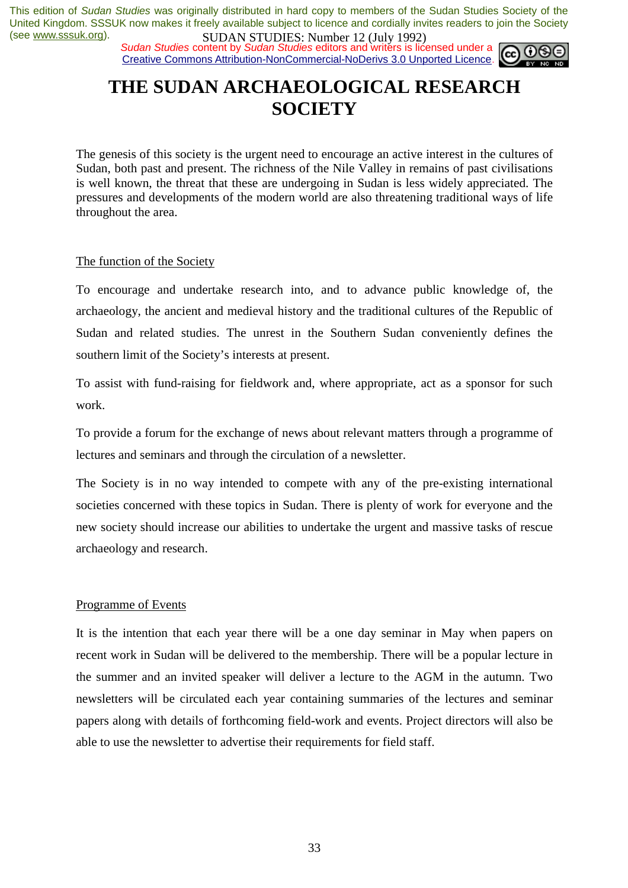# THE SUDAN ARCHAEOLOGICAL RESEARCH SOCIETY

The genesis of this society is the urgent need to encourage an active interest in the cultures of Sudan, both past and present. The richness of the Nile Valley in remains of past civilisations is well known, the threat that these are undergoing in Sudan is less widely appreciated. The pressures and developments of the modern world are also threatening traditional ways of life throughout the area.

## The function of the Society

To encourage and undertake research into, and to advance public knowledge of, the archaeology, the ancient and medieval history and the traditional cultures of the Republic of Sudan and related studies. The unrest in the Southern Sudan conveniently defines the southern limit of the Society's interests at present.

To assist with fund-raising for fieldwork and, where appropriate, act as a sponsor for such work.

To provide a forum for the exchange of news about relevant matters through a programme of lectures and seminars and through the circulation of a newsletter.

The Society is in no way intended to compete with any of the pre-existing international societies concerned with these topics in Sudan. There is plenty of work for everyone and the new society should increase our abilities to undertake the urgent and massive tasks of rescue archaeology and research.

## Programme of Events

It is the intention that each year there will be a one day seminar in May when papers on recent work in Sudan will be delivered to the membership. There will be a popular lecture in the summer and an invited speaker will deliver a lecture to the AGM in the autumn. Two newsletters will be circulated each year containing summaries of the lectures and seminar papers along with details of forthcoming field-work and events. Project directors will also be able to use the newsletter to advertise their requirements for field staff.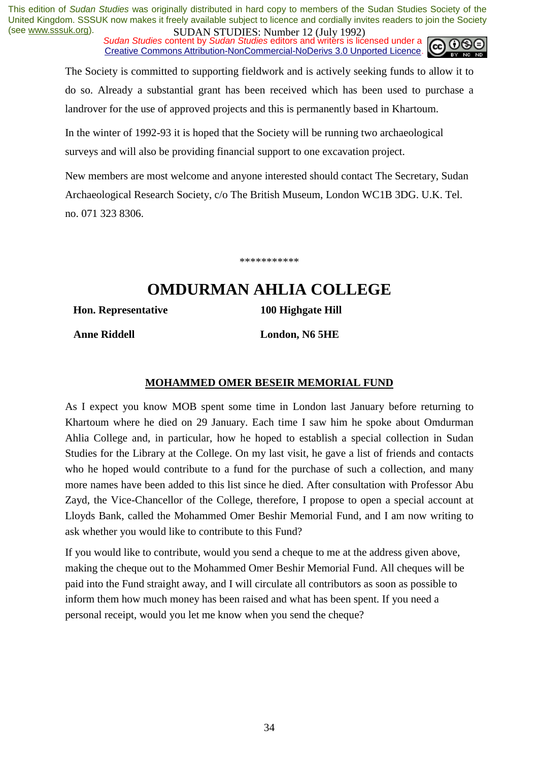The Society is committed to supporting fieldwork and is actively seeking funds to allow it to do so. Already a substantial grant has been received which has been used to purchase a landrover for the use of approved projects and this is permanently based in Khartoum.

In the winter of 1992-93 it is hoped that the Society will be running two archaeological surveys and will also be providing financial support to one excavation project.

New members are most welcome and anyone interested should contact The Secretary, Sudan Archaeological Research Society, c/o The British Museum, London WC1B 3DG. U.K. Tel. no. 071 323 8306.

***********

# OMDURMAN AHLIA COLLEGE

**Hon. Representative** — **100 Highgate Hill**

**Anne Riddell** — **London, N6 5HE**

## MOHAMMED OMER BESEIR MEMORIAL FUND

As I expect you know MOB spent some time in London last January before returning to Khartoum where he died on 29 January. Each time I saw him he spoke about Omdurman Ahlia College and, in particular, how he hoped to establish a special collection in Sudan Studies for the Library at the College. On my last visit, he gave a list of friends and contacts who he hoped would contribute to a fund for the purchase of such a collection, and many more names have been added to this list since he died. After consultation with Professor Abu Zayd, the Vice-Chancellor of the College, therefore, I propose to open a special account at Lloyds Bank, called the Mohammed Omer Beshir Memorial Fund, and I am now writing to ask whether you would like to contribute to this Fund?

If you would like to contribute, would you send a cheque to me at the address given above, making the cheque out to the Mohammed Omer Beshir Memorial Fund. All cheques will be paid into the Fund straight away, and I will circulate all contributors as soon as possible to inform them how much money has been raised and what has been spent. If you need a personal receipt, would you let me know when you send the cheque?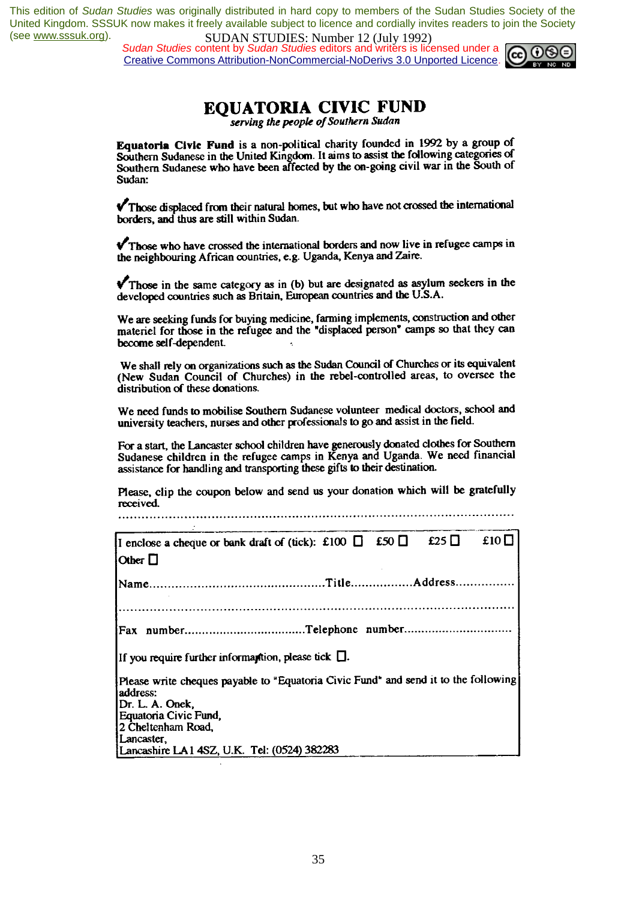# EQUATORIA CIVIC FUND

*serving the people of Southern Sudan*

**Equatoria Civic Fund** is a non-political charity founded in 1992 by a group of Southern Sudanese in the United Kingdom. It aims to assist the following categories of Southern Sudanese who have been affected by the on-going civil war in the South of Sudan:

✓ Those displaced from their natural homes, but who have not crossed the international borders, and thus are still within Sudan.

✓ Those who have crossed the international borders and now live in refugee camps in the neighbouring African countries, e.g. Uganda, Kenya and Zaire.

✓ Those in the same category as in (b) but are designated as asylum seekers in the developed countries such as Britain, European countries and the U.S.A.

We are seeking funds for buying medicine, farming implements, construction and other materiel for those in the refugee and the "displaced person" camps so that they can become self-dependent.

We shall rely on organizations such as the Sudan Council of Churches or its equivalent (New Sudan Council of Churches) in the rebel-controlled areas, to oversee the distribution of these donations.

We need funds to mobilise Southern Sudanese volunteer medical doctors, school and university teachers, nurses and other professionals to go and assist in the field.

For a start, the Lancaster school children have generously donated clothes for Southern Sudanese children in the refugee camps in Kenya and Uganda. We need financial assistance for handling and transporting these gifts to their destination.

Please, clip the coupon below and send us your donation which will be gratefully received.

.........................................................................................................

I enclose a cheque or bank draft of (tick): £100 ☐ £50 ☐ £25 ☐ £10 ☐
Other ☐

Name.............................................Title.................Address................

.........................................................................................................

Fax number.................................Telephone number..............................

If you require further information, please tick ☐.

Please write cheques payable to "Equatoria Civic Fund" and send it to the following address:
Dr. L. A. Onek,
Equatoria Civic Fund,
2 Cheltenham Road,
Lancaster,
Lancashire LA1 4SZ, U.K. Tel: (0524) 382283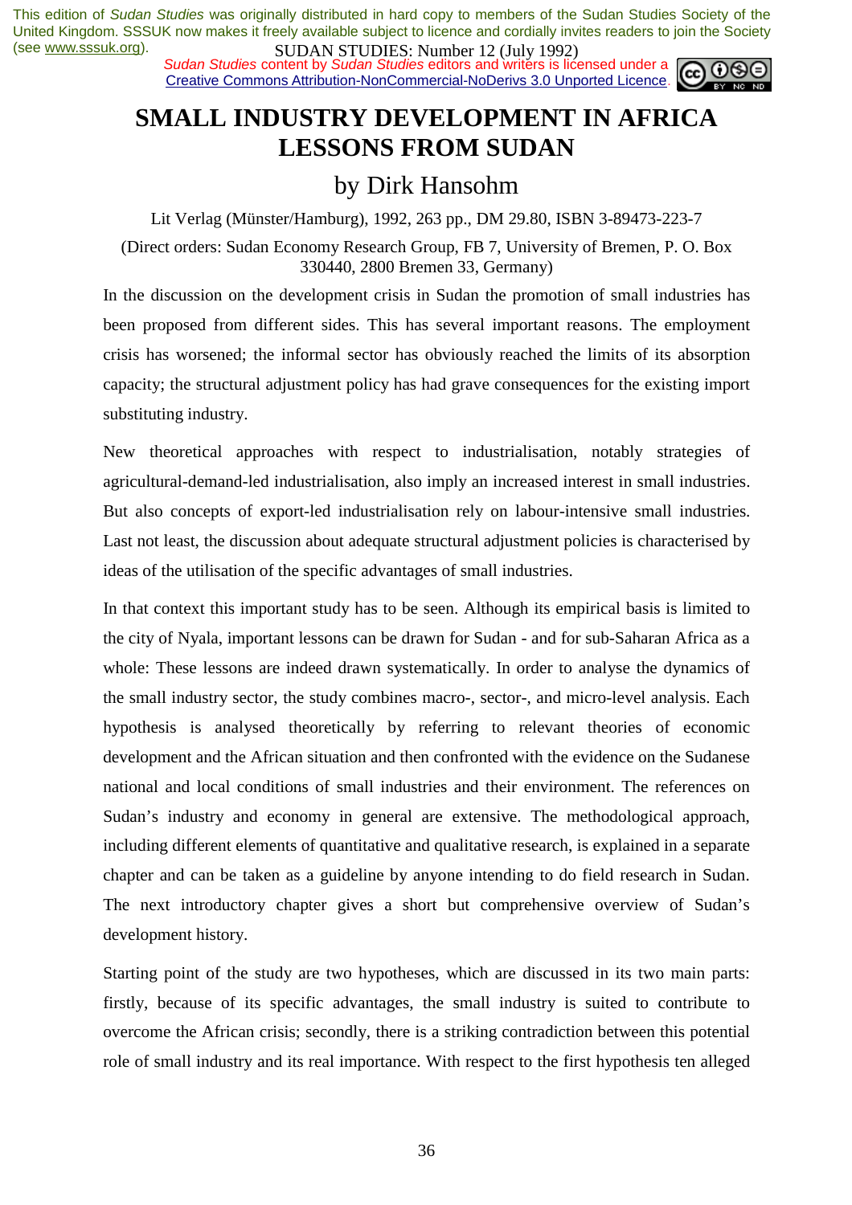This edition of *Sudan Studies* was originally distributed in hard copy to members of the Sudan Studies Society of the United Kingdom. SSSUK now makes it freely available subject to licence and cordially invites readers to join the Society (see www.sssuk.org).

*Sudan Studies* content by *Sudan Studies* editors and writers is licensed under a Creative Commons Attribution-NonCommercial-NoDerivs 3.0 Unported Licence.

# SMALL INDUSTRY DEVELOPMENT IN AFRICA LESSONS FROM SUDAN

## by Dirk Hansohm

Lit Verlag (Münster/Hamburg), 1992, 263 pp., DM 29.80, ISBN 3-89473-223-7

(Direct orders: Sudan Economy Research Group, FB 7, University of Bremen, P. O. Box 330440, 2800 Bremen 33, Germany)

In the discussion on the development crisis in Sudan the promotion of small industries has been proposed from different sides. This has several important reasons. The employment crisis has worsened; the informal sector has obviously reached the limits of its absorption capacity; the structural adjustment policy has had grave consequences for the existing import substituting industry.

New theoretical approaches with respect to industrialisation, notably strategies of agricultural-demand-led industrialisation, also imply an increased interest in small industries. But also concepts of export-led industrialisation rely on labour-intensive small industries. Last not least, the discussion about adequate structural adjustment policies is characterised by ideas of the utilisation of the specific advantages of small industries.

In that context this important study has to be seen. Although its empirical basis is limited to the city of Nyala, important lessons can be drawn for Sudan - and for sub-Saharan Africa as a whole: These lessons are indeed drawn systematically. In order to analyse the dynamics of the small industry sector, the study combines macro-, sector-, and micro-level analysis. Each hypothesis is analysed theoretically by referring to relevant theories of economic development and the African situation and then confronted with the evidence on the Sudanese national and local conditions of small industries and their environment. The references on Sudan's industry and economy in general are extensive. The methodological approach, including different elements of quantitative and qualitative research, is explained in a separate chapter and can be taken as a guideline by anyone intending to do field research in Sudan. The next introductory chapter gives a short but comprehensive overview of Sudan's development history.

Starting point of the study are two hypotheses, which are discussed in its two main parts: firstly, because of its specific advantages, the small industry is suited to contribute to overcome the African crisis; secondly, there is a striking contradiction between this potential role of small industry and its real importance. With respect to the first hypothesis ten alleged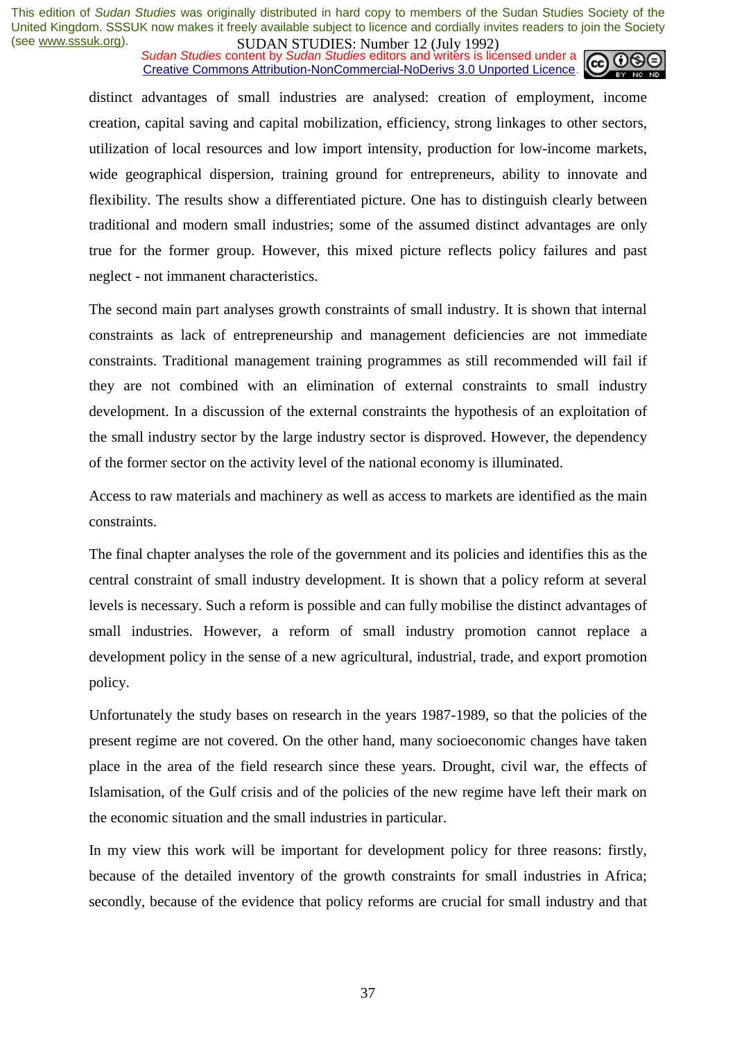distinct advantages of small industries are analysed: creation of employment, income creation, capital saving and capital mobilization, efficiency, strong linkages to other sectors, utilization of local resources and low import intensity, production for low-income markets, wide geographical dispersion, training ground for entrepreneurs, ability to innovate and flexibility. The results show a differentiated picture. One has to distinguish clearly between traditional and modern small industries; some of the assumed distinct advantages are only true for the former group. However, this mixed picture reflects policy failures and past neglect - not immanent characteristics.

The second main part analyses growth constraints of small industry. It is shown that internal constraints as lack of entrepreneurship and management deficiencies are not immediate constraints. Traditional management training programmes as still recommended will fail if they are not combined with an elimination of external constraints to small industry development. In a discussion of the external constraints the hypothesis of an exploitation of the small industry sector by the large industry sector is disproved. However, the dependency of the former sector on the activity level of the national economy is illuminated.

Access to raw materials and machinery as well as access to markets are identified as the main constraints.

The final chapter analyses the role of the government and its policies and identifies this as the central constraint of small industry development. It is shown that a policy reform at several levels is necessary. Such a reform is possible and can fully mobilise the distinct advantages of small industries. However, a reform of small industry promotion cannot replace a development policy in the sense of a new agricultural, industrial, trade, and export promotion policy.

Unfortunately the study bases on research in the years 1987-1989, so that the policies of the present regime are not covered. On the other hand, many socioeconomic changes have taken place in the area of the field research since these years. Drought, civil war, the effects of Islamisation, of the Gulf crisis and of the policies of the new regime have left their mark on the economic situation and the small industries in particular.

In my view this work will be important for development policy for three reasons: firstly, because of the detailed inventory of the growth constraints for small industries in Africa; secondly, because of the evidence that policy reforms are crucial for small industry and that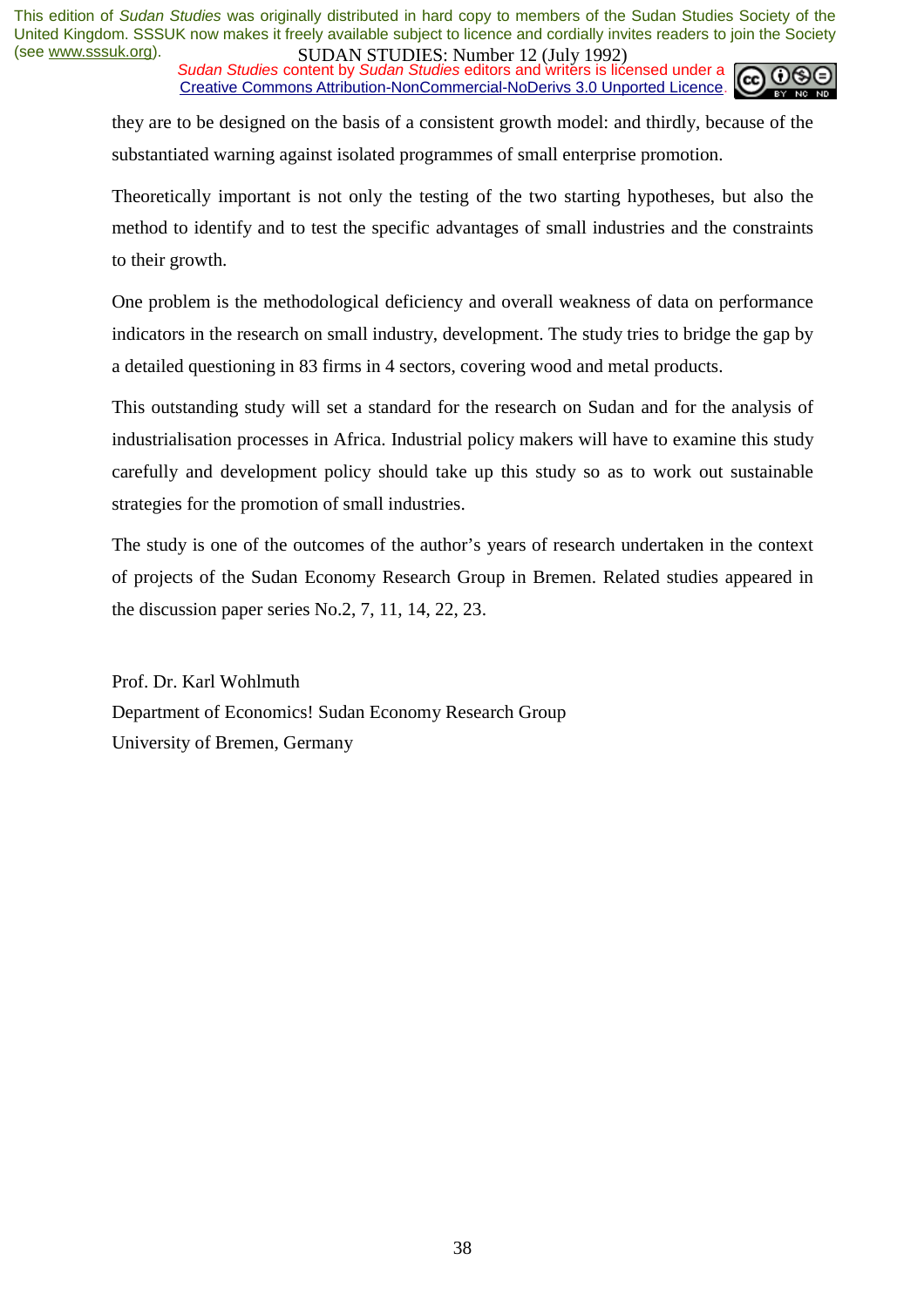they are to be designed on the basis of a consistent growth model: and thirdly, because of the substantiated warning against isolated programmes of small enterprise promotion.

Theoretically important is not only the testing of the two starting hypotheses, but also the method to identify and to test the specific advantages of small industries and the constraints to their growth.

One problem is the methodological deficiency and overall weakness of data on performance indicators in the research on small industry, development. The study tries to bridge the gap by a detailed questioning in 83 firms in 4 sectors, covering wood and metal products.

This outstanding study will set a standard for the research on Sudan and for the analysis of industrialisation processes in Africa. Industrial policy makers will have to examine this study carefully and development policy should take up this study so as to work out sustainable strategies for the promotion of small industries.

The study is one of the outcomes of the author's years of research undertaken in the context of projects of the Sudan Economy Research Group in Bremen. Related studies appeared in the discussion paper series No.2, 7, 11, 14, 22, 23.

Prof. Dr. Karl Wohlmuth
Department of Economics! Sudan Economy Research Group
University of Bremen, Germany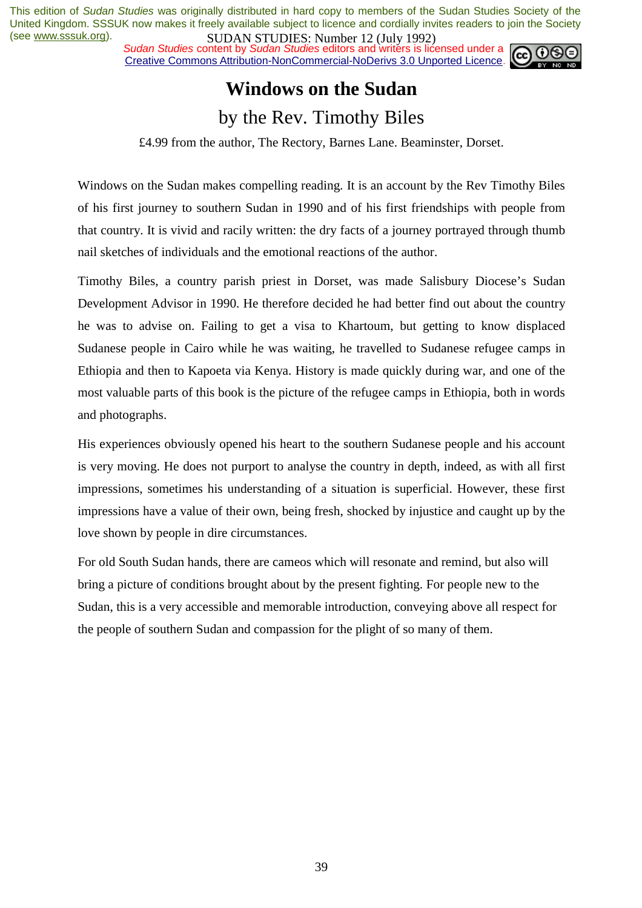# Windows on the Sudan

## by the Rev. Timothy Biles

£4.99 from the author, The Rectory, Barnes Lane. Beaminster, Dorset.

Windows on the Sudan makes compelling reading. It is an account by the Rev Timothy Biles of his first journey to southern Sudan in 1990 and of his first friendships with people from that country. It is vivid and racily written: the dry facts of a journey portrayed through thumb nail sketches of individuals and the emotional reactions of the author.

Timothy Biles, a country parish priest in Dorset, was made Salisbury Diocese's Sudan Development Advisor in 1990. He therefore decided he had better find out about the country he was to advise on. Failing to get a visa to Khartoum, but getting to know displaced Sudanese people in Cairo while he was waiting, he travelled to Sudanese refugee camps in Ethiopia and then to Kapoeta via Kenya. History is made quickly during war, and one of the most valuable parts of this book is the picture of the refugee camps in Ethiopia, both in words and photographs.

His experiences obviously opened his heart to the southern Sudanese people and his account is very moving. He does not purport to analyse the country in depth, indeed, as with all first impressions, sometimes his understanding of a situation is superficial. However, these first impressions have a value of their own, being fresh, shocked by injustice and caught up by the love shown by people in dire circumstances.

For old South Sudan hands, there are cameos which will resonate and remind, but also will bring a picture of conditions brought about by the present fighting. For people new to the Sudan, this is a very accessible and memorable introduction, conveying above all respect for the people of southern Sudan and compassion for the plight of so many of them.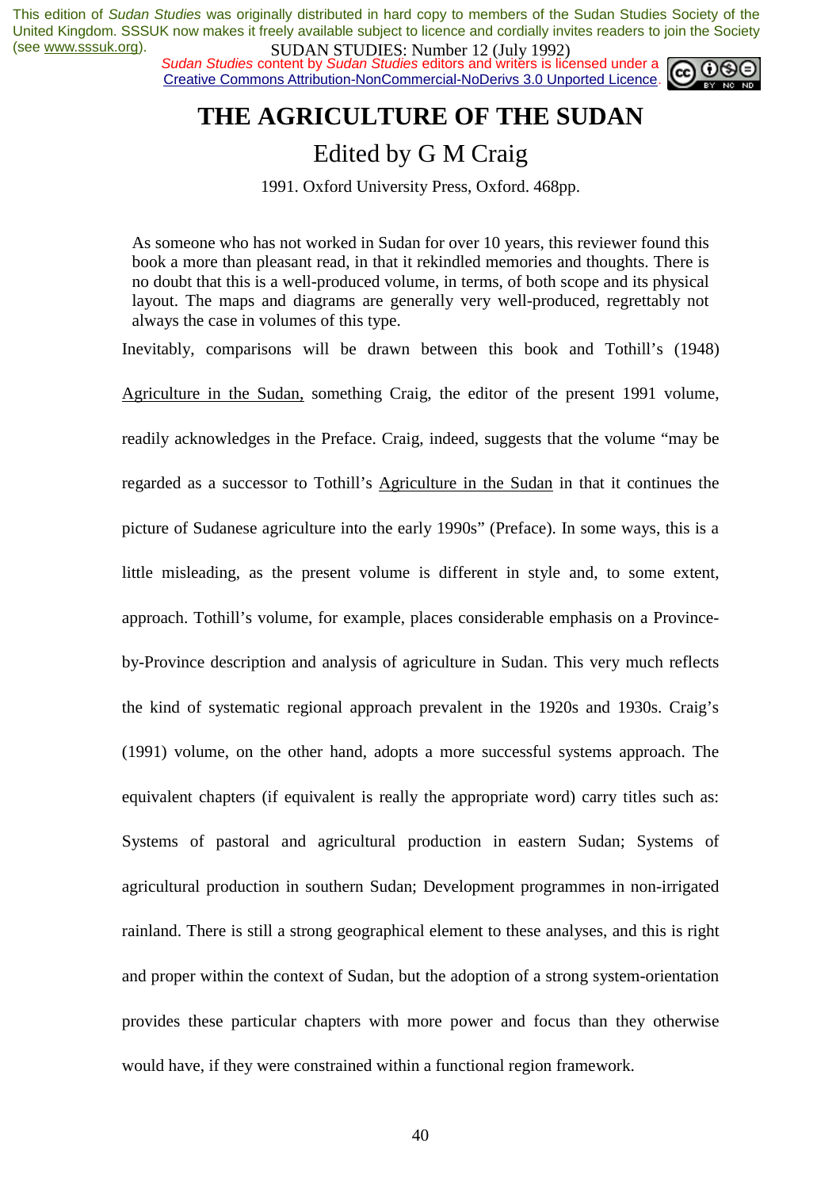# THE AGRICULTURE OF THE SUDAN

## Edited by G M Craig

1991. Oxford University Press, Oxford. 468pp.

As someone who has not worked in Sudan for over 10 years, this reviewer found this book a more than pleasant read, in that it rekindled memories and thoughts. There is no doubt that this is a well-produced volume, in terms, of both scope and its physical layout. The maps and diagrams are generally very well-produced, regrettably not always the case in volumes of this type.

Inevitably, comparisons will be drawn between this book and Tothill's (1948) Agriculture in the Sudan, something Craig, the editor of the present 1991 volume, readily acknowledges in the Preface. Craig, indeed, suggests that the volume "may be regarded as a successor to Tothill's Agriculture in the Sudan in that it continues the picture of Sudanese agriculture into the early 1990s" (Preface). In some ways, this is a little misleading, as the present volume is different in style and, to some extent, approach. Tothill's volume, for example, places considerable emphasis on a Province-by-Province description and analysis of agriculture in Sudan. This very much reflects the kind of systematic regional approach prevalent in the 1920s and 1930s. Craig's (1991) volume, on the other hand, adopts a more successful systems approach. The equivalent chapters (if equivalent is really the appropriate word) carry titles such as: Systems of pastoral and agricultural production in eastern Sudan; Systems of agricultural production in southern Sudan; Development programmes in non-irrigated rainland. There is still a strong geographical element to these analyses, and this is right and proper within the context of Sudan, but the adoption of a strong system-orientation provides these particular chapters with more power and focus than they otherwise would have, if they were constrained within a functional region framework.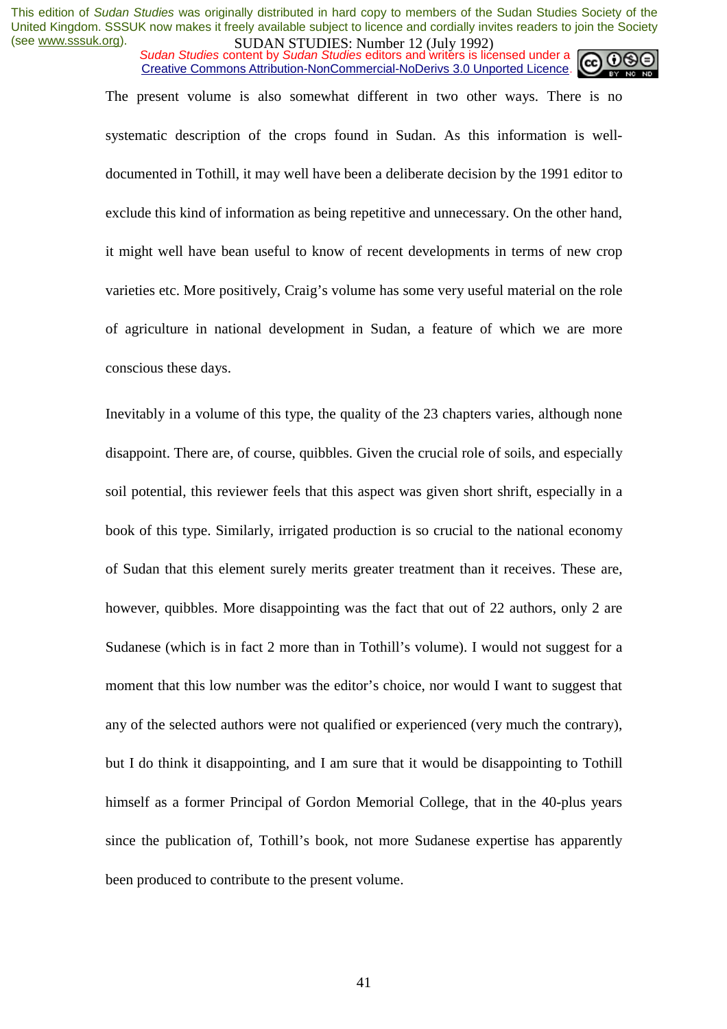The present volume is also somewhat different in two other ways. There is no systematic description of the crops found in Sudan. As this information is well-documented in Tothill, it may well have been a deliberate decision by the 1991 editor to exclude this kind of information as being repetitive and unnecessary. On the other hand, it might well have bean useful to know of recent developments in terms of new crop varieties etc. More positively, Craig's volume has some very useful material on the role of agriculture in national development in Sudan, a feature of which we are more conscious these days.

Inevitably in a volume of this type, the quality of the 23 chapters varies, although none disappoint. There are, of course, quibbles. Given the crucial role of soils, and especially soil potential, this reviewer feels that this aspect was given short shrift, especially in a book of this type. Similarly, irrigated production is so crucial to the national economy of Sudan that this element surely merits greater treatment than it receives. These are, however, quibbles. More disappointing was the fact that out of 22 authors, only 2 are Sudanese (which is in fact 2 more than in Tothill's volume). I would not suggest for a moment that this low number was the editor's choice, nor would I want to suggest that any of the selected authors were not qualified or experienced (very much the contrary), but I do think it disappointing, and I am sure that it would be disappointing to Tothill himself as a former Principal of Gordon Memorial College, that in the 40-plus years since the publication of, Tothill's book, not more Sudanese expertise has apparently been produced to contribute to the present volume.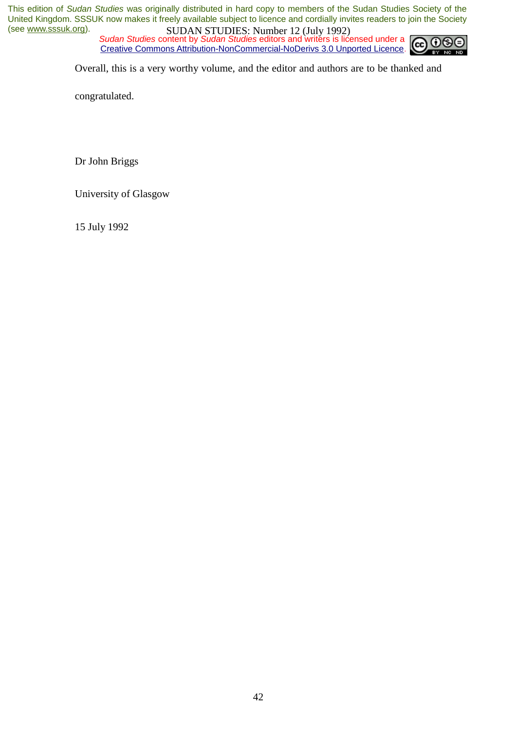Overall, this is a very worthy volume, and the editor and authors are to be thanked and congratulated.

Dr John Briggs

University of Glasgow

15 July 1992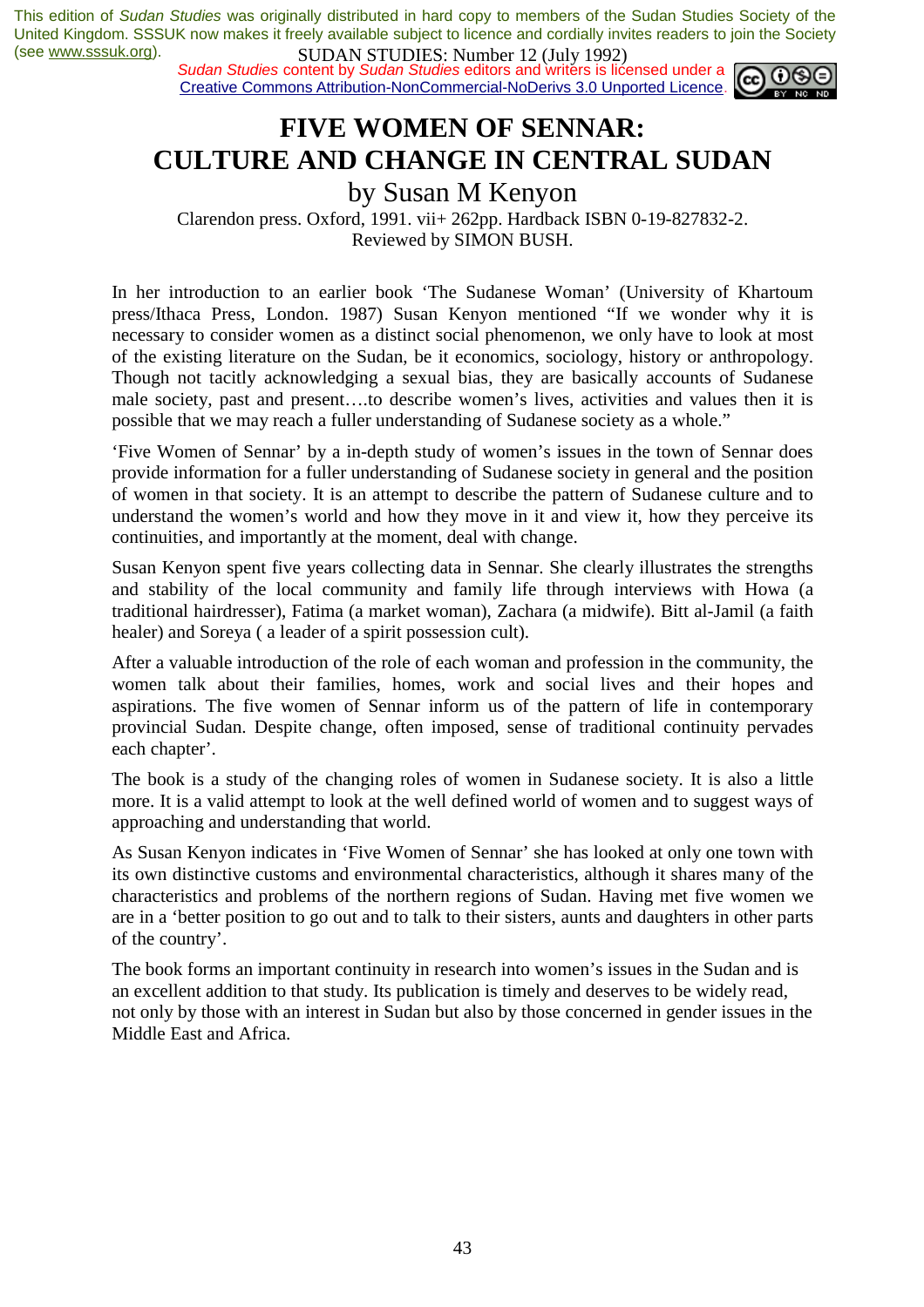# FIVE WOMEN OF SENNAR: CULTURE AND CHANGE IN CENTRAL SUDAN

by Susan M Kenyon

Clarendon press. Oxford, 1991. vii+ 262pp. Hardback ISBN 0-19-827832-2.
Reviewed by SIMON BUSH.

In her introduction to an earlier book 'The Sudanese Woman' (University of Khartoum press/Ithaca Press, London. 1987) Susan Kenyon mentioned "If we wonder why it is necessary to consider women as a distinct social phenomenon, we only have to look at most of the existing literature on the Sudan, be it economics, sociology, history or anthropology. Though not tacitly acknowledging a sexual bias, they are basically accounts of Sudanese male society, past and present….to describe women's lives, activities and values then it is possible that we may reach a fuller understanding of Sudanese society as a whole."

'Five Women of Sennar' by a in-depth study of women's issues in the town of Sennar does provide information for a fuller understanding of Sudanese society in general and the position of women in that society. It is an attempt to describe the pattern of Sudanese culture and to understand the women's world and how they move in it and view it, how they perceive its continuities, and importantly at the moment, deal with change.

Susan Kenyon spent five years collecting data in Sennar. She clearly illustrates the strengths and stability of the local community and family life through interviews with Howa (a traditional hairdresser), Fatima (a market woman), Zachara (a midwife). Bitt al-Jamil (a faith healer) and Soreya ( a leader of a spirit possession cult).

After a valuable introduction of the role of each woman and profession in the community, the women talk about their families, homes, work and social lives and their hopes and aspirations. The five women of Sennar inform us of the pattern of life in contemporary provincial Sudan. Despite change, often imposed, sense of traditional continuity pervades each chapter'.

The book is a study of the changing roles of women in Sudanese society. It is also a little more. It is a valid attempt to look at the well defined world of women and to suggest ways of approaching and understanding that world.

As Susan Kenyon indicates in 'Five Women of Sennar' she has looked at only one town with its own distinctive customs and environmental characteristics, although it shares many of the characteristics and problems of the northern regions of Sudan. Having met five women we are in a 'better position to go out and to talk to their sisters, aunts and daughters in other parts of the country'.

The book forms an important continuity in research into women's issues in the Sudan and is an excellent addition to that study. Its publication is timely and deserves to be widely read, not only by those with an interest in Sudan but also by those concerned in gender issues in the Middle East and Africa.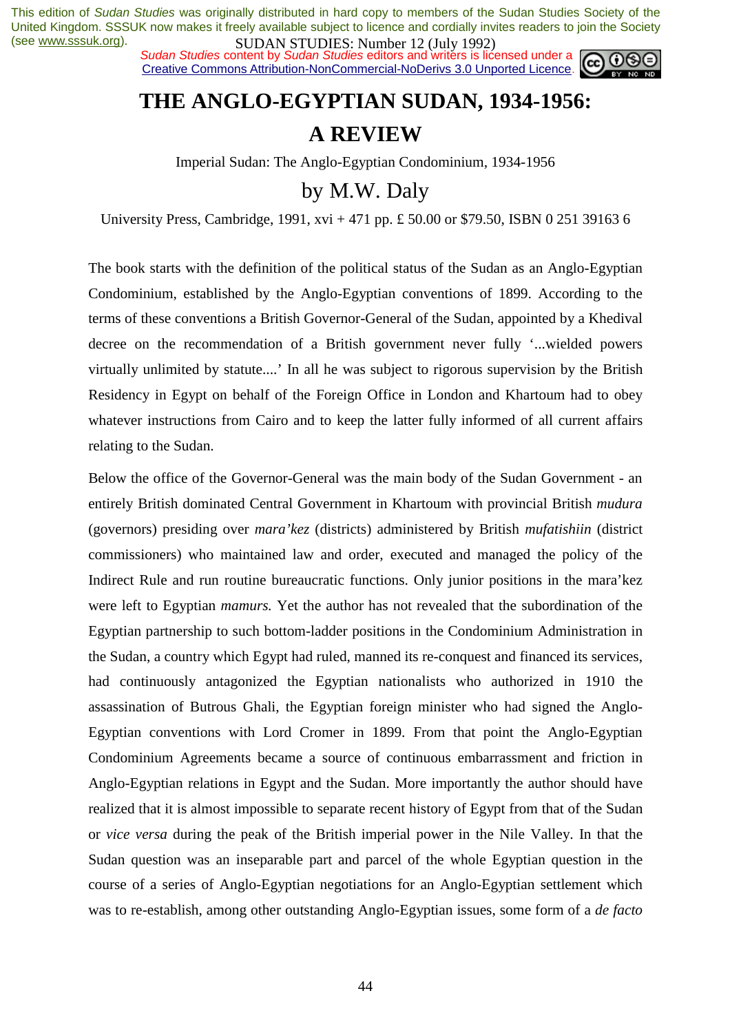# THE ANGLO-EGYPTIAN SUDAN, 1934-1956: A REVIEW

Imperial Sudan: The Anglo-Egyptian Condominium, 1934-1956

## by M.W. Daly

University Press, Cambridge, 1991, xvi + 471 pp. £ 50.00 or $79.50, ISBN 0 251 39163 6

The book starts with the definition of the political status of the Sudan as an Anglo-Egyptian Condominium, established by the Anglo-Egyptian conventions of 1899. According to the terms of these conventions a British Governor-General of the Sudan, appointed by a Khedival decree on the recommendation of a British government never fully '...wielded powers virtually unlimited by statute....' In all he was subject to rigorous supervision by the British Residency in Egypt on behalf of the Foreign Office in London and Khartoum had to obey whatever instructions from Cairo and to keep the latter fully informed of all current affairs relating to the Sudan.

Below the office of the Governor-General was the main body of the Sudan Government - an entirely British dominated Central Government in Khartoum with provincial British *mudura* (governors) presiding over *mara'kez* (districts) administered by British *mufatishiin* (district commissioners) who maintained law and order, executed and managed the policy of the Indirect Rule and run routine bureaucratic functions. Only junior positions in the mara'kez were left to Egyptian *mamurs.* Yet the author has not revealed that the subordination of the Egyptian partnership to such bottom-ladder positions in the Condominium Administration in the Sudan, a country which Egypt had ruled, manned its re-conquest and financed its services, had continuously antagonized the Egyptian nationalists who authorized in 1910 the assassination of Butrous Ghali, the Egyptian foreign minister who had signed the Anglo-Egyptian conventions with Lord Cromer in 1899. From that point the Anglo-Egyptian Condominium Agreements became a source of continuous embarrassment and friction in Anglo-Egyptian relations in Egypt and the Sudan. More importantly the author should have realized that it is almost impossible to separate recent history of Egypt from that of the Sudan or *vice versa* during the peak of the British imperial power in the Nile Valley. In that the Sudan question was an inseparable part and parcel of the whole Egyptian question in the course of a series of Anglo-Egyptian negotiations for an Anglo-Egyptian settlement which was to re-establish, among other outstanding Anglo-Egyptian issues, some form of a *de facto*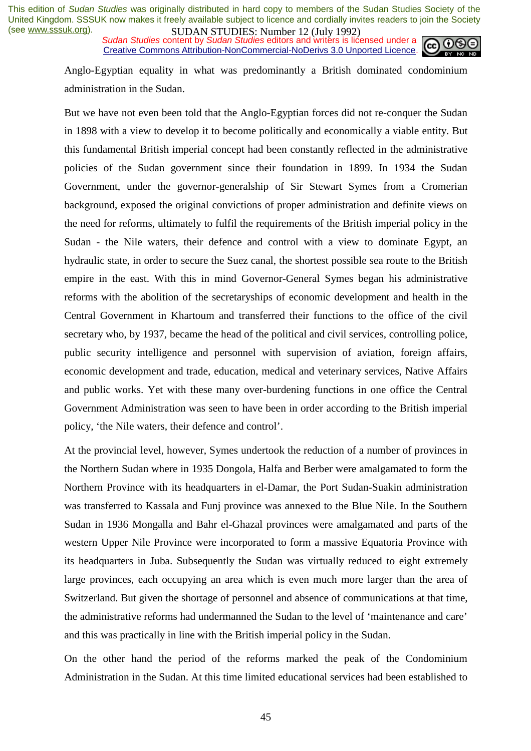Anglo-Egyptian equality in what was predominantly a British dominated condominium administration in the Sudan.

But we have not even been told that the Anglo-Egyptian forces did not re-conquer the Sudan in 1898 with a view to develop it to become politically and economically a viable entity. But this fundamental British imperial concept had been constantly reflected in the administrative policies of the Sudan government since their foundation in 1899. In 1934 the Sudan Government, under the governor-generalship of Sir Stewart Symes from a Cromerian background, exposed the original convictions of proper administration and definite views on the need for reforms, ultimately to fulfil the requirements of the British imperial policy in the Sudan - the Nile waters, their defence and control with a view to dominate Egypt, an hydraulic state, in order to secure the Suez canal, the shortest possible sea route to the British empire in the east. With this in mind Governor-General Symes began his administrative reforms with the abolition of the secretaryships of economic development and health in the Central Government in Khartoum and transferred their functions to the office of the civil secretary who, by 1937, became the head of the political and civil services, controlling police, public security intelligence and personnel with supervision of aviation, foreign affairs, economic development and trade, education, medical and veterinary services, Native Affairs and public works. Yet with these many over-burdening functions in one office the Central Government Administration was seen to have been in order according to the British imperial policy, 'the Nile waters, their defence and control'.

At the provincial level, however, Symes undertook the reduction of a number of provinces in the Northern Sudan where in 1935 Dongola, Halfa and Berber were amalgamated to form the Northern Province with its headquarters in el-Damar, the Port Sudan-Suakin administration was transferred to Kassala and Funj province was annexed to the Blue Nile. In the Southern Sudan in 1936 Mongalla and Bahr el-Ghazal provinces were amalgamated and parts of the western Upper Nile Province were incorporated to form a massive Equatoria Province with its headquarters in Juba. Subsequently the Sudan was virtually reduced to eight extremely large provinces, each occupying an area which is even much more larger than the area of Switzerland. But given the shortage of personnel and absence of communications at that time, the administrative reforms had undermanned the Sudan to the level of 'maintenance and care' and this was practically in line with the British imperial policy in the Sudan.

On the other hand the period of the reforms marked the peak of the Condominium Administration in the Sudan. At this time limited educational services had been established to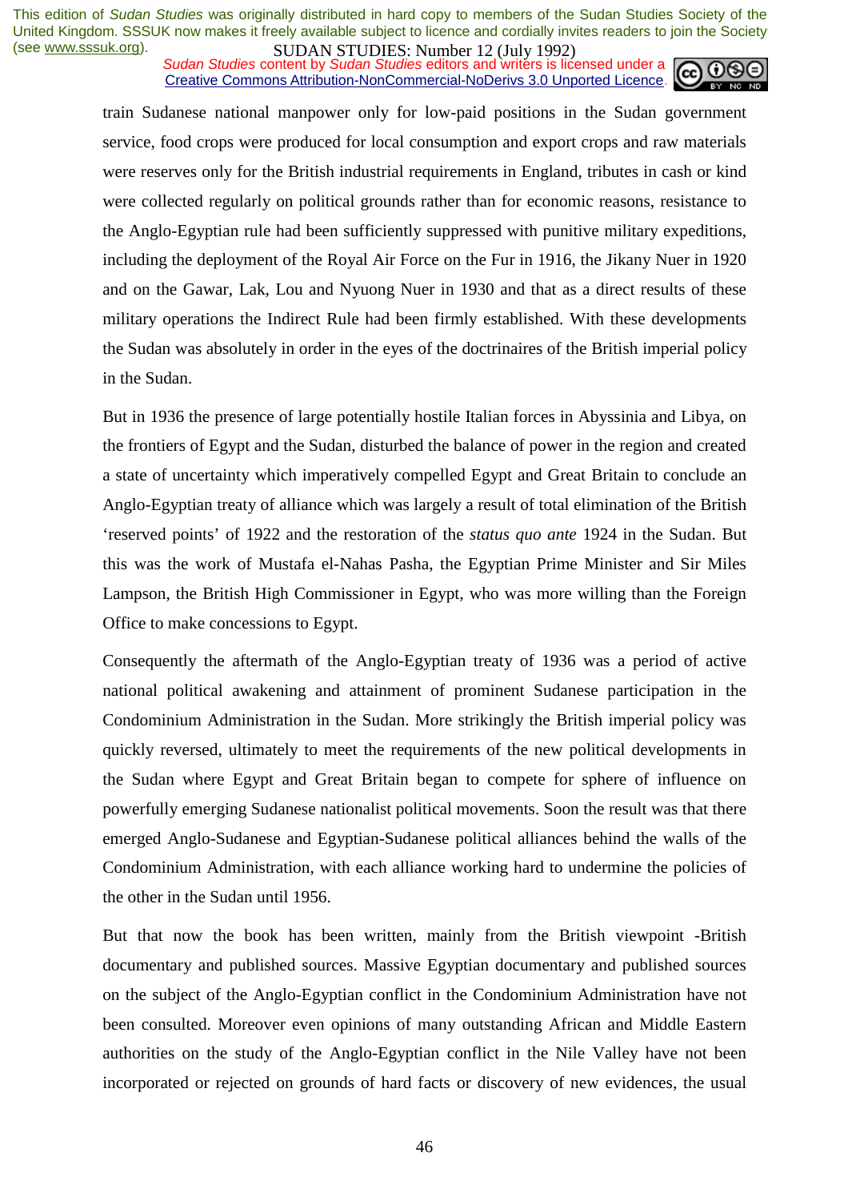train Sudanese national manpower only for low-paid positions in the Sudan government service, food crops were produced for local consumption and export crops and raw materials were reserves only for the British industrial requirements in England, tributes in cash or kind were collected regularly on political grounds rather than for economic reasons, resistance to the Anglo-Egyptian rule had been sufficiently suppressed with punitive military expeditions, including the deployment of the Royal Air Force on the Fur in 1916, the Jikany Nuer in 1920 and on the Gawar, Lak, Lou and Nyuong Nuer in 1930 and that as a direct results of these military operations the Indirect Rule had been firmly established. With these developments the Sudan was absolutely in order in the eyes of the doctrinaires of the British imperial policy in the Sudan.

But in 1936 the presence of large potentially hostile Italian forces in Abyssinia and Libya, on the frontiers of Egypt and the Sudan, disturbed the balance of power in the region and created a state of uncertainty which imperatively compelled Egypt and Great Britain to conclude an Anglo-Egyptian treaty of alliance which was largely a result of total elimination of the British 'reserved points' of 1922 and the restoration of the *status quo ante* 1924 in the Sudan. But this was the work of Mustafa el-Nahas Pasha, the Egyptian Prime Minister and Sir Miles Lampson, the British High Commissioner in Egypt, who was more willing than the Foreign Office to make concessions to Egypt.

Consequently the aftermath of the Anglo-Egyptian treaty of 1936 was a period of active national political awakening and attainment of prominent Sudanese participation in the Condominium Administration in the Sudan. More strikingly the British imperial policy was quickly reversed, ultimately to meet the requirements of the new political developments in the Sudan where Egypt and Great Britain began to compete for sphere of influence on powerfully emerging Sudanese nationalist political movements. Soon the result was that there emerged Anglo-Sudanese and Egyptian-Sudanese political alliances behind the walls of the Condominium Administration, with each alliance working hard to undermine the policies of the other in the Sudan until 1956.

But that now the book has been written, mainly from the British viewpoint -British documentary and published sources. Massive Egyptian documentary and published sources on the subject of the Anglo-Egyptian conflict in the Condominium Administration have not been consulted. Moreover even opinions of many outstanding African and Middle Eastern authorities on the study of the Anglo-Egyptian conflict in the Nile Valley have not been incorporated or rejected on grounds of hard facts or discovery of new evidences, the usual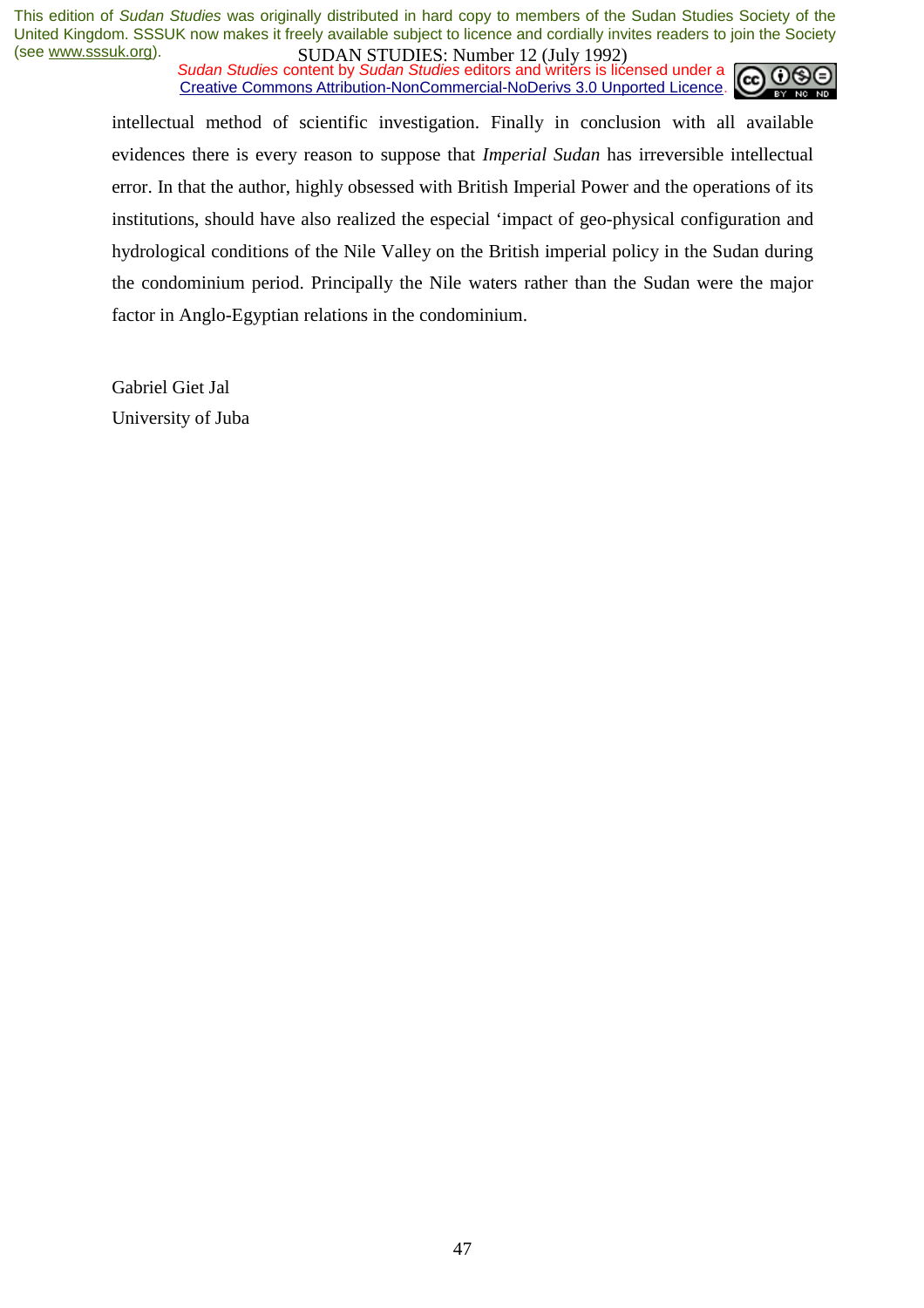intellectual method of scientific investigation. Finally in conclusion with all available evidences there is every reason to suppose that *Imperial Sudan* has irreversible intellectual error. In that the author, highly obsessed with British Imperial Power and the operations of its institutions, should have also realized the especial 'impact of geo-physical configuration and hydrological conditions of the Nile Valley on the British imperial policy in the Sudan during the condominium period. Principally the Nile waters rather than the Sudan were the major factor in Anglo-Egyptian relations in the condominium.

Gabriel Giet Jal
University of Juba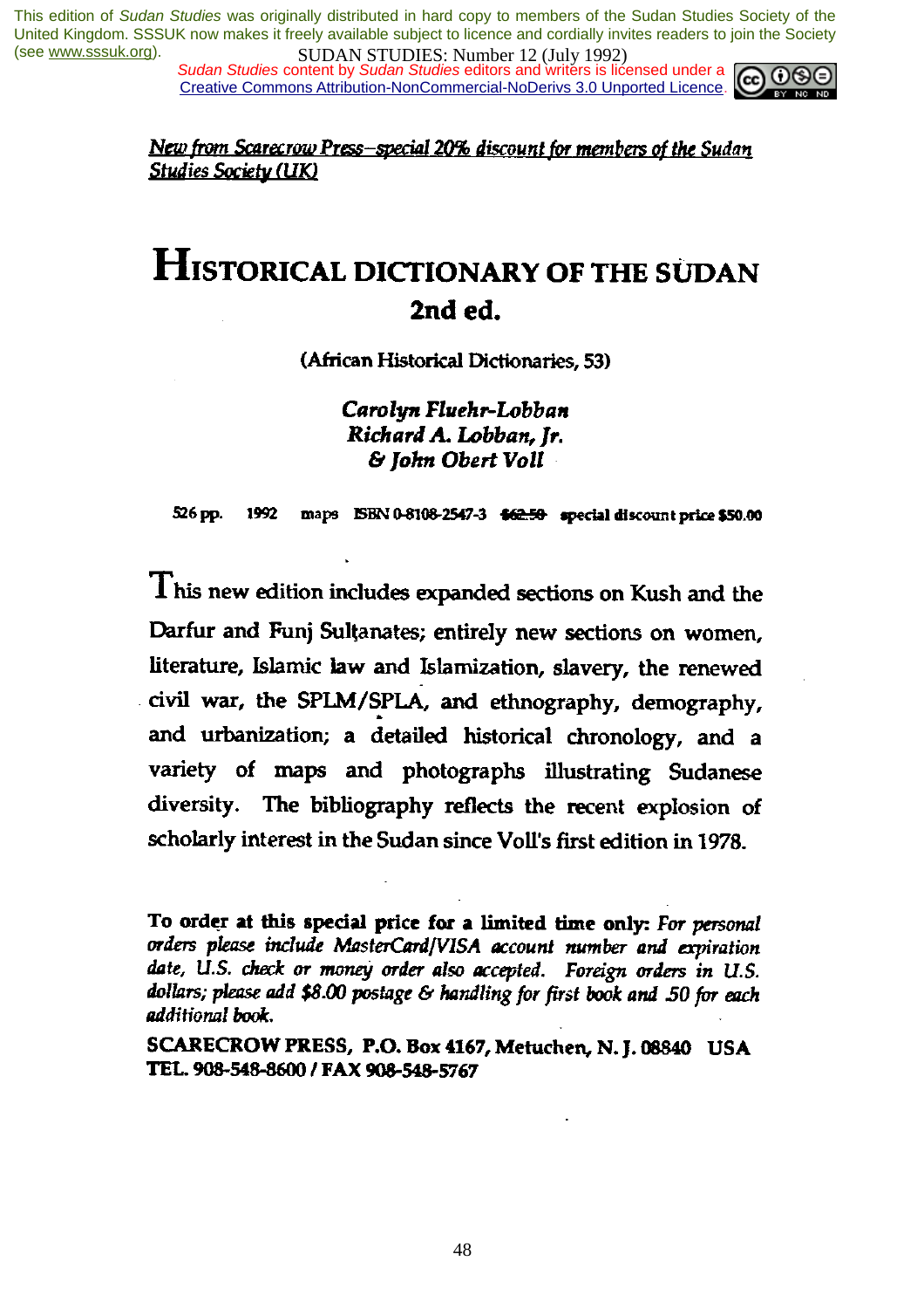This edition of *Sudan Studies* was originally distributed in hard copy to members of the Sudan Studies Society of the United Kingdom. SSSUK now makes it freely available subject to licence and cordially invites readers to join the Society (see www.sssuk.org).

*Sudan Studies* content by *Sudan Studies* editors and writers is licensed under a Creative Commons Attribution-NonCommercial-NoDerivs 3.0 Unported Licence.

*New from Scarecrow Press—special 20% discount for members of the Sudan Studies Society (UK)*

# HISTORICAL DICTIONARY OF THE SUDAN
## 2nd ed.

**(African Historical Dictionaries, 53)**

***Carolyn Fluehr-Lobban***
***Richard A. Lobban, Jr.***
***& John Obert Voll***

**526 pp. 1992 maps ISBN 0-8108-2547-3 ~~$62.50~~ special discount price $50.00**

This new edition includes expanded sections on Kush and the Darfur and Funj Sulṭanates; entirely new sections on women, literature, Islamic law and Islamization, slavery, the renewed civil war, the SPLM/SPLA, and ethnography, demography, and urbanization; a detailed historical chronology, and a variety of maps and photographs illustrating Sudanese diversity. The bibliography reflects the recent explosion of scholarly interest in the Sudan since Voll's first edition in 1978.

**To order at this special price for a limited time only:** *For personal orders please include MasterCard/VISA account number and expiration date, U.S. check or money order also accepted. Foreign orders in U.S. dollars; please add $8.00 postage & handling for first book and .50 for each additional book.*

**SCARECROW PRESS, P.O. Box 4167, Metuchen, N. J. 08840 USA**
**TEL. 908-548-8600 / FAX 908-548-5767**